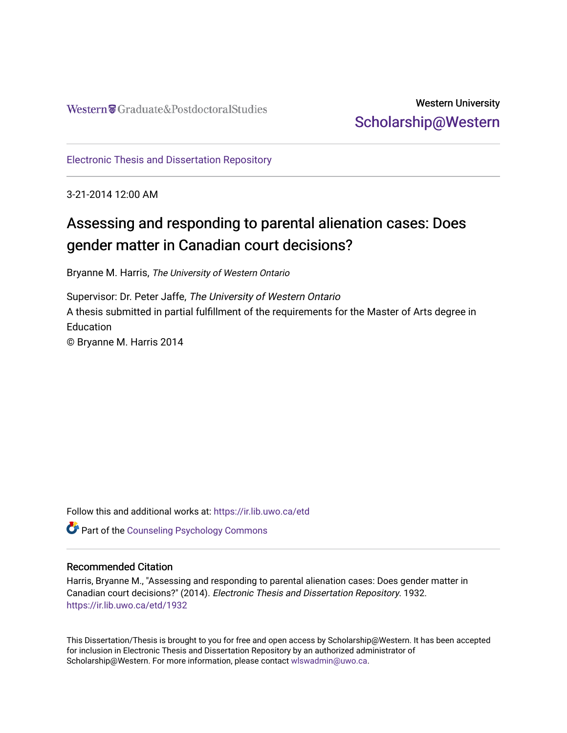Western Graduate&PostdoctoralStudies

Western University
Scholarship@Western

Electronic Thesis and Dissertation Repository

3-21-2014 12:00 AM

# Assessing and responding to parental alienation cases: Does gender matter in Canadian court decisions?

Bryanne M. Harris, *The University of Western Ontario*

Supervisor: Dr. Peter Jaffe, *The University of Western Ontario*
A thesis submitted in partial fulfillment of the requirements for the Master of Arts degree in Education
© Bryanne M. Harris 2014

Follow this and additional works at: https://ir.lib.uwo.ca/etd

Part of the Counseling Psychology Commons

## Recommended Citation

Harris, Bryanne M., "Assessing and responding to parental alienation cases: Does gender matter in Canadian court decisions?" (2014). *Electronic Thesis and Dissertation Repository*. 1932.
https://ir.lib.uwo.ca/etd/1932

This Dissertation/Thesis is brought to you for free and open access by Scholarship@Western. It has been accepted for inclusion in Electronic Thesis and Dissertation Repository by an authorized administrator of Scholarship@Western. For more information, please contact wlswadmin@uwo.ca.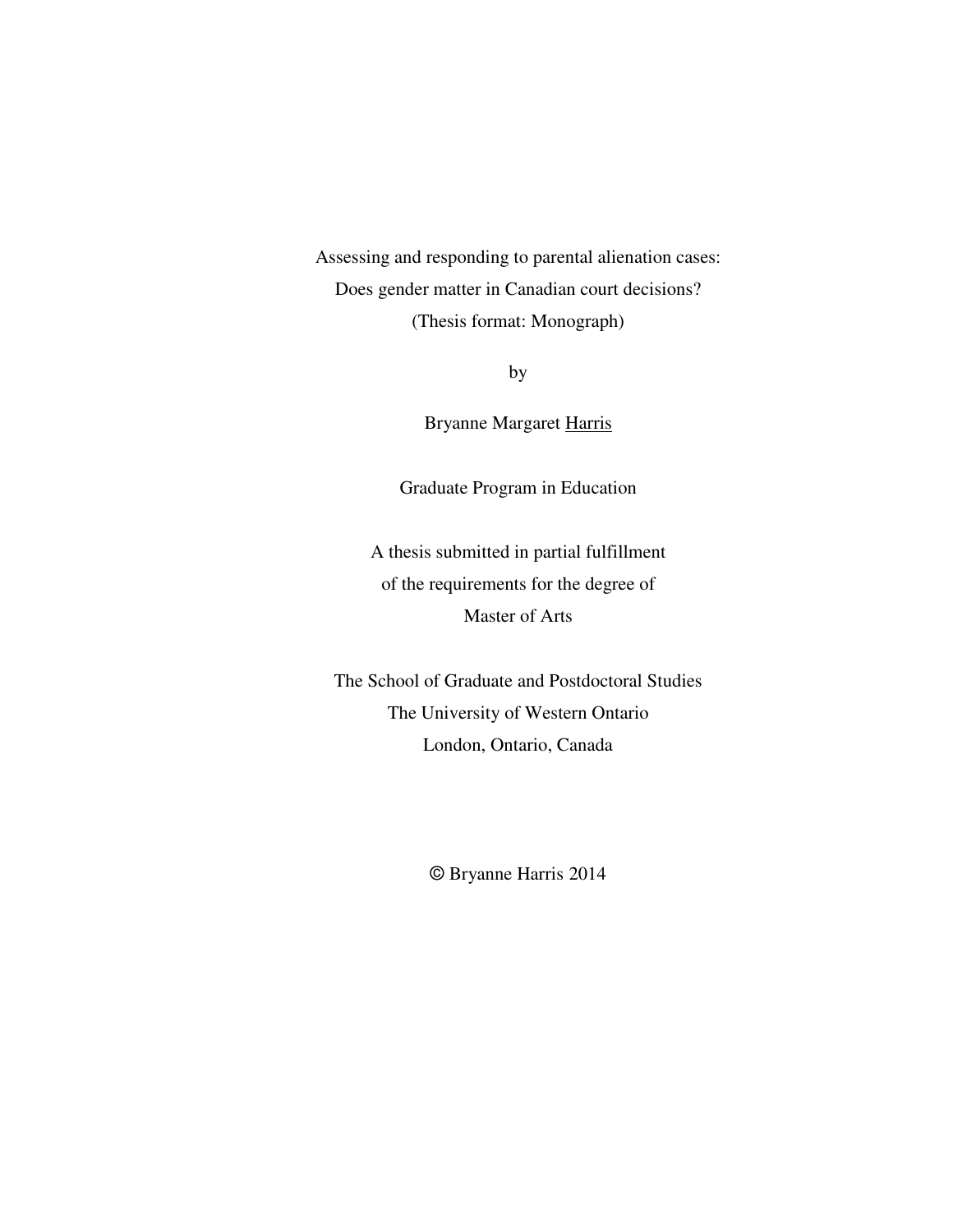Assessing and responding to parental alienation cases:
Does gender matter in Canadian court decisions?
(Thesis format: Monograph)

by

Bryanne Margaret Harris

Graduate Program in Education

A thesis submitted in partial fulfillment
of the requirements for the degree of
Master of Arts

The School of Graduate and Postdoctoral Studies
The University of Western Ontario
London, Ontario, Canada

© Bryanne Harris 2014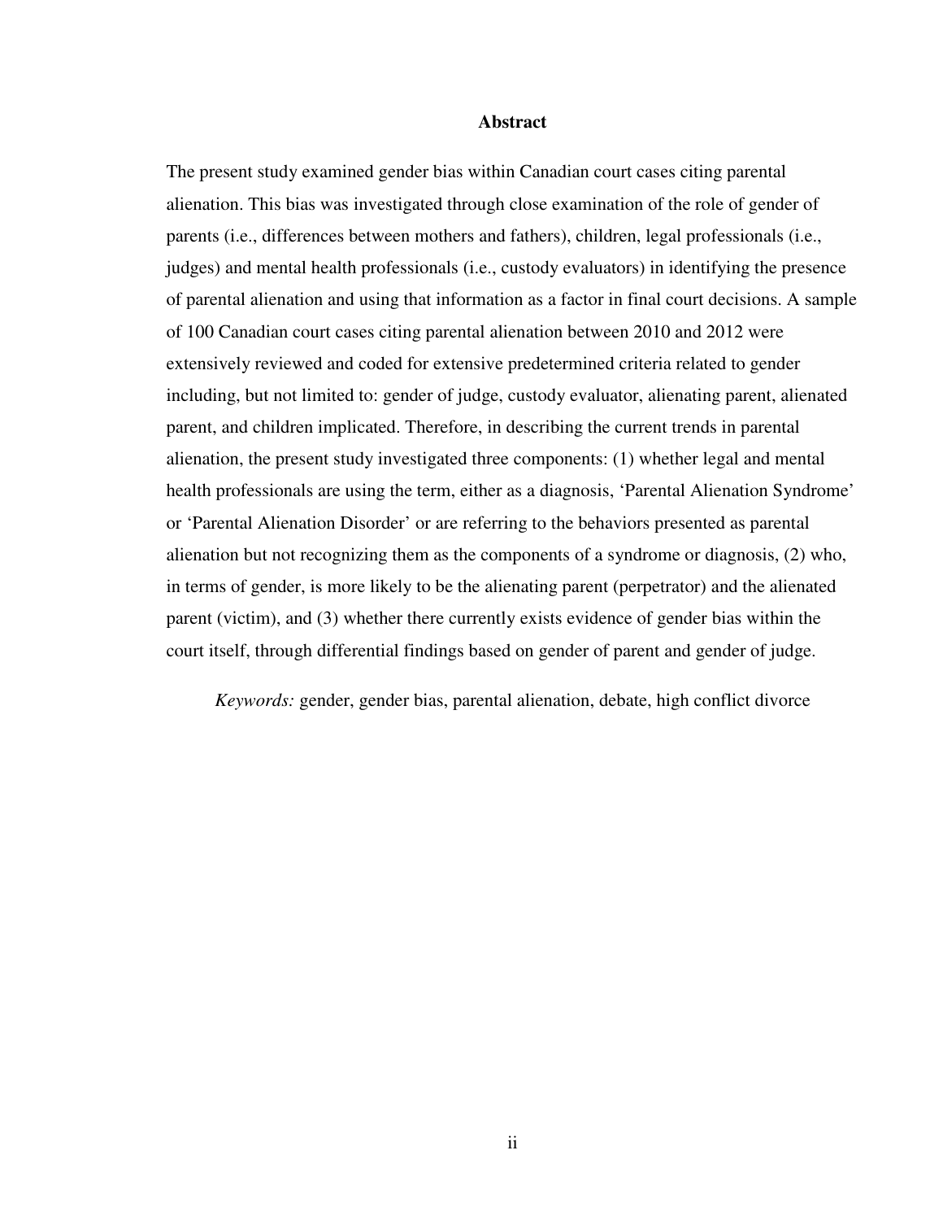# Abstract

The present study examined gender bias within Canadian court cases citing parental alienation. This bias was investigated through close examination of the role of gender of parents (i.e., differences between mothers and fathers), children, legal professionals (i.e., judges) and mental health professionals (i.e., custody evaluators) in identifying the presence of parental alienation and using that information as a factor in final court decisions. A sample of 100 Canadian court cases citing parental alienation between 2010 and 2012 were extensively reviewed and coded for extensive predetermined criteria related to gender including, but not limited to: gender of judge, custody evaluator, alienating parent, alienated parent, and children implicated. Therefore, in describing the current trends in parental alienation, the present study investigated three components: (1) whether legal and mental health professionals are using the term, either as a diagnosis, 'Parental Alienation Syndrome' or 'Parental Alienation Disorder' or are referring to the behaviors presented as parental alienation but not recognizing them as the components of a syndrome or diagnosis, (2) who, in terms of gender, is more likely to be the alienating parent (perpetrator) and the alienated parent (victim), and (3) whether there currently exists evidence of gender bias within the court itself, through differential findings based on gender of parent and gender of judge.

*Keywords:* gender, gender bias, parental alienation, debate, high conflict divorce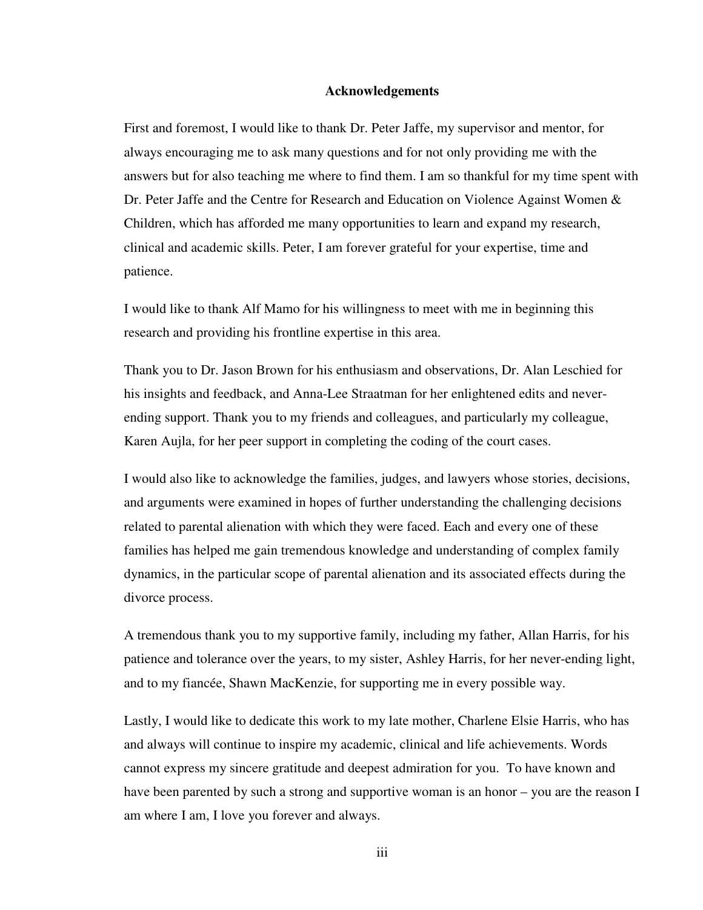# Acknowledgements

First and foremost, I would like to thank Dr. Peter Jaffe, my supervisor and mentor, for always encouraging me to ask many questions and for not only providing me with the answers but for also teaching me where to find them. I am so thankful for my time spent with Dr. Peter Jaffe and the Centre for Research and Education on Violence Against Women & Children, which has afforded me many opportunities to learn and expand my research, clinical and academic skills. Peter, I am forever grateful for your expertise, time and patience.

I would like to thank Alf Mamo for his willingness to meet with me in beginning this research and providing his frontline expertise in this area.

Thank you to Dr. Jason Brown for his enthusiasm and observations, Dr. Alan Leschied for his insights and feedback, and Anna-Lee Straatman for her enlightened edits and never-ending support. Thank you to my friends and colleagues, and particularly my colleague, Karen Aujla, for her peer support in completing the coding of the court cases.

I would also like to acknowledge the families, judges, and lawyers whose stories, decisions, and arguments were examined in hopes of further understanding the challenging decisions related to parental alienation with which they were faced. Each and every one of these families has helped me gain tremendous knowledge and understanding of complex family dynamics, in the particular scope of parental alienation and its associated effects during the divorce process.

A tremendous thank you to my supportive family, including my father, Allan Harris, for his patience and tolerance over the years, to my sister, Ashley Harris, for her never-ending light, and to my fiancée, Shawn MacKenzie, for supporting me in every possible way.

Lastly, I would like to dedicate this work to my late mother, Charlene Elsie Harris, who has and always will continue to inspire my academic, clinical and life achievements. Words cannot express my sincere gratitude and deepest admiration for you. To have known and have been parented by such a strong and supportive woman is an honor – you are the reason I am where I am, I love you forever and always.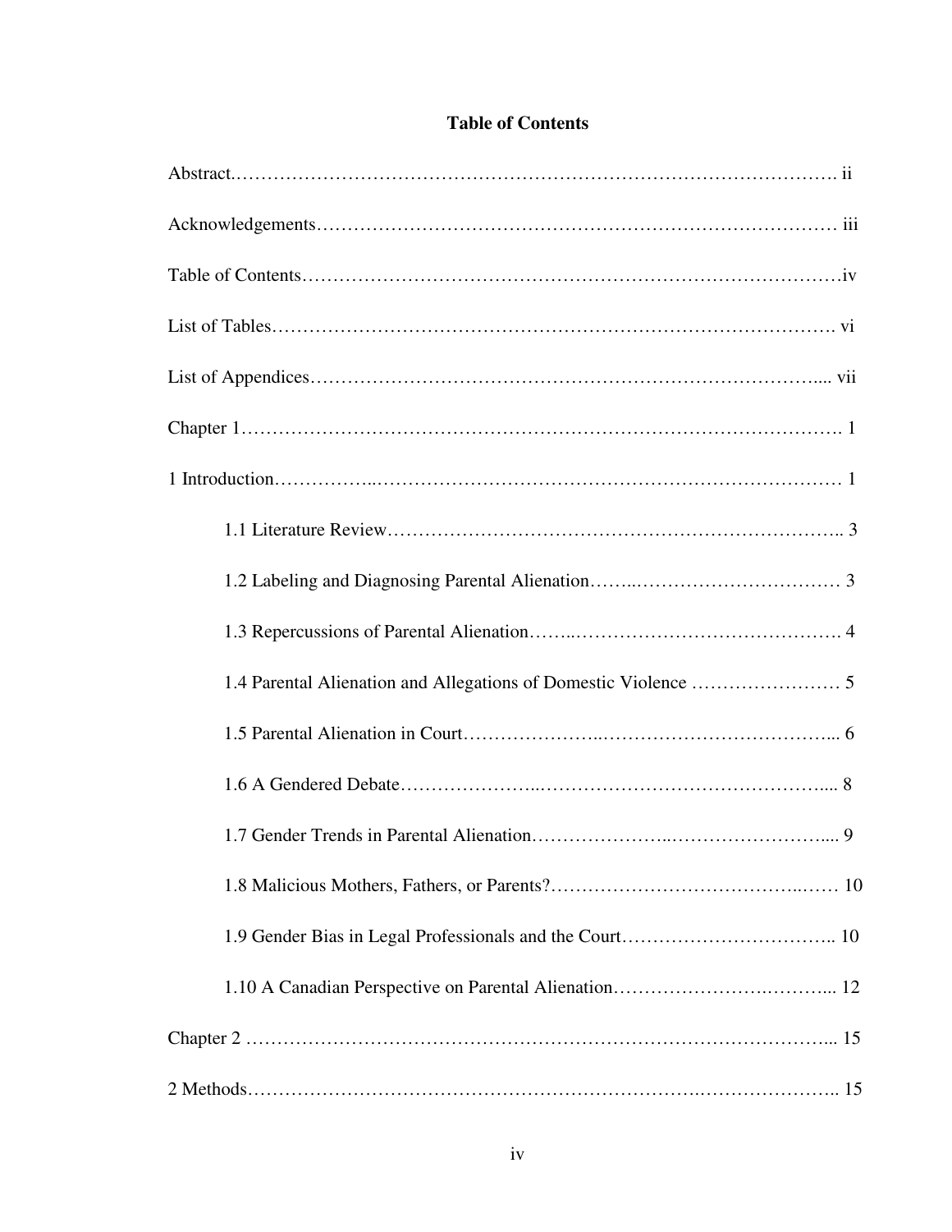# Table of Contents

Abstract........................................................................................ ii

Acknowledgements........................................................................ iii

Table of Contents...........................................................................iv

List of Tables................................................................................. vi

List of Appendices......................................................................... vii

Chapter 1....................................................................................... 1

1 Introduction.................................................................................. 1

- 1.1 Literature Review................................................................... 3
- 1.2 Labeling and Diagnosing Parental Alienation.......................... 3
- 1.3 Repercussions of Parental Alienation...................................... 4
- 1.4 Parental Alienation and Allegations of Domestic Violence ........ 5
- 1.5 Parental Alienation in Court.................................................. 6
- 1.6 A Gendered Debate................................................................ 8
- 1.7 Gender Trends in Parental Alienation..................................... 9
- 1.8 Malicious Mothers, Fathers, or Parents?.................................. 10
- 1.9 Gender Bias in Legal Professionals and the Court.................... 10
- 1.10 A Canadian Perspective on Parental Alienation....................... 12

Chapter 2 ...................................................................................... 15

2 Methods........................................................................................ 15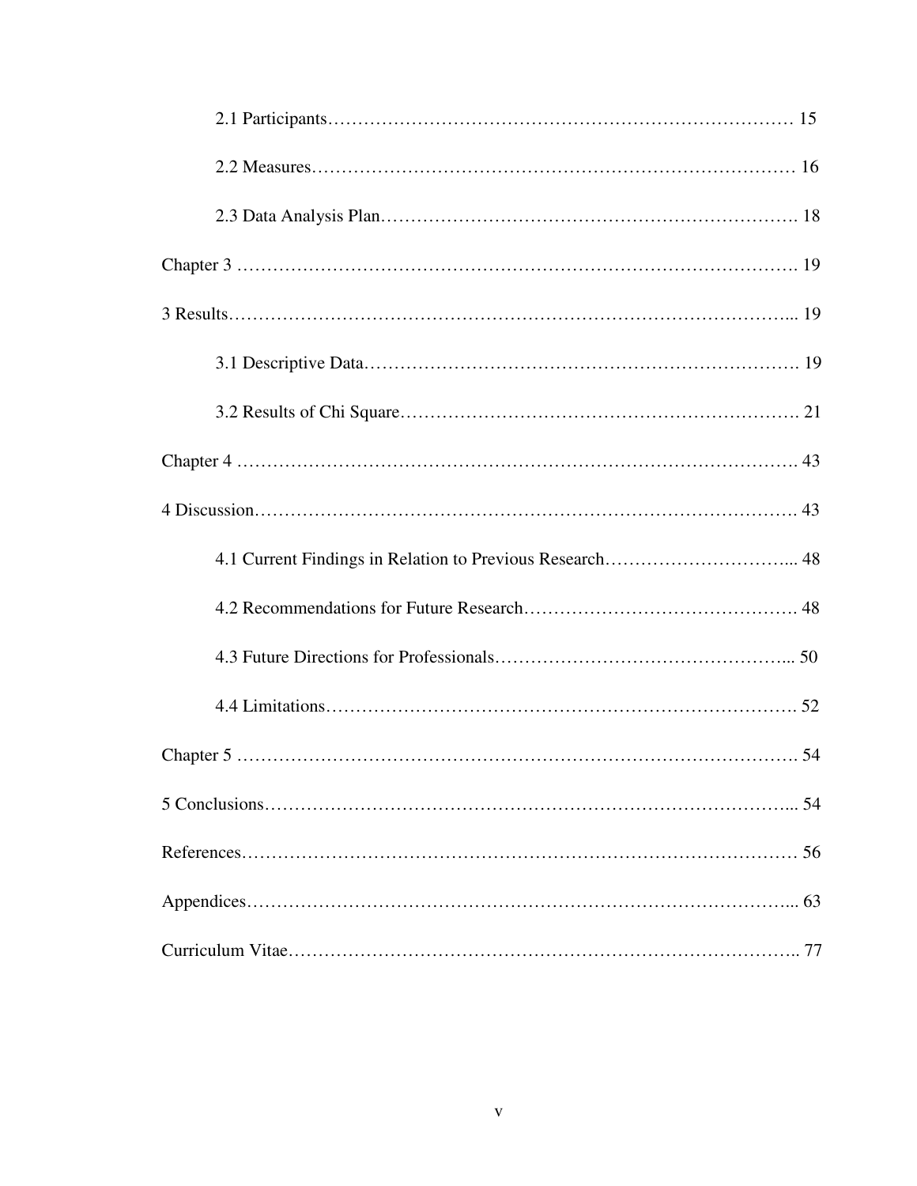2.1 Participants………………………………………………………………… 15

2.2 Measures…………………………………………………………………… 16

2.3 Data Analysis Plan…………………………………………………………. 18

Chapter 3 ……………………………………………………………………………. 19

3 Results……………………………………………………………………………... 19

3.1 Descriptive Data……………………………………………………………. 19

3.2 Results of Chi Square………………………………………………………. 21

Chapter 4 ……………………………………………………………………………. 43

4 Discussion…………………………………………………………………………. 43

4.1 Current Findings in Relation to Previous Research…………………………... 48

4.2 Recommendations for Future Research………………………………………. 48

4.3 Future Directions for Professionals…………………………………………... 50

4.4 Limitations…………………………………………………………………. 52

Chapter 5 ……………………………………………………………………………. 54

5 Conclusions………………………………………………………………………... 54

References…………………………………………………………………………… 56

Appendices…………………………………………………………………………... 63

Curriculum Vitae……………………………………………………………………….. 77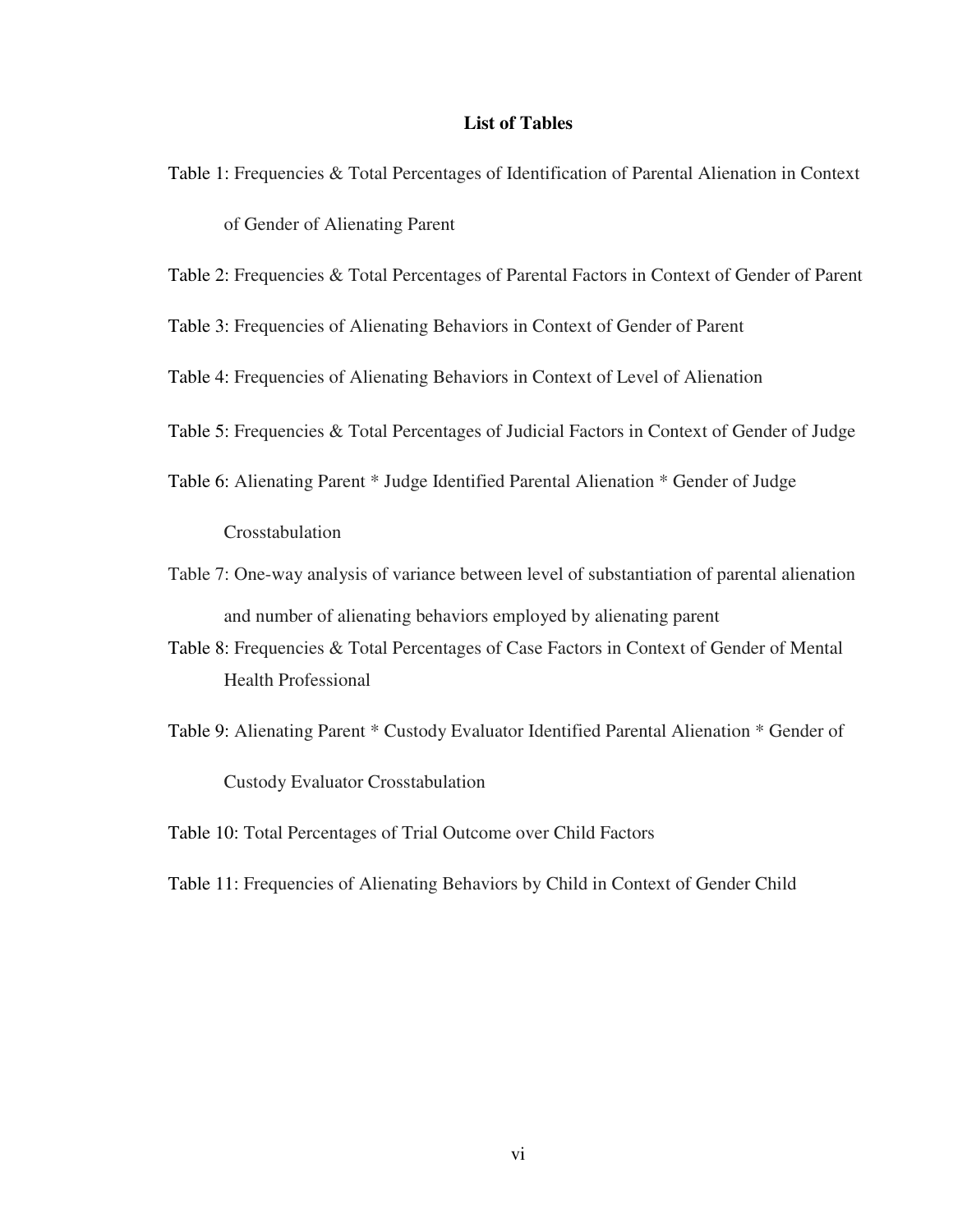# List of Tables

Table 1: Frequencies & Total Percentages of Identification of Parental Alienation in Context of Gender of Alienating Parent

Table 2: Frequencies & Total Percentages of Parental Factors in Context of Gender of Parent

Table 3: Frequencies of Alienating Behaviors in Context of Gender of Parent

Table 4: Frequencies of Alienating Behaviors in Context of Level of Alienation

Table 5: Frequencies & Total Percentages of Judicial Factors in Context of Gender of Judge

Table 6: Alienating Parent * Judge Identified Parental Alienation * Gender of Judge Crosstabulation

Table 7: One-way analysis of variance between level of substantiation of parental alienation and number of alienating behaviors employed by alienating parent

Table 8: Frequencies & Total Percentages of Case Factors in Context of Gender of Mental Health Professional

Table 9: Alienating Parent * Custody Evaluator Identified Parental Alienation * Gender of Custody Evaluator Crosstabulation

Table 10: Total Percentages of Trial Outcome over Child Factors

Table 11: Frequencies of Alienating Behaviors by Child in Context of Gender Child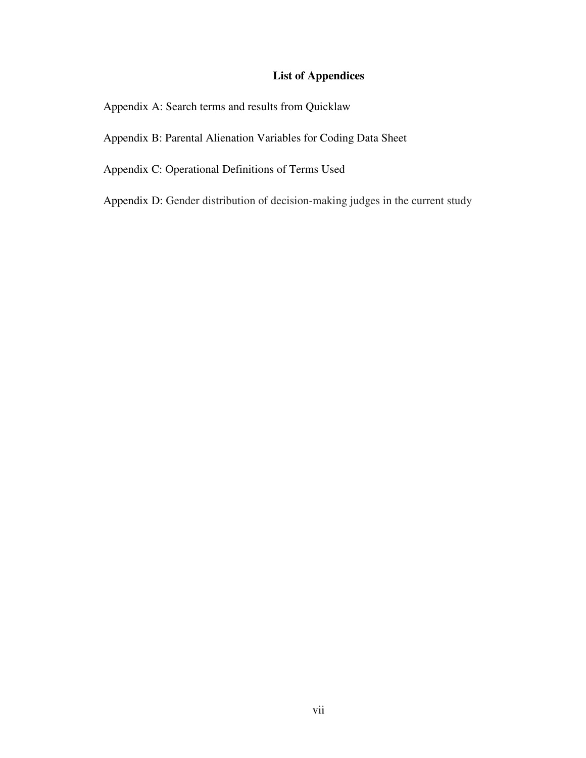## List of Appendices

Appendix A: Search terms and results from Quicklaw

Appendix B: Parental Alienation Variables for Coding Data Sheet

Appendix C: Operational Definitions of Terms Used

Appendix D: Gender distribution of decision-making judges in the current study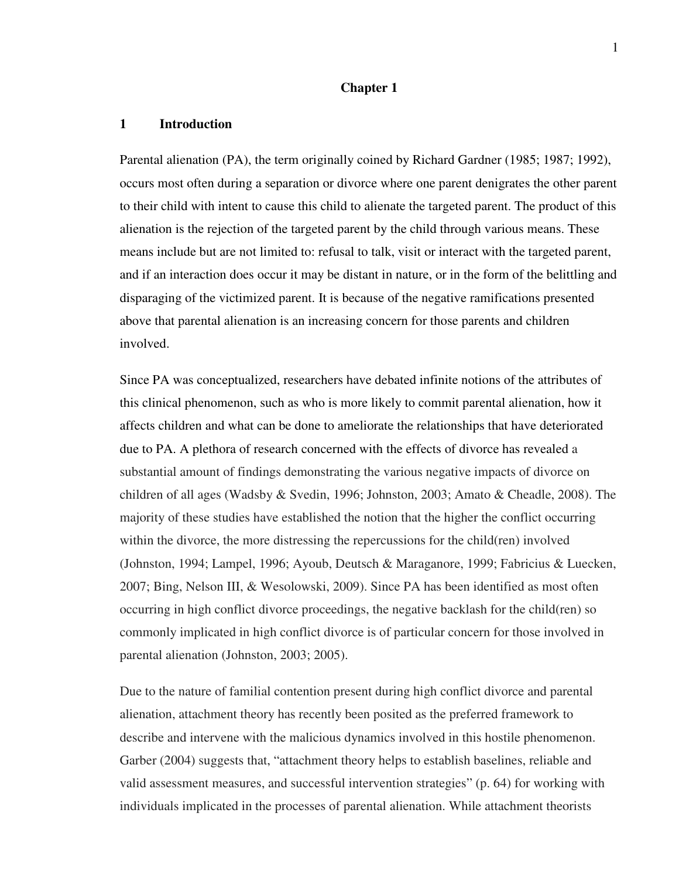# Chapter 1

## 1 Introduction

Parental alienation (PA), the term originally coined by Richard Gardner (1985; 1987; 1992), occurs most often during a separation or divorce where one parent denigrates the other parent to their child with intent to cause this child to alienate the targeted parent. The product of this alienation is the rejection of the targeted parent by the child through various means. These means include but are not limited to: refusal to talk, visit or interact with the targeted parent, and if an interaction does occur it may be distant in nature, or in the form of the belittling and disparaging of the victimized parent. It is because of the negative ramifications presented above that parental alienation is an increasing concern for those parents and children involved.

Since PA was conceptualized, researchers have debated infinite notions of the attributes of this clinical phenomenon, such as who is more likely to commit parental alienation, how it affects children and what can be done to ameliorate the relationships that have deteriorated due to PA. A plethora of research concerned with the effects of divorce has revealed a substantial amount of findings demonstrating the various negative impacts of divorce on children of all ages (Wadsby & Svedin, 1996; Johnston, 2003; Amato & Cheadle, 2008). The majority of these studies have established the notion that the higher the conflict occurring within the divorce, the more distressing the repercussions for the child(ren) involved (Johnston, 1994; Lampel, 1996; Ayoub, Deutsch & Maraganore, 1999; Fabricius & Luecken, 2007; Bing, Nelson III, & Wesolowski, 2009). Since PA has been identified as most often occurring in high conflict divorce proceedings, the negative backlash for the child(ren) so commonly implicated in high conflict divorce is of particular concern for those involved in parental alienation (Johnston, 2003; 2005).

Due to the nature of familial contention present during high conflict divorce and parental alienation, attachment theory has recently been posited as the preferred framework to describe and intervene with the malicious dynamics involved in this hostile phenomenon. Garber (2004) suggests that, "attachment theory helps to establish baselines, reliable and valid assessment measures, and successful intervention strategies" (p. 64) for working with individuals implicated in the processes of parental alienation. While attachment theorists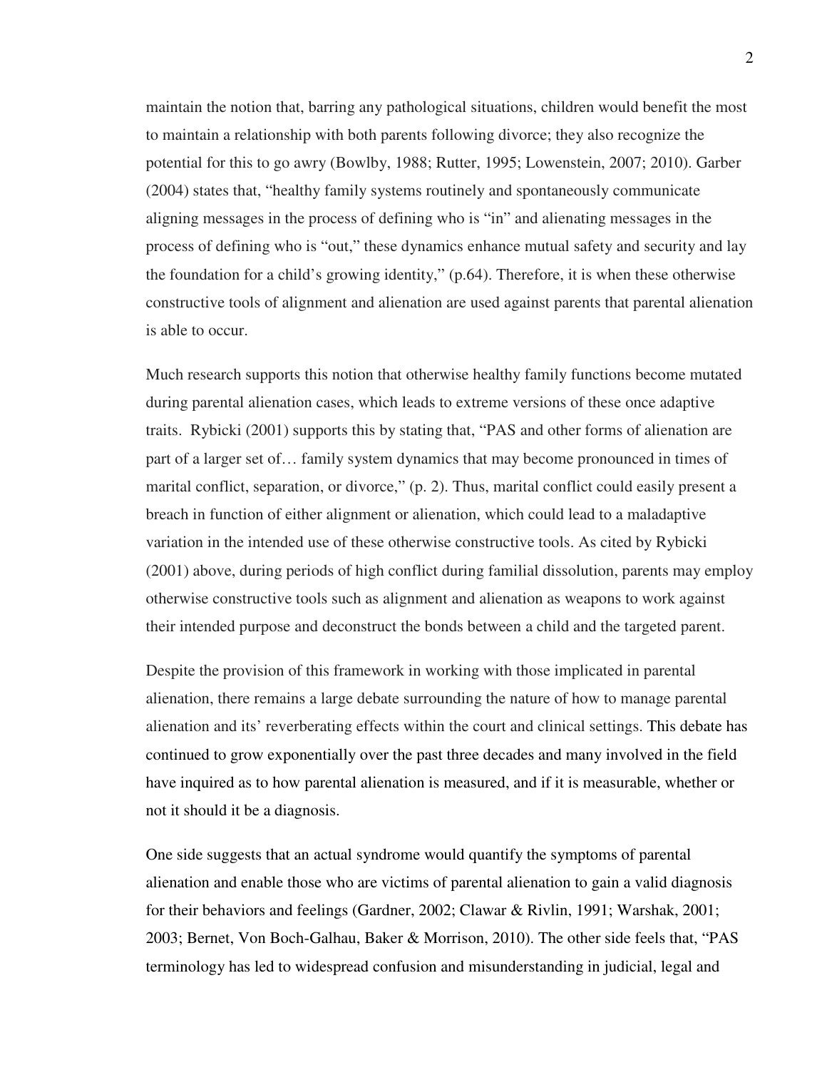maintain the notion that, barring any pathological situations, children would benefit the most to maintain a relationship with both parents following divorce; they also recognize the potential for this to go awry (Bowlby, 1988; Rutter, 1995; Lowenstein, 2007; 2010). Garber (2004) states that, "healthy family systems routinely and spontaneously communicate aligning messages in the process of defining who is "in" and alienating messages in the process of defining who is "out," these dynamics enhance mutual safety and security and lay the foundation for a child's growing identity," (p.64). Therefore, it is when these otherwise constructive tools of alignment and alienation are used against parents that parental alienation is able to occur.

Much research supports this notion that otherwise healthy family functions become mutated during parental alienation cases, which leads to extreme versions of these once adaptive traits. Rybicki (2001) supports this by stating that, "PAS and other forms of alienation are part of a larger set of… family system dynamics that may become pronounced in times of marital conflict, separation, or divorce," (p. 2). Thus, marital conflict could easily present a breach in function of either alignment or alienation, which could lead to a maladaptive variation in the intended use of these otherwise constructive tools. As cited by Rybicki (2001) above, during periods of high conflict during familial dissolution, parents may employ otherwise constructive tools such as alignment and alienation as weapons to work against their intended purpose and deconstruct the bonds between a child and the targeted parent.

Despite the provision of this framework in working with those implicated in parental alienation, there remains a large debate surrounding the nature of how to manage parental alienation and its' reverberating effects within the court and clinical settings. This debate has continued to grow exponentially over the past three decades and many involved in the field have inquired as to how parental alienation is measured, and if it is measurable, whether or not it should it be a diagnosis.

One side suggests that an actual syndrome would quantify the symptoms of parental alienation and enable those who are victims of parental alienation to gain a valid diagnosis for their behaviors and feelings (Gardner, 2002; Clawar & Rivlin, 1991; Warshak, 2001; 2003; Bernet, Von Boch-Galhau, Baker & Morrison, 2010). The other side feels that, "PAS terminology has led to widespread confusion and misunderstanding in judicial, legal and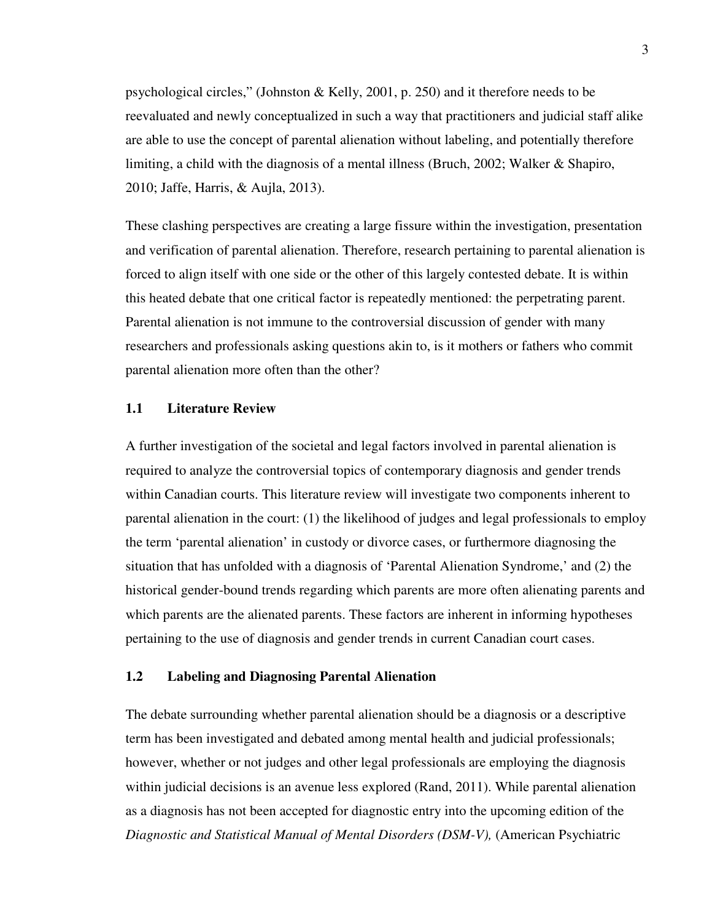psychological circles," (Johnston & Kelly, 2001, p. 250) and it therefore needs to be reevaluated and newly conceptualized in such a way that practitioners and judicial staff alike are able to use the concept of parental alienation without labeling, and potentially therefore limiting, a child with the diagnosis of a mental illness (Bruch, 2002; Walker & Shapiro, 2010; Jaffe, Harris, & Aujla, 2013).

These clashing perspectives are creating a large fissure within the investigation, presentation and verification of parental alienation. Therefore, research pertaining to parental alienation is forced to align itself with one side or the other of this largely contested debate. It is within this heated debate that one critical factor is repeatedly mentioned: the perpetrating parent. Parental alienation is not immune to the controversial discussion of gender with many researchers and professionals asking questions akin to, is it mothers or fathers who commit parental alienation more often than the other?

### 1.1 Literature Review

A further investigation of the societal and legal factors involved in parental alienation is required to analyze the controversial topics of contemporary diagnosis and gender trends within Canadian courts. This literature review will investigate two components inherent to parental alienation in the court: (1) the likelihood of judges and legal professionals to employ the term 'parental alienation' in custody or divorce cases, or furthermore diagnosing the situation that has unfolded with a diagnosis of 'Parental Alienation Syndrome,' and (2) the historical gender-bound trends regarding which parents are more often alienating parents and which parents are the alienated parents. These factors are inherent in informing hypotheses pertaining to the use of diagnosis and gender trends in current Canadian court cases.

### 1.2 Labeling and Diagnosing Parental Alienation

The debate surrounding whether parental alienation should be a diagnosis or a descriptive term has been investigated and debated among mental health and judicial professionals; however, whether or not judges and other legal professionals are employing the diagnosis within judicial decisions is an avenue less explored (Rand, 2011). While parental alienation as a diagnosis has not been accepted for diagnostic entry into the upcoming edition of the *Diagnostic and Statistical Manual of Mental Disorders (DSM-V),* (American Psychiatric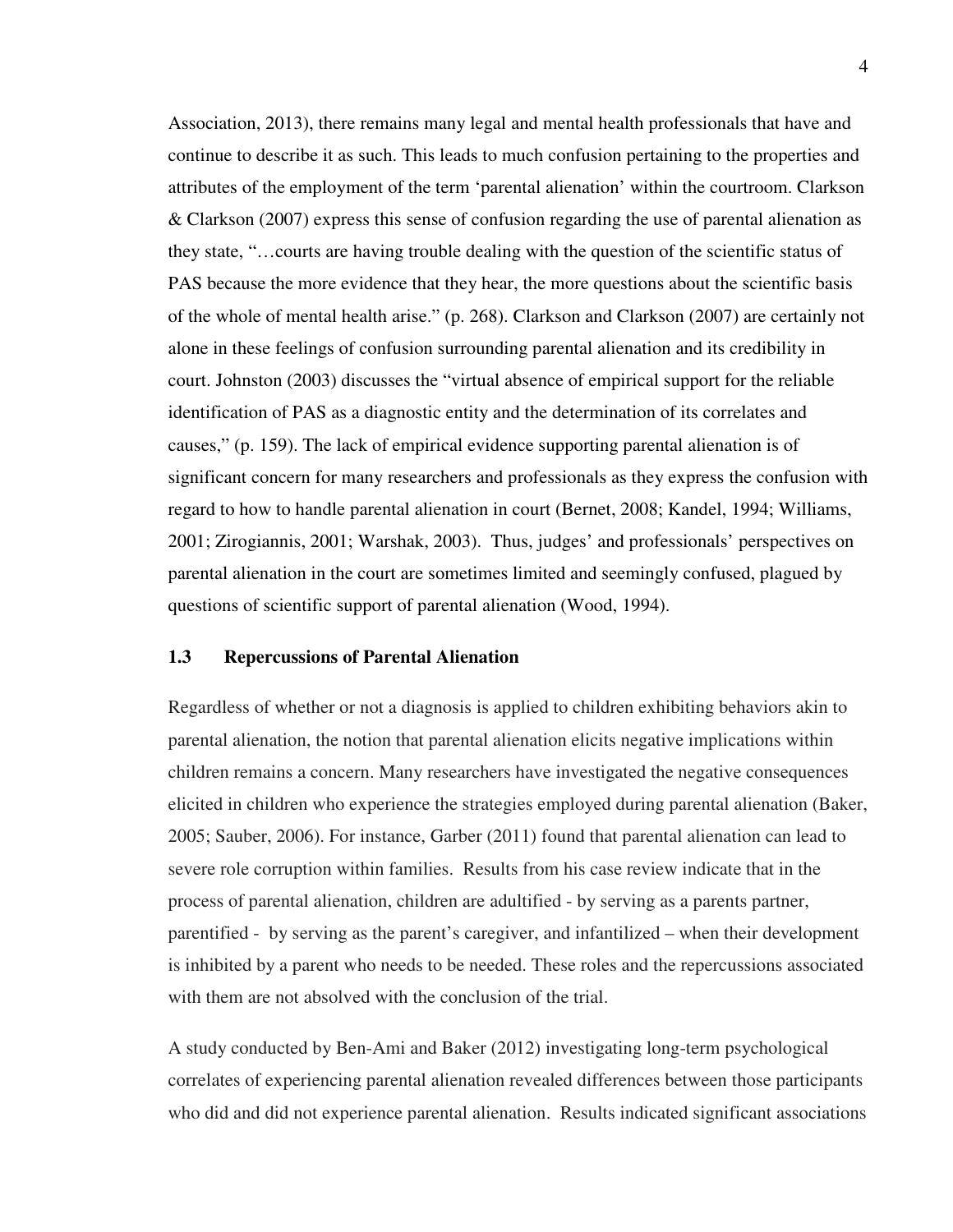Association, 2013), there remains many legal and mental health professionals that have and continue to describe it as such. This leads to much confusion pertaining to the properties and attributes of the employment of the term 'parental alienation' within the courtroom. Clarkson & Clarkson (2007) express this sense of confusion regarding the use of parental alienation as they state, "…courts are having trouble dealing with the question of the scientific status of PAS because the more evidence that they hear, the more questions about the scientific basis of the whole of mental health arise." (p. 268). Clarkson and Clarkson (2007) are certainly not alone in these feelings of confusion surrounding parental alienation and its credibility in court. Johnston (2003) discusses the "virtual absence of empirical support for the reliable identification of PAS as a diagnostic entity and the determination of its correlates and causes," (p. 159). The lack of empirical evidence supporting parental alienation is of significant concern for many researchers and professionals as they express the confusion with regard to how to handle parental alienation in court (Bernet, 2008; Kandel, 1994; Williams, 2001; Zirogiannis, 2001; Warshak, 2003). Thus, judges' and professionals' perspectives on parental alienation in the court are sometimes limited and seemingly confused, plagued by questions of scientific support of parental alienation (Wood, 1994).

### 1.3 Repercussions of Parental Alienation

Regardless of whether or not a diagnosis is applied to children exhibiting behaviors akin to parental alienation, the notion that parental alienation elicits negative implications within children remains a concern. Many researchers have investigated the negative consequences elicited in children who experience the strategies employed during parental alienation (Baker, 2005; Sauber, 2006). For instance, Garber (2011) found that parental alienation can lead to severe role corruption within families. Results from his case review indicate that in the process of parental alienation, children are adultified - by serving as a parents partner, parentified - by serving as the parent's caregiver, and infantilized – when their development is inhibited by a parent who needs to be needed. These roles and the repercussions associated with them are not absolved with the conclusion of the trial.

A study conducted by Ben-Ami and Baker (2012) investigating long-term psychological correlates of experiencing parental alienation revealed differences between those participants who did and did not experience parental alienation. Results indicated significant associations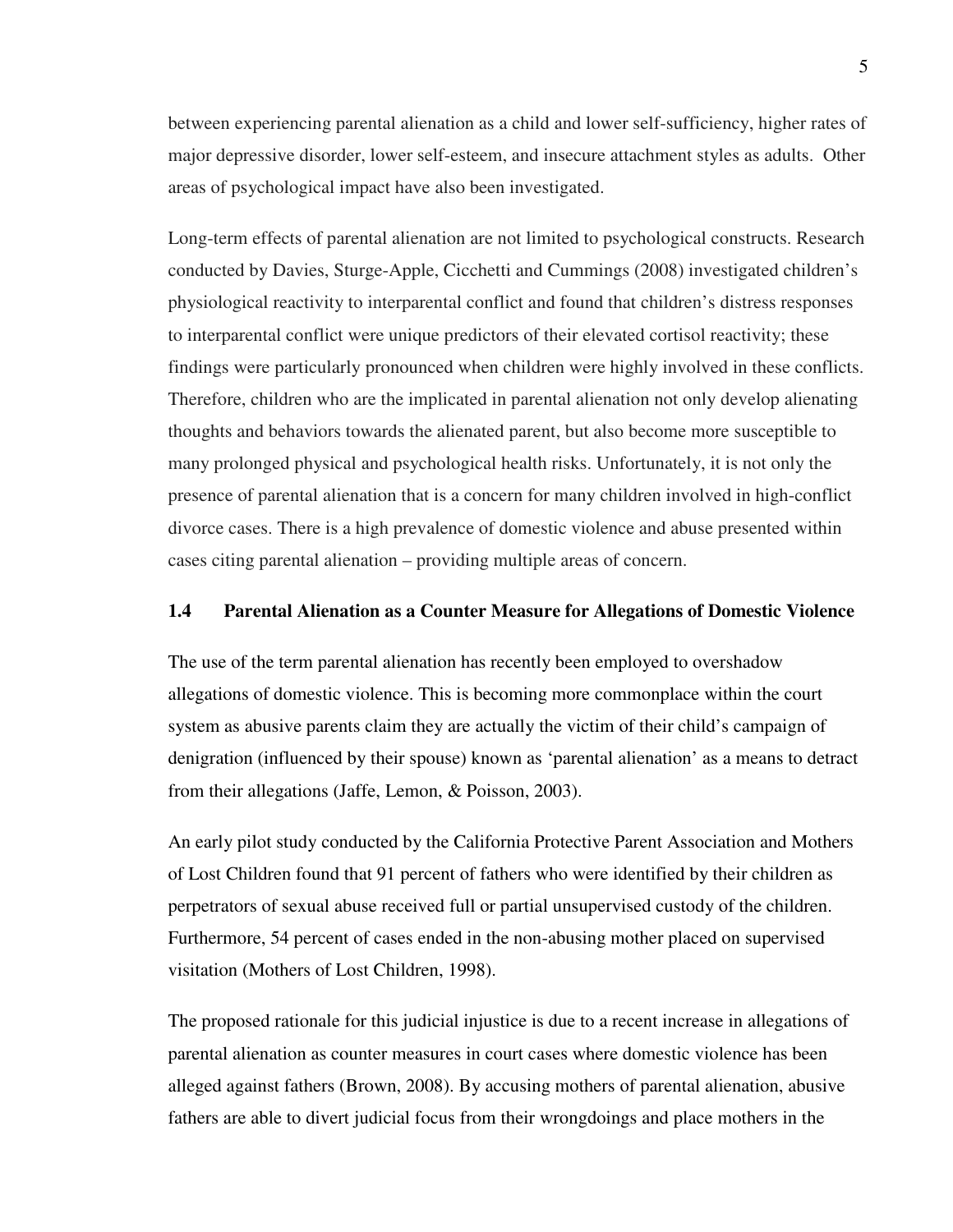between experiencing parental alienation as a child and lower self-sufficiency, higher rates of major depressive disorder, lower self-esteem, and insecure attachment styles as adults. Other areas of psychological impact have also been investigated.

Long-term effects of parental alienation are not limited to psychological constructs. Research conducted by Davies, Sturge-Apple, Cicchetti and Cummings (2008) investigated children's physiological reactivity to interparental conflict and found that children's distress responses to interparental conflict were unique predictors of their elevated cortisol reactivity; these findings were particularly pronounced when children were highly involved in these conflicts. Therefore, children who are the implicated in parental alienation not only develop alienating thoughts and behaviors towards the alienated parent, but also become more susceptible to many prolonged physical and psychological health risks. Unfortunately, it is not only the presence of parental alienation that is a concern for many children involved in high-conflict divorce cases. There is a high prevalence of domestic violence and abuse presented within cases citing parental alienation – providing multiple areas of concern.

### 1.4 Parental Alienation as a Counter Measure for Allegations of Domestic Violence

The use of the term parental alienation has recently been employed to overshadow allegations of domestic violence. This is becoming more commonplace within the court system as abusive parents claim they are actually the victim of their child's campaign of denigration (influenced by their spouse) known as 'parental alienation' as a means to detract from their allegations (Jaffe, Lemon, & Poisson, 2003).

An early pilot study conducted by the California Protective Parent Association and Mothers of Lost Children found that 91 percent of fathers who were identified by their children as perpetrators of sexual abuse received full or partial unsupervised custody of the children. Furthermore, 54 percent of cases ended in the non-abusing mother placed on supervised visitation (Mothers of Lost Children, 1998).

The proposed rationale for this judicial injustice is due to a recent increase in allegations of parental alienation as counter measures in court cases where domestic violence has been alleged against fathers (Brown, 2008). By accusing mothers of parental alienation, abusive fathers are able to divert judicial focus from their wrongdoings and place mothers in the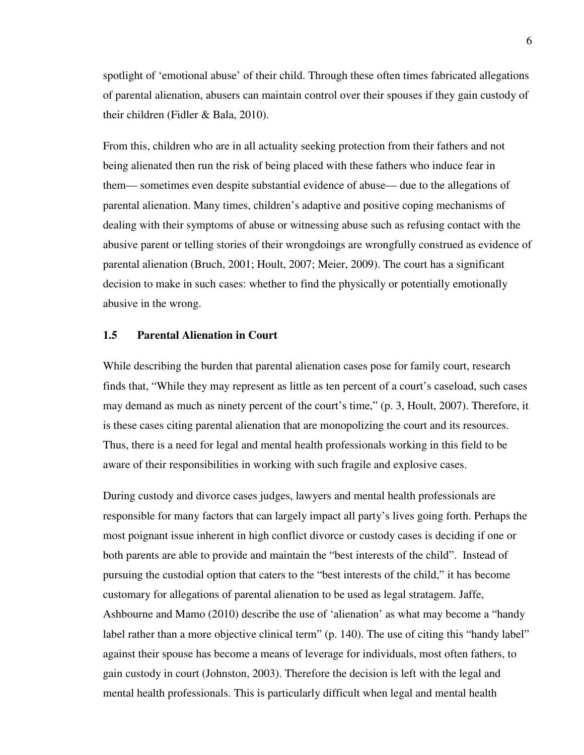spotlight of 'emotional abuse' of their child. Through these often times fabricated allegations of parental alienation, abusers can maintain control over their spouses if they gain custody of their children (Fidler & Bala, 2010).

From this, children who are in all actuality seeking protection from their fathers and not being alienated then run the risk of being placed with these fathers who induce fear in them— sometimes even despite substantial evidence of abuse— due to the allegations of parental alienation. Many times, children's adaptive and positive coping mechanisms of dealing with their symptoms of abuse or witnessing abuse such as refusing contact with the abusive parent or telling stories of their wrongdoings are wrongfully construed as evidence of parental alienation (Bruch, 2001; Hoult, 2007; Meier, 2009). The court has a significant decision to make in such cases: whether to find the physically or potentially emotionally abusive in the wrong.

### 1.5 Parental Alienation in Court

While describing the burden that parental alienation cases pose for family court, research finds that, "While they may represent as little as ten percent of a court's caseload, such cases may demand as much as ninety percent of the court's time," (p. 3, Hoult, 2007). Therefore, it is these cases citing parental alienation that are monopolizing the court and its resources. Thus, there is a need for legal and mental health professionals working in this field to be aware of their responsibilities in working with such fragile and explosive cases.

During custody and divorce cases judges, lawyers and mental health professionals are responsible for many factors that can largely impact all party's lives going forth. Perhaps the most poignant issue inherent in high conflict divorce or custody cases is deciding if one or both parents are able to provide and maintain the "best interests of the child". Instead of pursuing the custodial option that caters to the "best interests of the child," it has become customary for allegations of parental alienation to be used as legal stratagem. Jaffe, Ashbourne and Mamo (2010) describe the use of 'alienation' as what may become a "handy label rather than a more objective clinical term" (p. 140). The use of citing this "handy label" against their spouse has become a means of leverage for individuals, most often fathers, to gain custody in court (Johnston, 2003). Therefore the decision is left with the legal and mental health professionals. This is particularly difficult when legal and mental health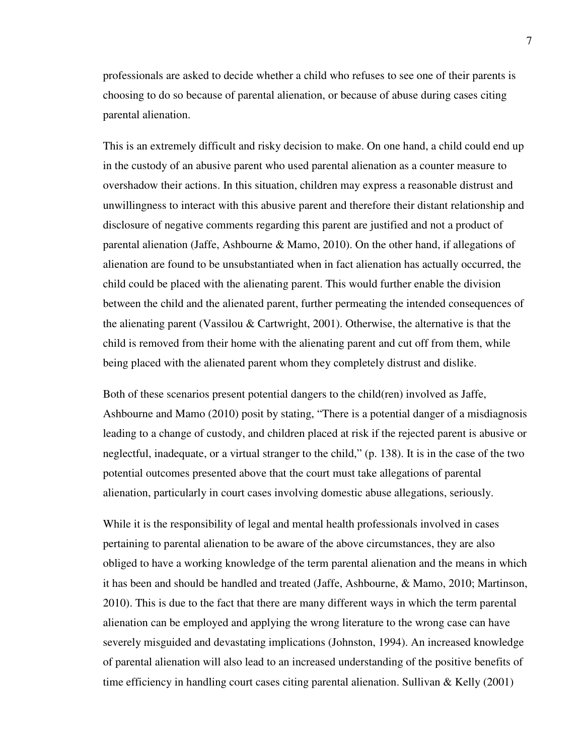professionals are asked to decide whether a child who refuses to see one of their parents is choosing to do so because of parental alienation, or because of abuse during cases citing parental alienation.

This is an extremely difficult and risky decision to make. On one hand, a child could end up in the custody of an abusive parent who used parental alienation as a counter measure to overshadow their actions. In this situation, children may express a reasonable distrust and unwillingness to interact with this abusive parent and therefore their distant relationship and disclosure of negative comments regarding this parent are justified and not a product of parental alienation (Jaffe, Ashbourne & Mamo, 2010). On the other hand, if allegations of alienation are found to be unsubstantiated when in fact alienation has actually occurred, the child could be placed with the alienating parent. This would further enable the division between the child and the alienated parent, further permeating the intended consequences of the alienating parent (Vassilou & Cartwright, 2001). Otherwise, the alternative is that the child is removed from their home with the alienating parent and cut off from them, while being placed with the alienated parent whom they completely distrust and dislike.

Both of these scenarios present potential dangers to the child(ren) involved as Jaffe, Ashbourne and Mamo (2010) posit by stating, "There is a potential danger of a misdiagnosis leading to a change of custody, and children placed at risk if the rejected parent is abusive or neglectful, inadequate, or a virtual stranger to the child," (p. 138). It is in the case of the two potential outcomes presented above that the court must take allegations of parental alienation, particularly in court cases involving domestic abuse allegations, seriously.

While it is the responsibility of legal and mental health professionals involved in cases pertaining to parental alienation to be aware of the above circumstances, they are also obliged to have a working knowledge of the term parental alienation and the means in which it has been and should be handled and treated (Jaffe, Ashbourne, & Mamo, 2010; Martinson, 2010). This is due to the fact that there are many different ways in which the term parental alienation can be employed and applying the wrong literature to the wrong case can have severely misguided and devastating implications (Johnston, 1994). An increased knowledge of parental alienation will also lead to an increased understanding of the positive benefits of time efficiency in handling court cases citing parental alienation. Sullivan & Kelly (2001)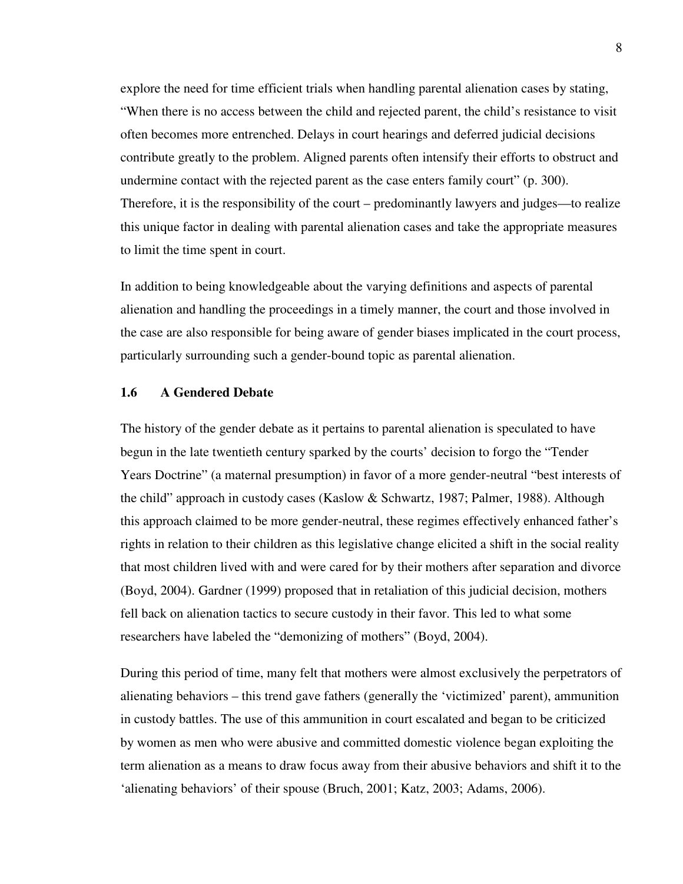explore the need for time efficient trials when handling parental alienation cases by stating, "When there is no access between the child and rejected parent, the child's resistance to visit often becomes more entrenched. Delays in court hearings and deferred judicial decisions contribute greatly to the problem. Aligned parents often intensify their efforts to obstruct and undermine contact with the rejected parent as the case enters family court" (p. 300). Therefore, it is the responsibility of the court – predominantly lawyers and judges—to realize this unique factor in dealing with parental alienation cases and take the appropriate measures to limit the time spent in court.

In addition to being knowledgeable about the varying definitions and aspects of parental alienation and handling the proceedings in a timely manner, the court and those involved in the case are also responsible for being aware of gender biases implicated in the court process, particularly surrounding such a gender-bound topic as parental alienation.

### 1.6 A Gendered Debate

The history of the gender debate as it pertains to parental alienation is speculated to have begun in the late twentieth century sparked by the courts' decision to forgo the "Tender Years Doctrine" (a maternal presumption) in favor of a more gender-neutral "best interests of the child" approach in custody cases (Kaslow & Schwartz, 1987; Palmer, 1988). Although this approach claimed to be more gender-neutral, these regimes effectively enhanced father's rights in relation to their children as this legislative change elicited a shift in the social reality that most children lived with and were cared for by their mothers after separation and divorce (Boyd, 2004). Gardner (1999) proposed that in retaliation of this judicial decision, mothers fell back on alienation tactics to secure custody in their favor. This led to what some researchers have labeled the "demonizing of mothers" (Boyd, 2004).

During this period of time, many felt that mothers were almost exclusively the perpetrators of alienating behaviors – this trend gave fathers (generally the 'victimized' parent), ammunition in custody battles. The use of this ammunition in court escalated and began to be criticized by women as men who were abusive and committed domestic violence began exploiting the term alienation as a means to draw focus away from their abusive behaviors and shift it to the 'alienating behaviors' of their spouse (Bruch, 2001; Katz, 2003; Adams, 2006).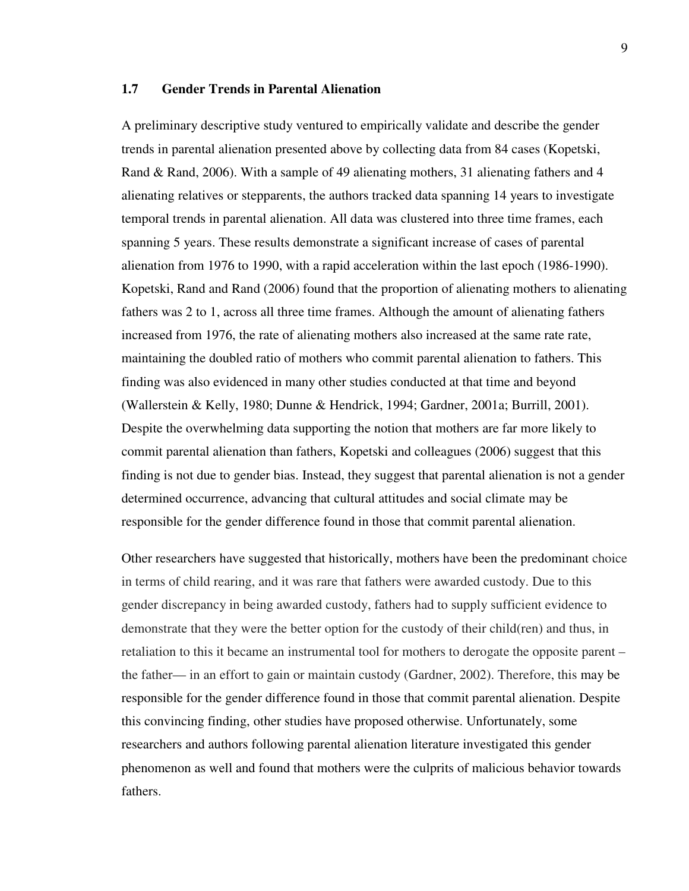## 1.7 Gender Trends in Parental Alienation

A preliminary descriptive study ventured to empirically validate and describe the gender trends in parental alienation presented above by collecting data from 84 cases (Kopetski, Rand & Rand, 2006). With a sample of 49 alienating mothers, 31 alienating fathers and 4 alienating relatives or stepparents, the authors tracked data spanning 14 years to investigate temporal trends in parental alienation. All data was clustered into three time frames, each spanning 5 years. These results demonstrate a significant increase of cases of parental alienation from 1976 to 1990, with a rapid acceleration within the last epoch (1986-1990). Kopetski, Rand and Rand (2006) found that the proportion of alienating mothers to alienating fathers was 2 to 1, across all three time frames. Although the amount of alienating fathers increased from 1976, the rate of alienating mothers also increased at the same rate rate, maintaining the doubled ratio of mothers who commit parental alienation to fathers. This finding was also evidenced in many other studies conducted at that time and beyond (Wallerstein & Kelly, 1980; Dunne & Hendrick, 1994; Gardner, 2001a; Burrill, 2001). Despite the overwhelming data supporting the notion that mothers are far more likely to commit parental alienation than fathers, Kopetski and colleagues (2006) suggest that this finding is not due to gender bias. Instead, they suggest that parental alienation is not a gender determined occurrence, advancing that cultural attitudes and social climate may be responsible for the gender difference found in those that commit parental alienation.

Other researchers have suggested that historically, mothers have been the predominant choice in terms of child rearing, and it was rare that fathers were awarded custody. Due to this gender discrepancy in being awarded custody, fathers had to supply sufficient evidence to demonstrate that they were the better option for the custody of their child(ren) and thus, in retaliation to this it became an instrumental tool for mothers to derogate the opposite parent – the father— in an effort to gain or maintain custody (Gardner, 2002). Therefore, this may be responsible for the gender difference found in those that commit parental alienation. Despite this convincing finding, other studies have proposed otherwise. Unfortunately, some researchers and authors following parental alienation literature investigated this gender phenomenon as well and found that mothers were the culprits of malicious behavior towards fathers.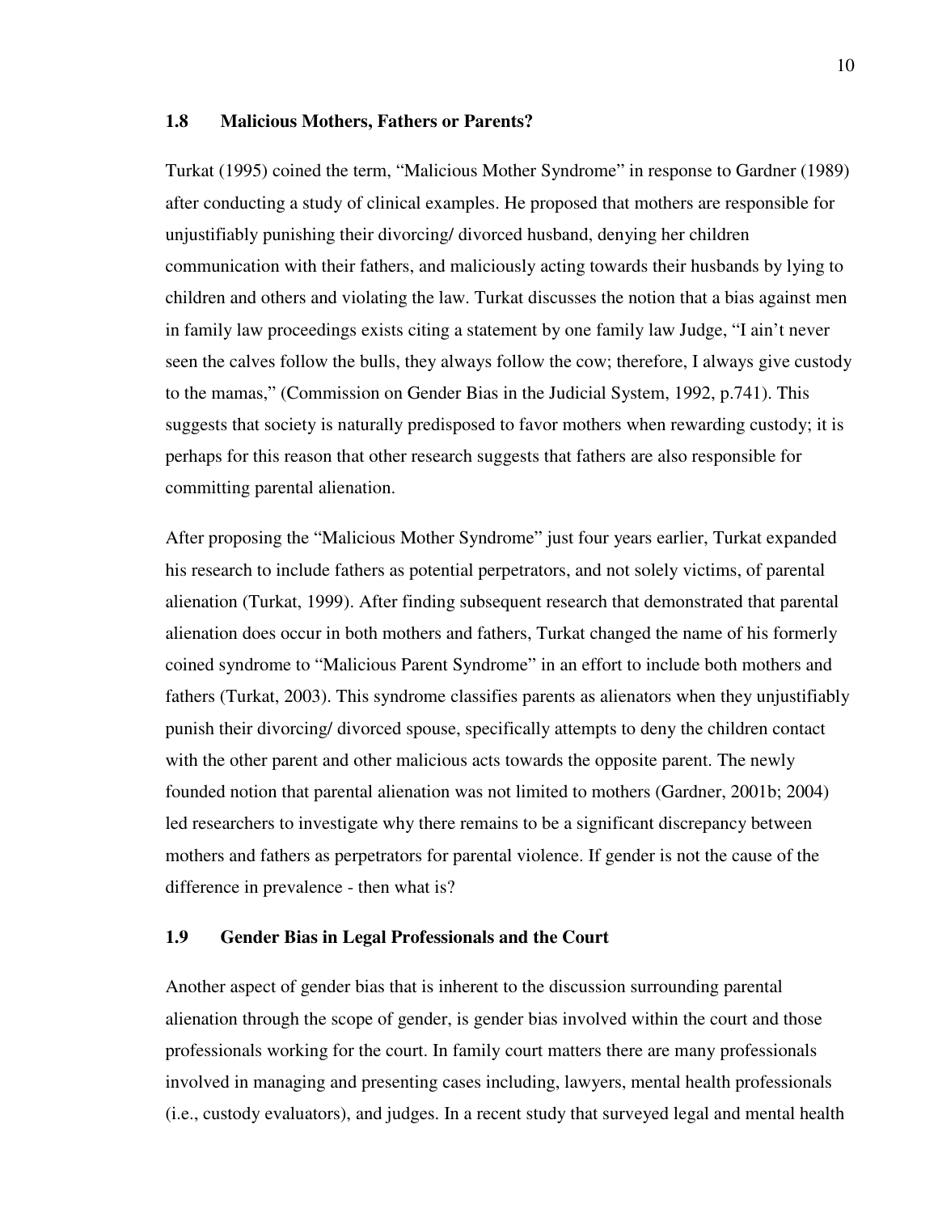### 1.8 Malicious Mothers, Fathers or Parents?

Turkat (1995) coined the term, "Malicious Mother Syndrome" in response to Gardner (1989) after conducting a study of clinical examples. He proposed that mothers are responsible for unjustifiably punishing their divorcing/ divorced husband, denying her children communication with their fathers, and maliciously acting towards their husbands by lying to children and others and violating the law. Turkat discusses the notion that a bias against men in family law proceedings exists citing a statement by one family law Judge, "I ain't never seen the calves follow the bulls, they always follow the cow; therefore, I always give custody to the mamas," (Commission on Gender Bias in the Judicial System, 1992, p.741). This suggests that society is naturally predisposed to favor mothers when rewarding custody; it is perhaps for this reason that other research suggests that fathers are also responsible for committing parental alienation.

After proposing the "Malicious Mother Syndrome" just four years earlier, Turkat expanded his research to include fathers as potential perpetrators, and not solely victims, of parental alienation (Turkat, 1999). After finding subsequent research that demonstrated that parental alienation does occur in both mothers and fathers, Turkat changed the name of his formerly coined syndrome to "Malicious Parent Syndrome" in an effort to include both mothers and fathers (Turkat, 2003). This syndrome classifies parents as alienators when they unjustifiably punish their divorcing/ divorced spouse, specifically attempts to deny the children contact with the other parent and other malicious acts towards the opposite parent. The newly founded notion that parental alienation was not limited to mothers (Gardner, 2001b; 2004) led researchers to investigate why there remains to be a significant discrepancy between mothers and fathers as perpetrators for parental violence. If gender is not the cause of the difference in prevalence - then what is?

### 1.9 Gender Bias in Legal Professionals and the Court

Another aspect of gender bias that is inherent to the discussion surrounding parental alienation through the scope of gender, is gender bias involved within the court and those professionals working for the court. In family court matters there are many professionals involved in managing and presenting cases including, lawyers, mental health professionals (i.e., custody evaluators), and judges. In a recent study that surveyed legal and mental health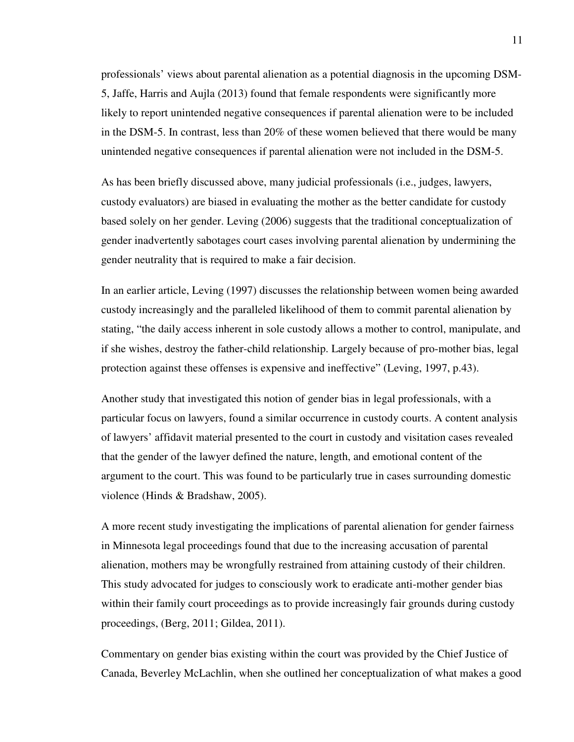professionals' views about parental alienation as a potential diagnosis in the upcoming DSM-5, Jaffe, Harris and Aujla (2013) found that female respondents were significantly more likely to report unintended negative consequences if parental alienation were to be included in the DSM-5. In contrast, less than 20% of these women believed that there would be many unintended negative consequences if parental alienation were not included in the DSM-5.

As has been briefly discussed above, many judicial professionals (i.e., judges, lawyers, custody evaluators) are biased in evaluating the mother as the better candidate for custody based solely on her gender. Leving (2006) suggests that the traditional conceptualization of gender inadvertently sabotages court cases involving parental alienation by undermining the gender neutrality that is required to make a fair decision.

In an earlier article, Leving (1997) discusses the relationship between women being awarded custody increasingly and the paralleled likelihood of them to commit parental alienation by stating, "the daily access inherent in sole custody allows a mother to control, manipulate, and if she wishes, destroy the father-child relationship. Largely because of pro-mother bias, legal protection against these offenses is expensive and ineffective" (Leving, 1997, p.43).

Another study that investigated this notion of gender bias in legal professionals, with a particular focus on lawyers, found a similar occurrence in custody courts. A content analysis of lawyers' affidavit material presented to the court in custody and visitation cases revealed that the gender of the lawyer defined the nature, length, and emotional content of the argument to the court. This was found to be particularly true in cases surrounding domestic violence (Hinds & Bradshaw, 2005).

A more recent study investigating the implications of parental alienation for gender fairness in Minnesota legal proceedings found that due to the increasing accusation of parental alienation, mothers may be wrongfully restrained from attaining custody of their children. This study advocated for judges to consciously work to eradicate anti-mother gender bias within their family court proceedings as to provide increasingly fair grounds during custody proceedings, (Berg, 2011; Gildea, 2011).

Commentary on gender bias existing within the court was provided by the Chief Justice of Canada, Beverley McLachlin, when she outlined her conceptualization of what makes a good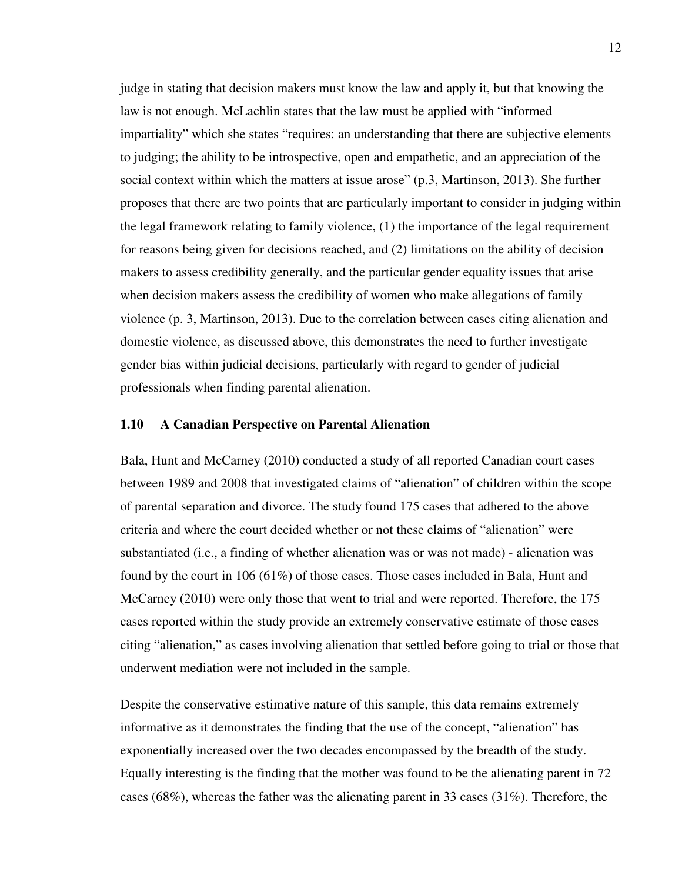judge in stating that decision makers must know the law and apply it, but that knowing the law is not enough. McLachlin states that the law must be applied with "informed impartiality" which she states "requires: an understanding that there are subjective elements to judging; the ability to be introspective, open and empathetic, and an appreciation of the social context within which the matters at issue arose" (p.3, Martinson, 2013). She further proposes that there are two points that are particularly important to consider in judging within the legal framework relating to family violence, (1) the importance of the legal requirement for reasons being given for decisions reached, and (2) limitations on the ability of decision makers to assess credibility generally, and the particular gender equality issues that arise when decision makers assess the credibility of women who make allegations of family violence (p. 3, Martinson, 2013). Due to the correlation between cases citing alienation and domestic violence, as discussed above, this demonstrates the need to further investigate gender bias within judicial decisions, particularly with regard to gender of judicial professionals when finding parental alienation.

### 1.10 A Canadian Perspective on Parental Alienation

Bala, Hunt and McCarney (2010) conducted a study of all reported Canadian court cases between 1989 and 2008 that investigated claims of "alienation" of children within the scope of parental separation and divorce. The study found 175 cases that adhered to the above criteria and where the court decided whether or not these claims of "alienation" were substantiated (i.e., a finding of whether alienation was or was not made) - alienation was found by the court in 106 (61%) of those cases. Those cases included in Bala, Hunt and McCarney (2010) were only those that went to trial and were reported. Therefore, the 175 cases reported within the study provide an extremely conservative estimate of those cases citing "alienation," as cases involving alienation that settled before going to trial or those that underwent mediation were not included in the sample.

Despite the conservative estimative nature of this sample, this data remains extremely informative as it demonstrates the finding that the use of the concept, "alienation" has exponentially increased over the two decades encompassed by the breadth of the study. Equally interesting is the finding that the mother was found to be the alienating parent in 72 cases (68%), whereas the father was the alienating parent in 33 cases (31%). Therefore, the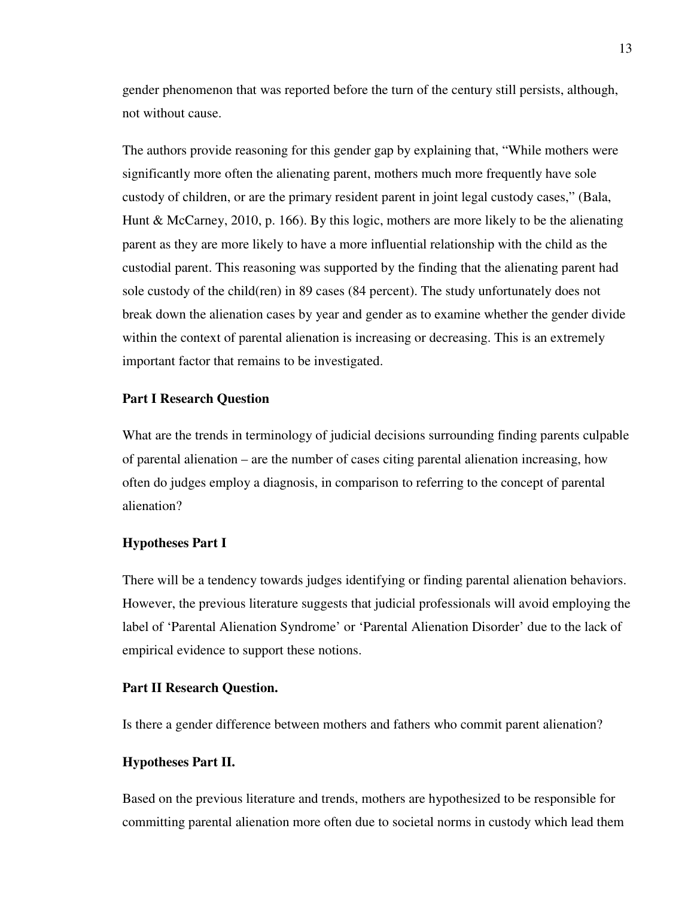gender phenomenon that was reported before the turn of the century still persists, although, not without cause.

The authors provide reasoning for this gender gap by explaining that, “While mothers were significantly more often the alienating parent, mothers much more frequently have sole custody of children, or are the primary resident parent in joint legal custody cases,” (Bala, Hunt & McCarney, 2010, p. 166). By this logic, mothers are more likely to be the alienating parent as they are more likely to have a more influential relationship with the child as the custodial parent. This reasoning was supported by the finding that the alienating parent had sole custody of the child(ren) in 89 cases (84 percent). The study unfortunately does not break down the alienation cases by year and gender as to examine whether the gender divide within the context of parental alienation is increasing or decreasing. This is an extremely important factor that remains to be investigated.

**Part I Research Question**

What are the trends in terminology of judicial decisions surrounding finding parents culpable of parental alienation – are the number of cases citing parental alienation increasing, how often do judges employ a diagnosis, in comparison to referring to the concept of parental alienation?

**Hypotheses Part I**

There will be a tendency towards judges identifying or finding parental alienation behaviors. However, the previous literature suggests that judicial professionals will avoid employing the label of ‘Parental Alienation Syndrome’ or ‘Parental Alienation Disorder’ due to the lack of empirical evidence to support these notions.

**Part II Research Question.**

Is there a gender difference between mothers and fathers who commit parent alienation?

**Hypotheses Part II.**

Based on the previous literature and trends, mothers are hypothesized to be responsible for committing parental alienation more often due to societal norms in custody which lead them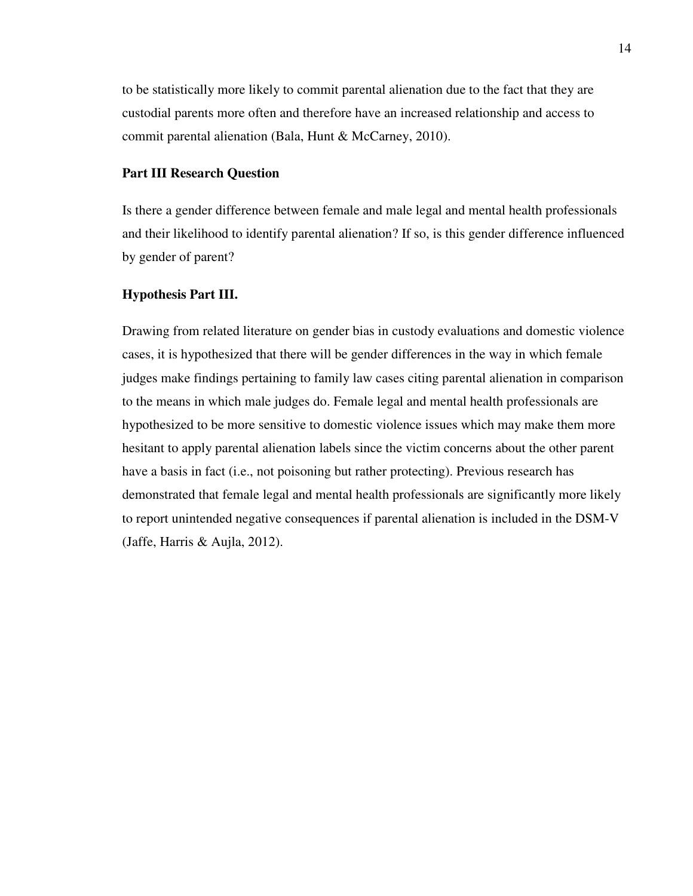to be statistically more likely to commit parental alienation due to the fact that they are custodial parents more often and therefore have an increased relationship and access to commit parental alienation (Bala, Hunt & McCarney, 2010).

**Part III Research Question**

Is there a gender difference between female and male legal and mental health professionals and their likelihood to identify parental alienation? If so, is this gender difference influenced by gender of parent?

**Hypothesis Part III.**

Drawing from related literature on gender bias in custody evaluations and domestic violence cases, it is hypothesized that there will be gender differences in the way in which female judges make findings pertaining to family law cases citing parental alienation in comparison to the means in which male judges do. Female legal and mental health professionals are hypothesized to be more sensitive to domestic violence issues which may make them more hesitant to apply parental alienation labels since the victim concerns about the other parent have a basis in fact (i.e., not poisoning but rather protecting). Previous research has demonstrated that female legal and mental health professionals are significantly more likely to report unintended negative consequences if parental alienation is included in the DSM-V (Jaffe, Harris & Aujla, 2012).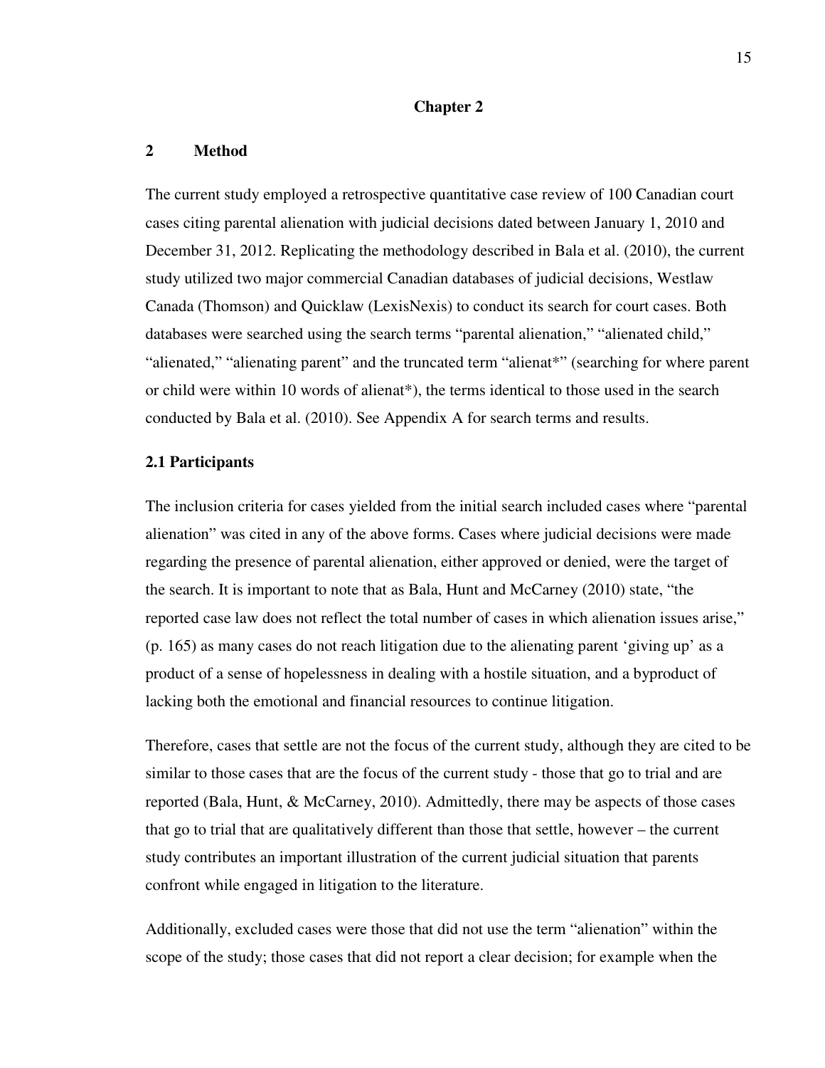# Chapter 2

## 2 Method

The current study employed a retrospective quantitative case review of 100 Canadian court cases citing parental alienation with judicial decisions dated between January 1, 2010 and December 31, 2012. Replicating the methodology described in Bala et al. (2010), the current study utilized two major commercial Canadian databases of judicial decisions, Westlaw Canada (Thomson) and Quicklaw (LexisNexis) to conduct its search for court cases. Both databases were searched using the search terms "parental alienation," "alienated child," "alienated," "alienating parent" and the truncated term "alienat*" (searching for where parent or child were within 10 words of alienat*), the terms identical to those used in the search conducted by Bala et al. (2010). See Appendix A for search terms and results.

### 2.1 Participants

The inclusion criteria for cases yielded from the initial search included cases where "parental alienation" was cited in any of the above forms. Cases where judicial decisions were made regarding the presence of parental alienation, either approved or denied, were the target of the search. It is important to note that as Bala, Hunt and McCarney (2010) state, "the reported case law does not reflect the total number of cases in which alienation issues arise," (p. 165) as many cases do not reach litigation due to the alienating parent 'giving up' as a product of a sense of hopelessness in dealing with a hostile situation, and a byproduct of lacking both the emotional and financial resources to continue litigation.

Therefore, cases that settle are not the focus of the current study, although they are cited to be similar to those cases that are the focus of the current study - those that go to trial and are reported (Bala, Hunt, & McCarney, 2010). Admittedly, there may be aspects of those cases that go to trial that are qualitatively different than those that settle, however – the current study contributes an important illustration of the current judicial situation that parents confront while engaged in litigation to the literature.

Additionally, excluded cases were those that did not use the term "alienation" within the scope of the study; those cases that did not report a clear decision; for example when the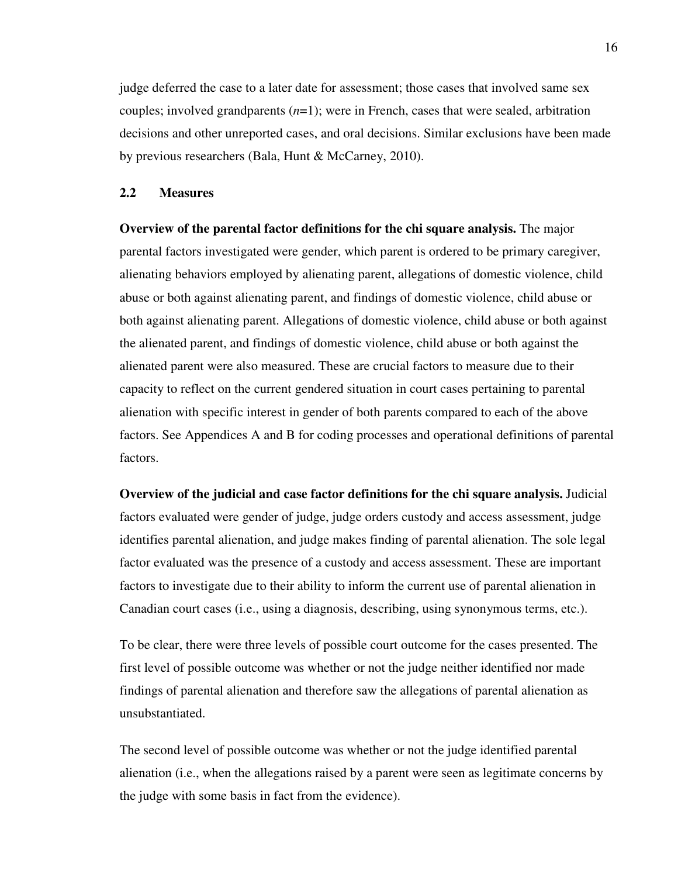judge deferred the case to a later date for assessment; those cases that involved same sex couples; involved grandparents ($n$=1); were in French, cases that were sealed, arbitration decisions and other unreported cases, and oral decisions. Similar exclusions have been made by previous researchers (Bala, Hunt & McCarney, 2010).

### 2.2 Measures

**Overview of the parental factor definitions for the chi square analysis.** The major parental factors investigated were gender, which parent is ordered to be primary caregiver, alienating behaviors employed by alienating parent, allegations of domestic violence, child abuse or both against alienating parent, and findings of domestic violence, child abuse or both against alienating parent. Allegations of domestic violence, child abuse or both against the alienated parent, and findings of domestic violence, child abuse or both against the alienated parent were also measured. These are crucial factors to measure due to their capacity to reflect on the current gendered situation in court cases pertaining to parental alienation with specific interest in gender of both parents compared to each of the above factors. See Appendices A and B for coding processes and operational definitions of parental factors.

**Overview of the judicial and case factor definitions for the chi square analysis.** Judicial factors evaluated were gender of judge, judge orders custody and access assessment, judge identifies parental alienation, and judge makes finding of parental alienation. The sole legal factor evaluated was the presence of a custody and access assessment. These are important factors to investigate due to their ability to inform the current use of parental alienation in Canadian court cases (i.e., using a diagnosis, describing, using synonymous terms, etc.).

To be clear, there were three levels of possible court outcome for the cases presented. The first level of possible outcome was whether or not the judge neither identified nor made findings of parental alienation and therefore saw the allegations of parental alienation as unsubstantiated.

The second level of possible outcome was whether or not the judge identified parental alienation (i.e., when the allegations raised by a parent were seen as legitimate concerns by the judge with some basis in fact from the evidence).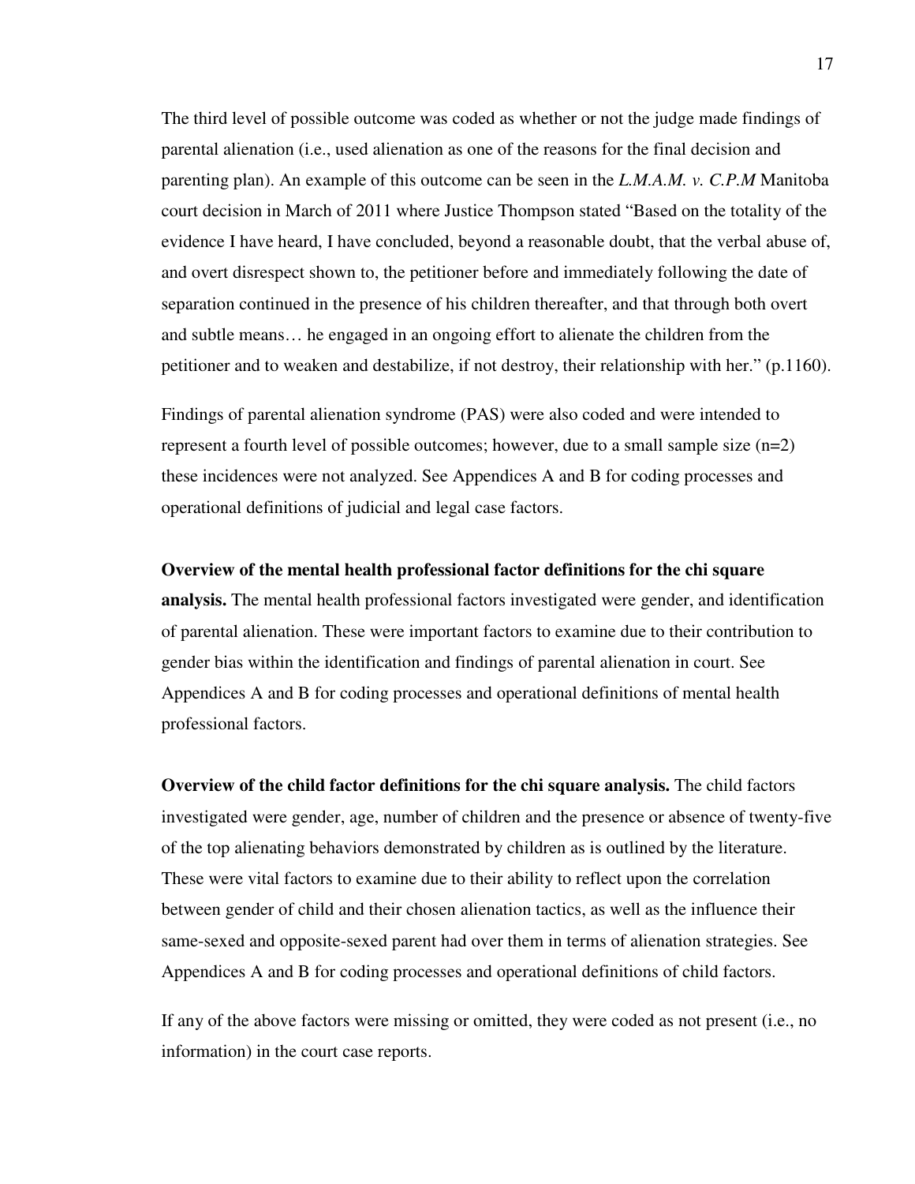The third level of possible outcome was coded as whether or not the judge made findings of parental alienation (i.e., used alienation as one of the reasons for the final decision and parenting plan). An example of this outcome can be seen in the *L.M.A.M. v. C.P.M* Manitoba court decision in March of 2011 where Justice Thompson stated "Based on the totality of the evidence I have heard, I have concluded, beyond a reasonable doubt, that the verbal abuse of, and overt disrespect shown to, the petitioner before and immediately following the date of separation continued in the presence of his children thereafter, and that through both overt and subtle means… he engaged in an ongoing effort to alienate the children from the petitioner and to weaken and destabilize, if not destroy, their relationship with her." (p.1160).

Findings of parental alienation syndrome (PAS) were also coded and were intended to represent a fourth level of possible outcomes; however, due to a small sample size (n=2) these incidences were not analyzed. See Appendices A and B for coding processes and operational definitions of judicial and legal case factors.

**Overview of the mental health professional factor definitions for the chi square analysis.** The mental health professional factors investigated were gender, and identification of parental alienation. These were important factors to examine due to their contribution to gender bias within the identification and findings of parental alienation in court. See Appendices A and B for coding processes and operational definitions of mental health professional factors.

**Overview of the child factor definitions for the chi square analysis.** The child factors investigated were gender, age, number of children and the presence or absence of twenty-five of the top alienating behaviors demonstrated by children as is outlined by the literature. These were vital factors to examine due to their ability to reflect upon the correlation between gender of child and their chosen alienation tactics, as well as the influence their same-sexed and opposite-sexed parent had over them in terms of alienation strategies. See Appendices A and B for coding processes and operational definitions of child factors.

If any of the above factors were missing or omitted, they were coded as not present (i.e., no information) in the court case reports.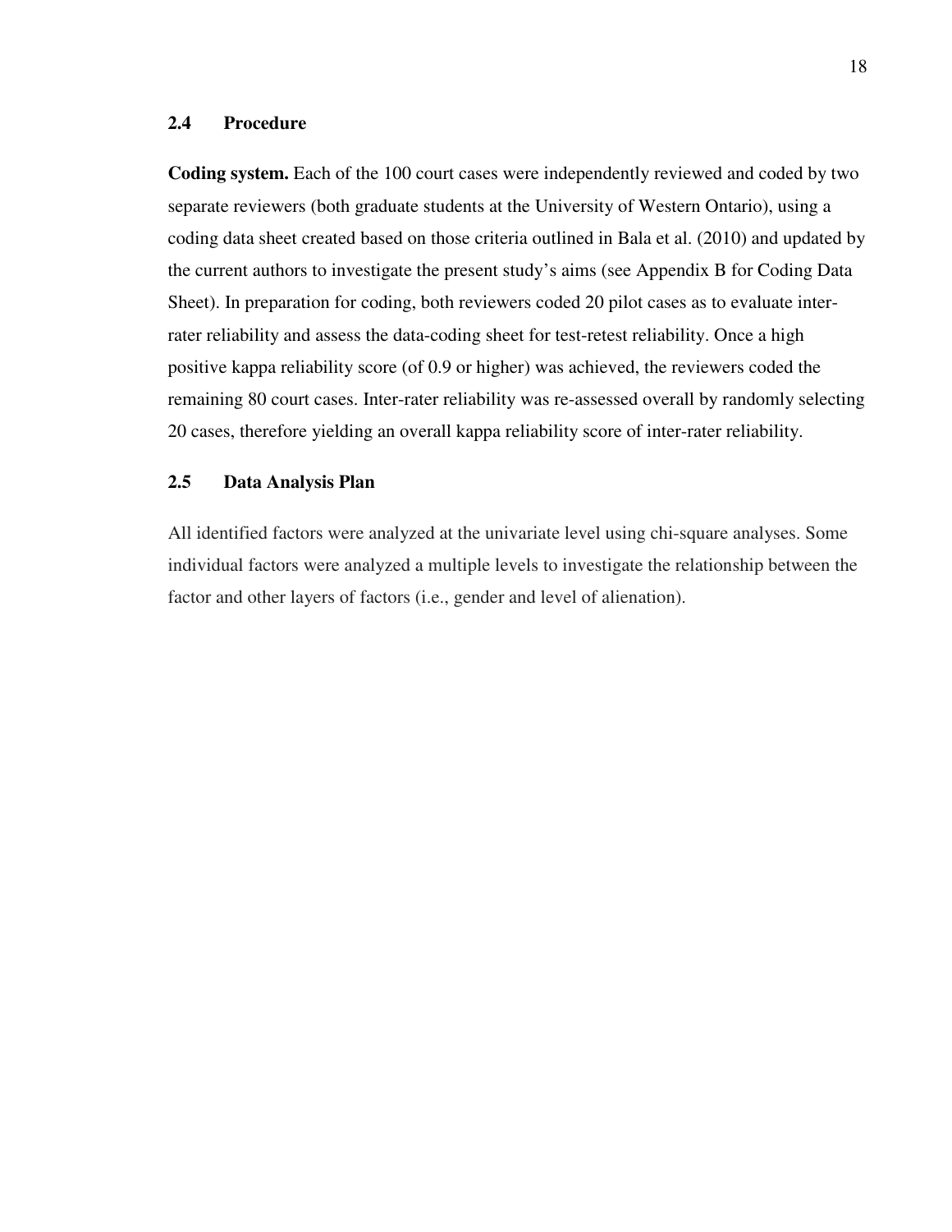## 2.4 Procedure

**Coding system.** Each of the 100 court cases were independently reviewed and coded by two separate reviewers (both graduate students at the University of Western Ontario), using a coding data sheet created based on those criteria outlined in Bala et al. (2010) and updated by the current authors to investigate the present study's aims (see Appendix B for Coding Data Sheet). In preparation for coding, both reviewers coded 20 pilot cases as to evaluate inter-rater reliability and assess the data-coding sheet for test-retest reliability. Once a high positive kappa reliability score (of 0.9 or higher) was achieved, the reviewers coded the remaining 80 court cases. Inter-rater reliability was re-assessed overall by randomly selecting 20 cases, therefore yielding an overall kappa reliability score of inter-rater reliability.

## 2.5 Data Analysis Plan

All identified factors were analyzed at the univariate level using chi-square analyses. Some individual factors were analyzed a multiple levels to investigate the relationship between the factor and other layers of factors (i.e., gender and level of alienation).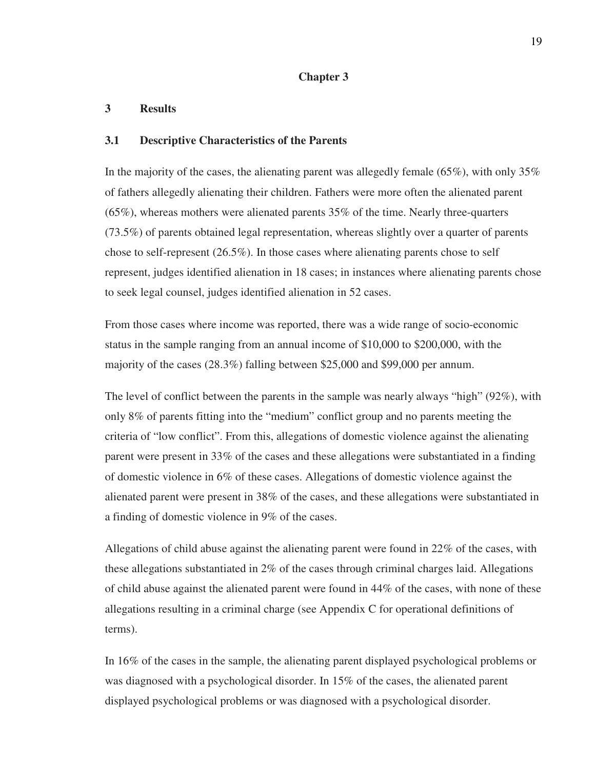# Chapter 3

## 3 Results

### 3.1 Descriptive Characteristics of the Parents

In the majority of the cases, the alienating parent was allegedly female (65%), with only 35% of fathers allegedly alienating their children. Fathers were more often the alienated parent (65%), whereas mothers were alienated parents 35% of the time. Nearly three-quarters (73.5%) of parents obtained legal representation, whereas slightly over a quarter of parents chose to self-represent (26.5%). In those cases where alienating parents chose to self represent, judges identified alienation in 18 cases; in instances where alienating parents chose to seek legal counsel, judges identified alienation in 52 cases.

From those cases where income was reported, there was a wide range of socio-economic status in the sample ranging from an annual income of $10,000 to $200,000, with the majority of the cases (28.3%) falling between $25,000 and $99,000 per annum.

The level of conflict between the parents in the sample was nearly always "high" (92%), with only 8% of parents fitting into the "medium" conflict group and no parents meeting the criteria of "low conflict". From this, allegations of domestic violence against the alienating parent were present in 33% of the cases and these allegations were substantiated in a finding of domestic violence in 6% of these cases. Allegations of domestic violence against the alienated parent were present in 38% of the cases, and these allegations were substantiated in a finding of domestic violence in 9% of the cases.

Allegations of child abuse against the alienating parent were found in 22% of the cases, with these allegations substantiated in 2% of the cases through criminal charges laid. Allegations of child abuse against the alienated parent were found in 44% of the cases, with none of these allegations resulting in a criminal charge (see Appendix C for operational definitions of terms).

In 16% of the cases in the sample, the alienating parent displayed psychological problems or was diagnosed with a psychological disorder. In 15% of the cases, the alienated parent displayed psychological problems or was diagnosed with a psychological disorder.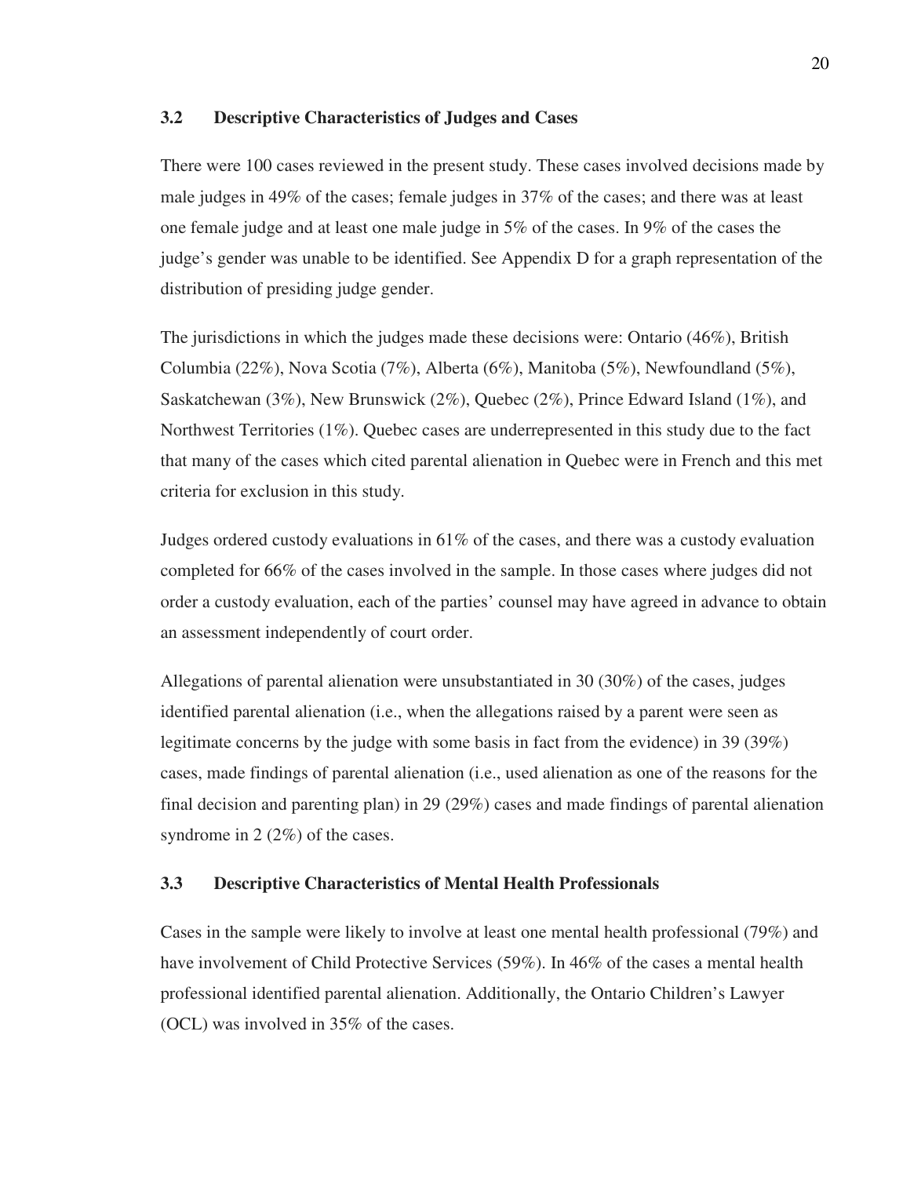### 3.2 Descriptive Characteristics of Judges and Cases

There were 100 cases reviewed in the present study. These cases involved decisions made by male judges in 49% of the cases; female judges in 37% of the cases; and there was at least one female judge and at least one male judge in 5% of the cases. In 9% of the cases the judge's gender was unable to be identified. See Appendix D for a graph representation of the distribution of presiding judge gender.

The jurisdictions in which the judges made these decisions were: Ontario (46%), British Columbia (22%), Nova Scotia (7%), Alberta (6%), Manitoba (5%), Newfoundland (5%), Saskatchewan (3%), New Brunswick (2%), Quebec (2%), Prince Edward Island (1%), and Northwest Territories (1%). Quebec cases are underrepresented in this study due to the fact that many of the cases which cited parental alienation in Quebec were in French and this met criteria for exclusion in this study.

Judges ordered custody evaluations in 61% of the cases, and there was a custody evaluation completed for 66% of the cases involved in the sample. In those cases where judges did not order a custody evaluation, each of the parties' counsel may have agreed in advance to obtain an assessment independently of court order.

Allegations of parental alienation were unsubstantiated in 30 (30%) of the cases, judges identified parental alienation (i.e., when the allegations raised by a parent were seen as legitimate concerns by the judge with some basis in fact from the evidence) in 39 (39%) cases, made findings of parental alienation (i.e., used alienation as one of the reasons for the final decision and parenting plan) in 29 (29%) cases and made findings of parental alienation syndrome in 2 (2%) of the cases.

### 3.3 Descriptive Characteristics of Mental Health Professionals

Cases in the sample were likely to involve at least one mental health professional (79%) and have involvement of Child Protective Services (59%). In 46% of the cases a mental health professional identified parental alienation. Additionally, the Ontario Children's Lawyer (OCL) was involved in 35% of the cases.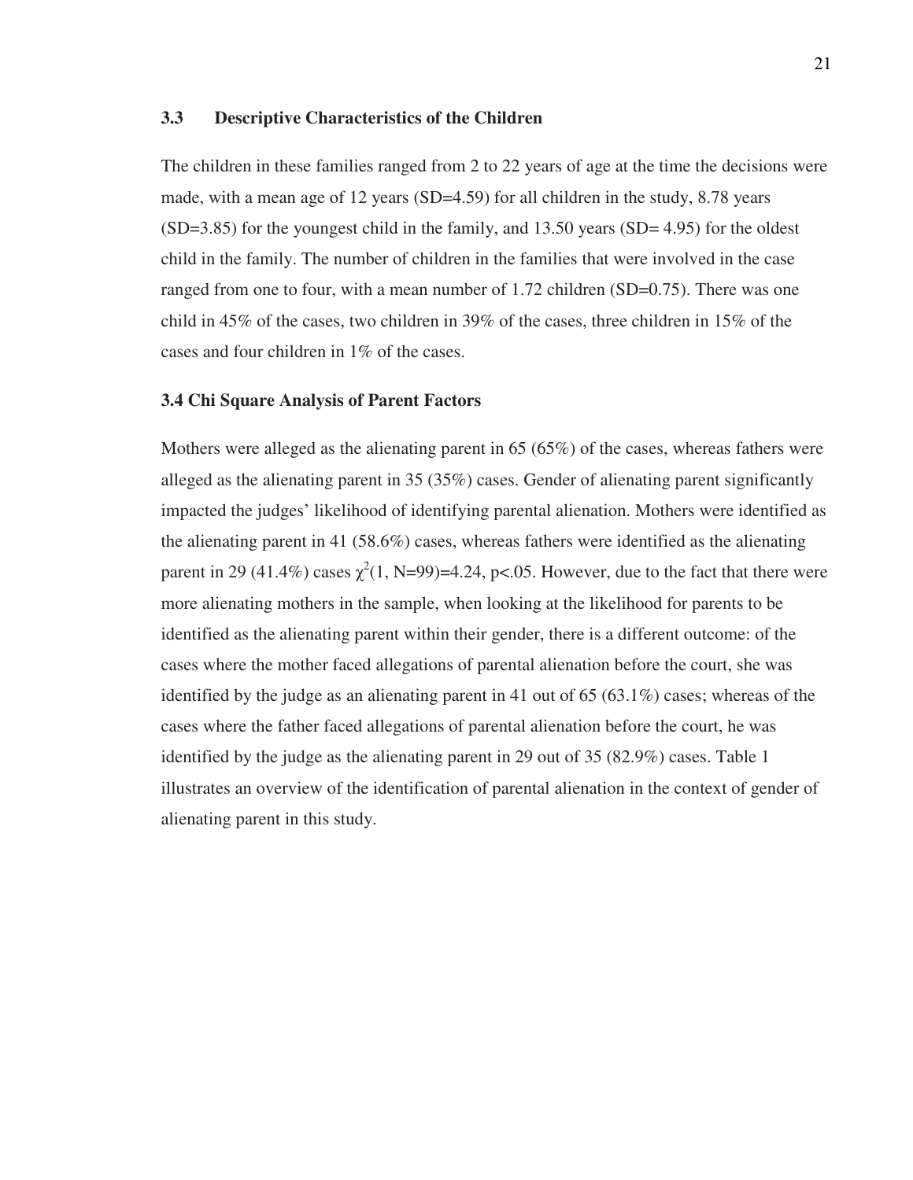## 3.3 Descriptive Characteristics of the Children

The children in these families ranged from 2 to 22 years of age at the time the decisions were made, with a mean age of 12 years (SD=4.59) for all children in the study, 8.78 years (SD=3.85) for the youngest child in the family, and 13.50 years (SD= 4.95) for the oldest child in the family. The number of children in the families that were involved in the case ranged from one to four, with a mean number of 1.72 children (SD=0.75). There was one child in 45% of the cases, two children in 39% of the cases, three children in 15% of the cases and four children in 1% of the cases.

## 3.4 Chi Square Analysis of Parent Factors

Mothers were alleged as the alienating parent in 65 (65%) of the cases, whereas fathers were alleged as the alienating parent in 35 (35%) cases. Gender of alienating parent significantly impacted the judges' likelihood of identifying parental alienation. Mothers were identified as the alienating parent in 41 (58.6%) cases, whereas fathers were identified as the alienating parent in 29 (41.4%) cases $\chi^2(1, N=99)=4.24$, $p<.05$. However, due to the fact that there were more alienating mothers in the sample, when looking at the likelihood for parents to be identified as the alienating parent within their gender, there is a different outcome: of the cases where the mother faced allegations of parental alienation before the court, she was identified by the judge as an alienating parent in 41 out of 65 (63.1%) cases; whereas of the cases where the father faced allegations of parental alienation before the court, he was identified by the judge as the alienating parent in 29 out of 35 (82.9%) cases. Table 1 illustrates an overview of the identification of parental alienation in the context of gender of alienating parent in this study.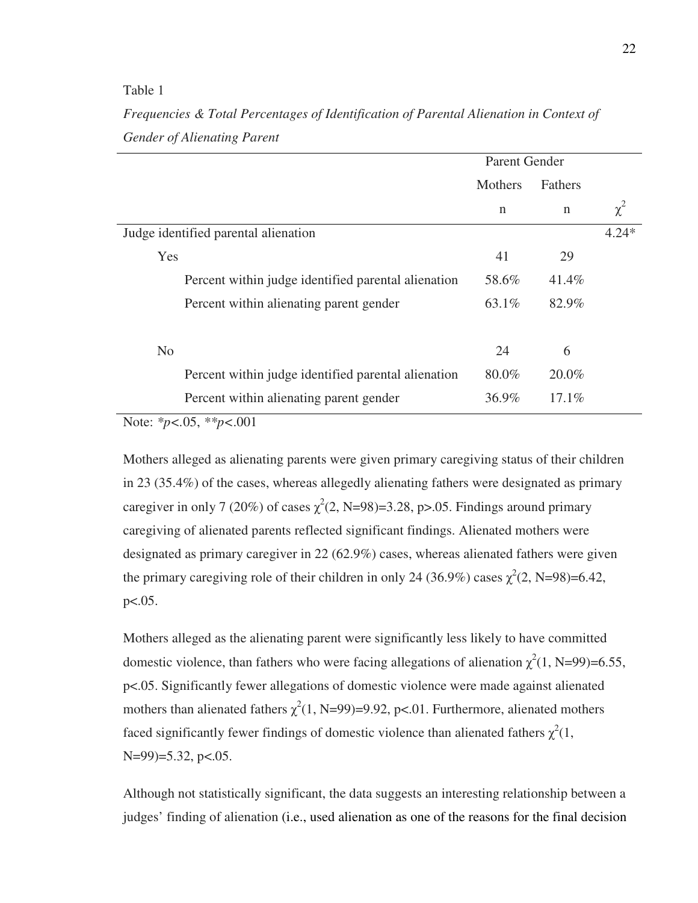Table 1

*Frequencies & Total Percentages of Identification of Parental Alienation in Context of Gender of Alienating Parent*

| | Parent Gender | | |
|---|---|---|---|
| | Mothers | Fathers | |
| | n | n | $\chi^2$ |
| Judge identified parental alienation | | | 4.24* |
| Yes | 41 | 29 | |
| Percent within judge identified parental alienation | 58.6% | 41.4% | |
| Percent within alienating parent gender | 63.1% | 82.9% | |
| No | 24 | 6 | |
| Percent within judge identified parental alienation | 80.0% | 20.0% | |
| Percent within alienating parent gender | 36.9% | 17.1% | |

Note: *$p<.05$, **$p<.001$

Mothers alleged as alienating parents were given primary caregiving status of their children in 23 (35.4%) of the cases, whereas allegedly alienating fathers were designated as primary caregiver in only 7 (20%) of cases $\chi^2(2, N=98)=3.28$, $p>.05$. Findings around primary caregiving of alienated parents reflected significant findings. Alienated mothers were designated as primary caregiver in 22 (62.9%) cases, whereas alienated fathers were given the primary caregiving role of their children in only 24 (36.9%) cases $\chi^2(2, N=98)=6.42$, $p<.05$.

Mothers alleged as the alienating parent were significantly less likely to have committed domestic violence, than fathers who were facing allegations of alienation $\chi^2(1, N=99)=6.55$, $p<.05$. Significantly fewer allegations of domestic violence were made against alienated mothers than alienated fathers $\chi^2(1, N=99)=9.92$, $p<.01$. Furthermore, alienated mothers faced significantly fewer findings of domestic violence than alienated fathers $\chi^2(1, N=99)=5.32$, $p<.05$.

Although not statistically significant, the data suggests an interesting relationship between a judges' finding of alienation (i.e., used alienation as one of the reasons for the final decision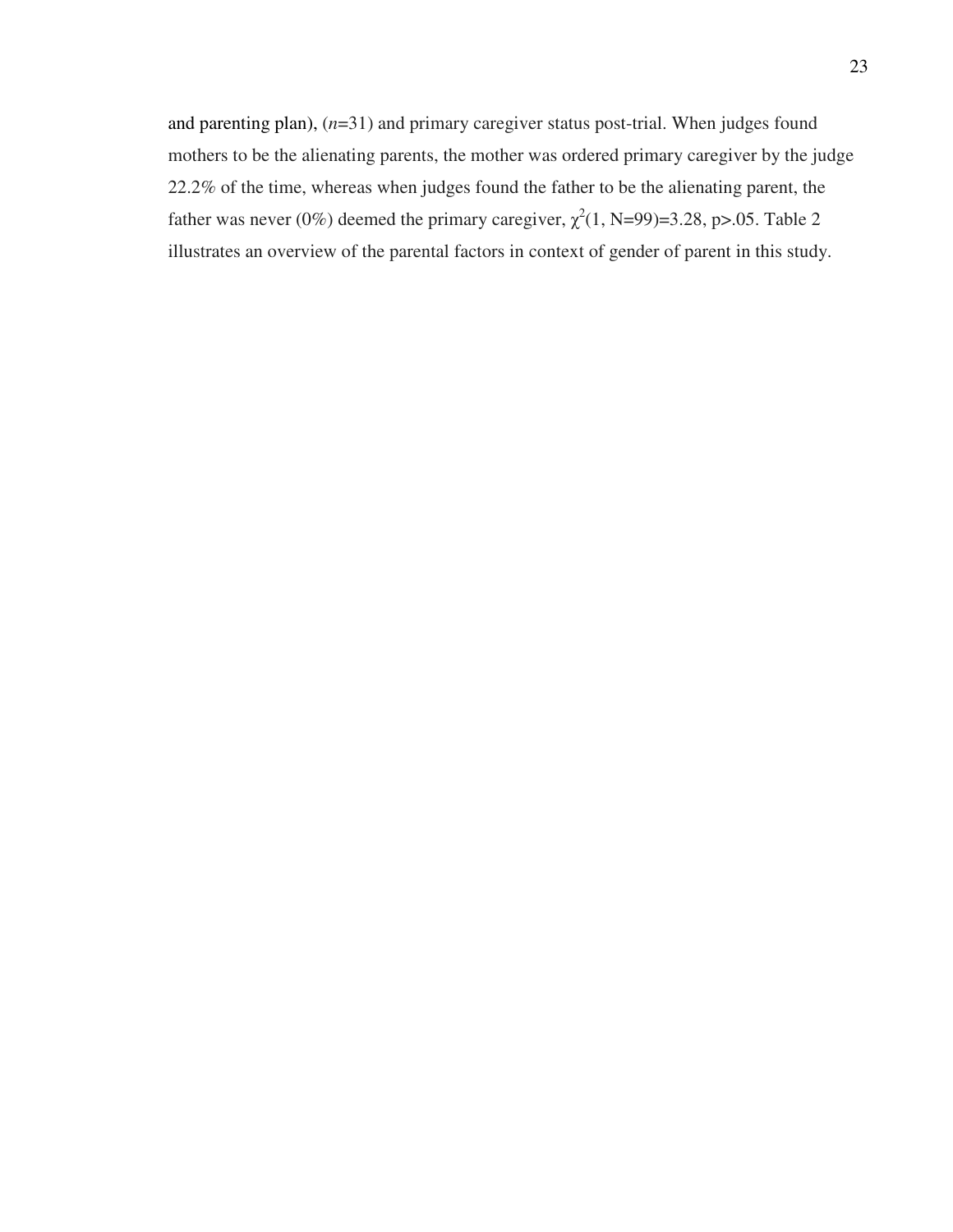and parenting plan), (*n*=31) and primary caregiver status post-trial. When judges found mothers to be the alienating parents, the mother was ordered primary caregiver by the judge 22.2% of the time, whereas when judges found the father to be the alienating parent, the father was never (0%) deemed the primary caregiver, $\chi^2(1, N=99)=3.28$, $p>.05$. Table 2 illustrates an overview of the parental factors in context of gender of parent in this study.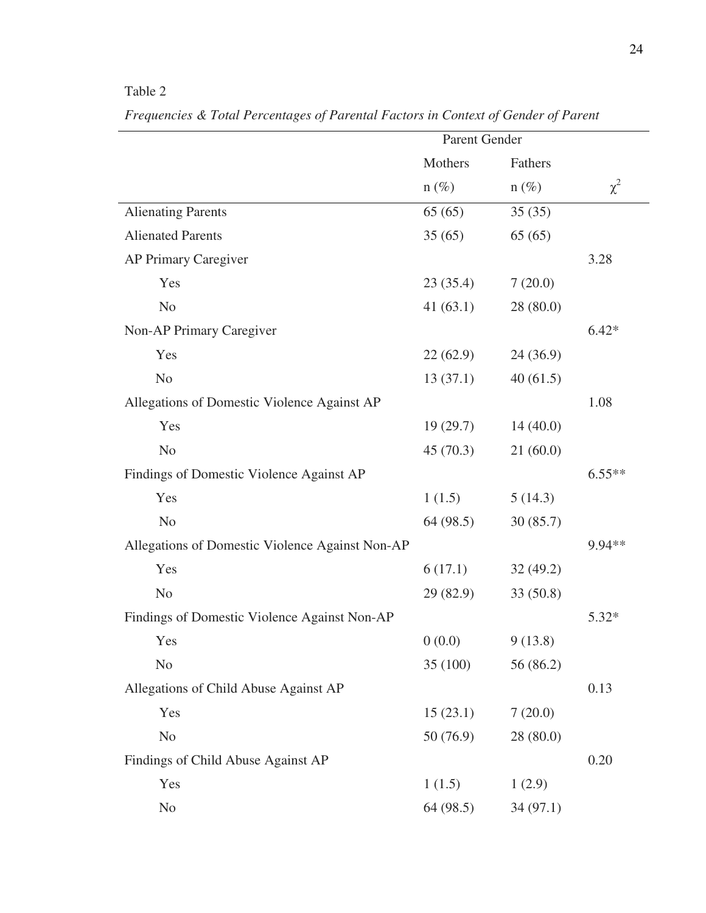Table 2

*Frequencies & Total Percentages of Parental Factors in Context of Gender of Parent*

| | Parent Gender | | |
|---|---|---|---|
| | Mothers | Fathers | |
| | n (%) | n (%) | $\chi^2$ |
| Alienating Parents | 65 (65) | 35 (35) | |
| Alienated Parents | 35 (65) | 65 (65) | |
| AP Primary Caregiver | | | 3.28 |
| Yes | 23 (35.4) | 7 (20.0) | |
| No | 41 (63.1) | 28 (80.0) | |
| Non-AP Primary Caregiver | | | 6.42* |
| Yes | 22 (62.9) | 24 (36.9) | |
| No | 13 (37.1) | 40 (61.5) | |
| Allegations of Domestic Violence Against AP | | | 1.08 |
| Yes | 19 (29.7) | 14 (40.0) | |
| No | 45 (70.3) | 21 (60.0) | |
| Findings of Domestic Violence Against AP | | | 6.55** |
| Yes | 1 (1.5) | 5 (14.3) | |
| No | 64 (98.5) | 30 (85.7) | |
| Allegations of Domestic Violence Against Non-AP | | | 9.94** |
| Yes | 6 (17.1) | 32 (49.2) | |
| No | 29 (82.9) | 33 (50.8) | |
| Findings of Domestic Violence Against Non-AP | | | 5.32* |
| Yes | 0 (0.0) | 9 (13.8) | |
| No | 35 (100) | 56 (86.2) | |
| Allegations of Child Abuse Against AP | | | 0.13 |
| Yes | 15 (23.1) | 7 (20.0) | |
| No | 50 (76.9) | 28 (80.0) | |
| Findings of Child Abuse Against AP | | | 0.20 |
| Yes | 1 (1.5) | 1 (2.9) | |
| No | 64 (98.5) | 34 (97.1) | |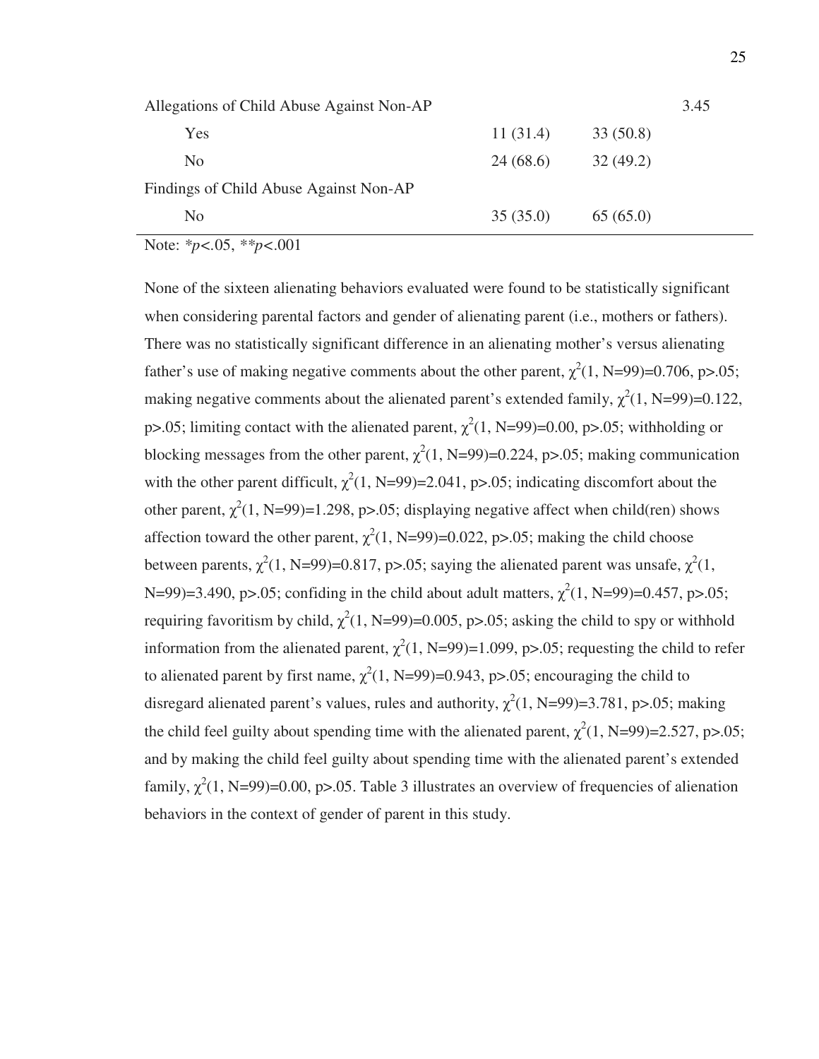| | | | |
|---|---|---|---|
| Allegations of Child Abuse Against Non-AP | | | 3.45 |
| Yes | 11 (31.4) | 33 (50.8) | |
| No | 24 (68.6) | 32 (49.2) | |
| Findings of Child Abuse Against Non-AP | | | |
| No | 35 (35.0) | 65 (65.0) | |

Note: \**p*<.05, \*\**p*<.001

None of the sixteen alienating behaviors evaluated were found to be statistically significant when considering parental factors and gender of alienating parent (i.e., mothers or fathers). There was no statistically significant difference in an alienating mother's versus alienating father's use of making negative comments about the other parent, $\chi^2(1, N=99)=0.706, p>.05$; making negative comments about the alienated parent's extended family, $\chi^2(1, N=99)=0.122, p>.05$; limiting contact with the alienated parent, $\chi^2(1, N=99)=0.00, p>.05$; withholding or blocking messages from the other parent, $\chi^2(1, N=99)=0.224, p>.05$; making communication with the other parent difficult, $\chi^2(1, N=99)=2.041, p>.05$; indicating discomfort about the other parent, $\chi^2(1, N=99)=1.298, p>.05$; displaying negative affect when child(ren) shows affection toward the other parent, $\chi^2(1, N=99)=0.022, p>.05$; making the child choose between parents, $\chi^2(1, N=99)=0.817, p>.05$; saying the alienated parent was unsafe, $\chi^2(1, N=99)=3.490, p>.05$; confiding in the child about adult matters, $\chi^2(1, N=99)=0.457, p>.05$; requiring favoritism by child, $\chi^2(1, N=99)=0.005, p>.05$; asking the child to spy or withhold information from the alienated parent, $\chi^2(1, N=99)=1.099, p>.05$; requesting the child to refer to alienated parent by first name, $\chi^2(1, N=99)=0.943, p>.05$; encouraging the child to disregard alienated parent's values, rules and authority, $\chi^2(1, N=99)=3.781, p>.05$; making the child feel guilty about spending time with the alienated parent, $\chi^2(1, N=99)=2.527, p>.05$; and by making the child feel guilty about spending time with the alienated parent's extended family, $\chi^2(1, N=99)=0.00, p>.05$. Table 3 illustrates an overview of frequencies of alienation behaviors in the context of gender of parent in this study.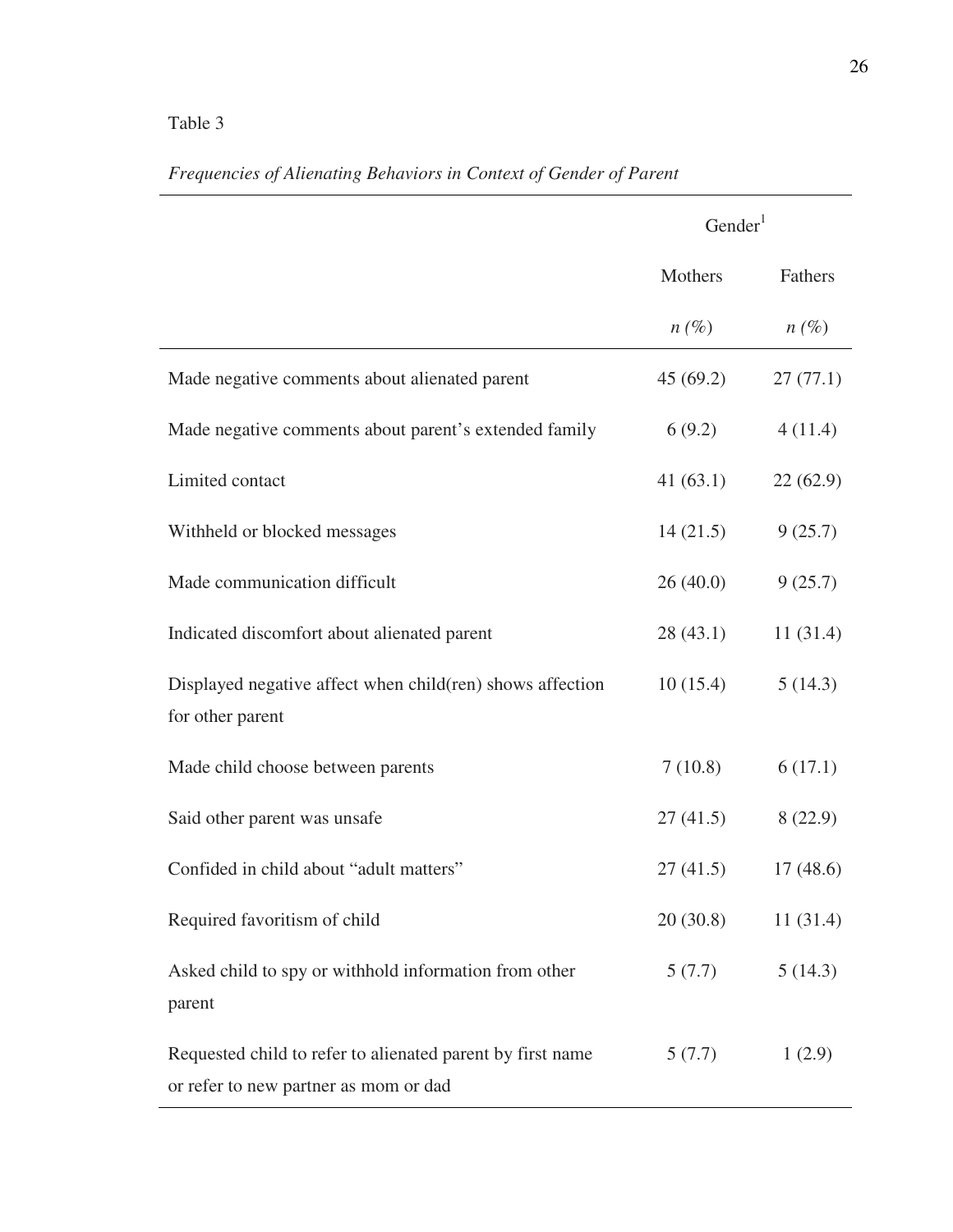Table 3

*Frequencies of Alienating Behaviors in Context of Gender of Parent*

| | Gender[1] | |
|---|---|---|
| | Mothers | Fathers |
| | *n* (%) | *n* (%) |
| Made negative comments about alienated parent | 45 (69.2) | 27 (77.1) |
| Made negative comments about parent's extended family | 6 (9.2) | 4 (11.4) |
| Limited contact | 41 (63.1) | 22 (62.9) |
| Withheld or blocked messages | 14 (21.5) | 9 (25.7) |
| Made communication difficult | 26 (40.0) | 9 (25.7) |
| Indicated discomfort about alienated parent | 28 (43.1) | 11 (31.4) |
| Displayed negative affect when child(ren) shows affection for other parent | 10 (15.4) | 5 (14.3) |
| Made child choose between parents | 7 (10.8) | 6 (17.1) |
| Said other parent was unsafe | 27 (41.5) | 8 (22.9) |
| Confided in child about "adult matters" | 27 (41.5) | 17 (48.6) |
| Required favoritism of child | 20 (30.8) | 11 (31.4) |
| Asked child to spy or withhold information from other parent | 5 (7.7) | 5 (14.3) |
| Requested child to refer to alienated parent by first name or refer to new partner as mom or dad | 5 (7.7) | 1 (2.9) |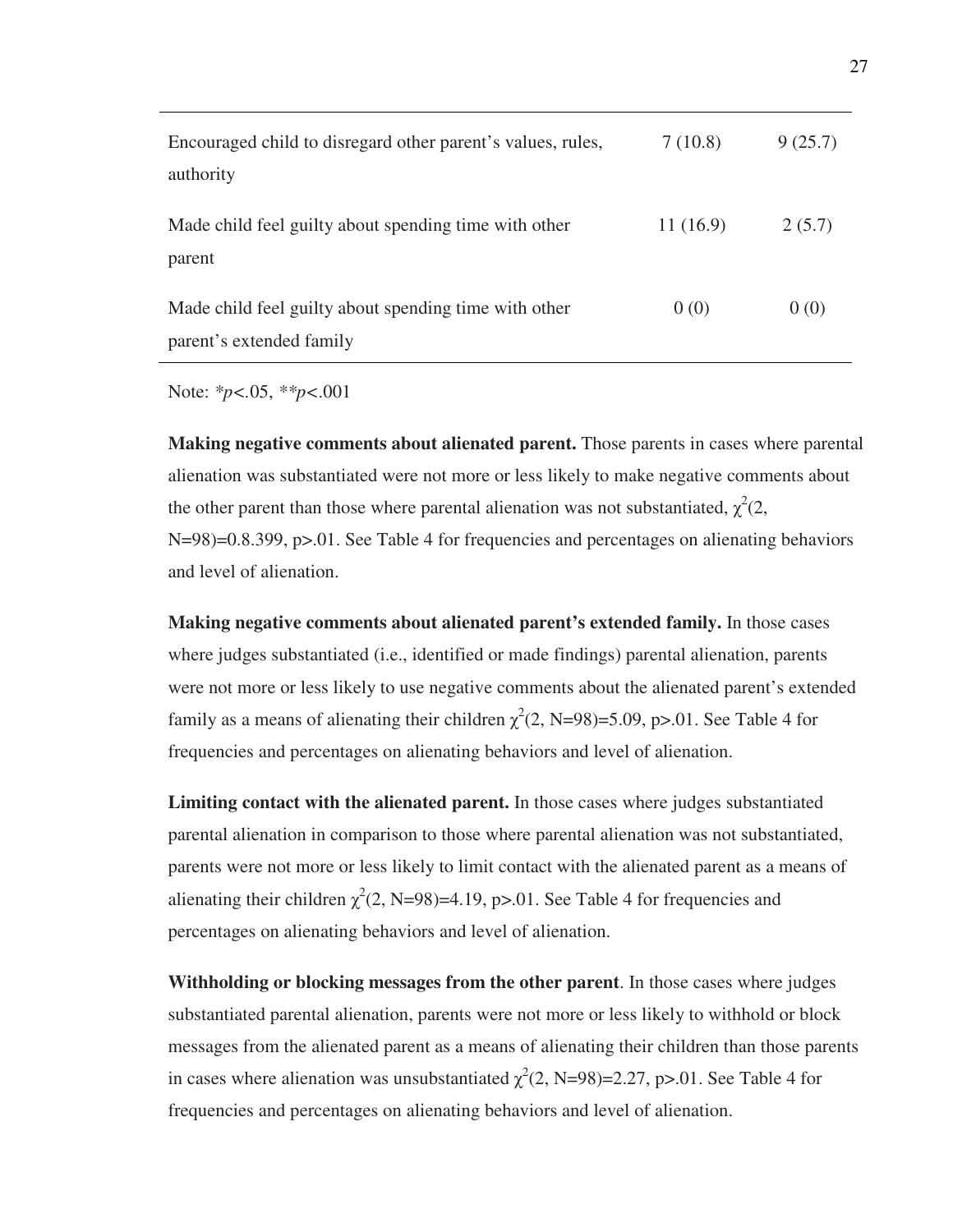| | | |
|---|---|---|
| Encouraged child to disregard other parent's values, rules, authority | 7 (10.8) | 9 (25.7) |
| Made child feel guilty about spending time with other parent | 11 (16.9) | 2 (5.7) |
| Made child feel guilty about spending time with other parent's extended family | 0 (0) | 0 (0) |

Note: \*$p$<.05, \*\*$p$<.001

**Making negative comments about alienated parent.** Those parents in cases where parental alienation was substantiated were not more or less likely to make negative comments about the other parent than those where parental alienation was not substantiated, $\chi^2$(2, N=98)=0.8.399, p>.01. See Table 4 for frequencies and percentages on alienating behaviors and level of alienation.

**Making negative comments about alienated parent's extended family.** In those cases where judges substantiated (i.e., identified or made findings) parental alienation, parents were not more or less likely to use negative comments about the alienated parent's extended family as a means of alienating their children $\chi^2$(2, N=98)=5.09, p>.01. See Table 4 for frequencies and percentages on alienating behaviors and level of alienation.

**Limiting contact with the alienated parent.** In those cases where judges substantiated parental alienation in comparison to those where parental alienation was not substantiated, parents were not more or less likely to limit contact with the alienated parent as a means of alienating their children $\chi^2$(2, N=98)=4.19, p>.01. See Table 4 for frequencies and percentages on alienating behaviors and level of alienation.

**Withholding or blocking messages from the other parent**. In those cases where judges substantiated parental alienation, parents were not more or less likely to withhold or block messages from the alienated parent as a means of alienating their children than those parents in cases where alienation was unsubstantiated $\chi^2$(2, N=98)=2.27, p>.01. See Table 4 for frequencies and percentages on alienating behaviors and level of alienation.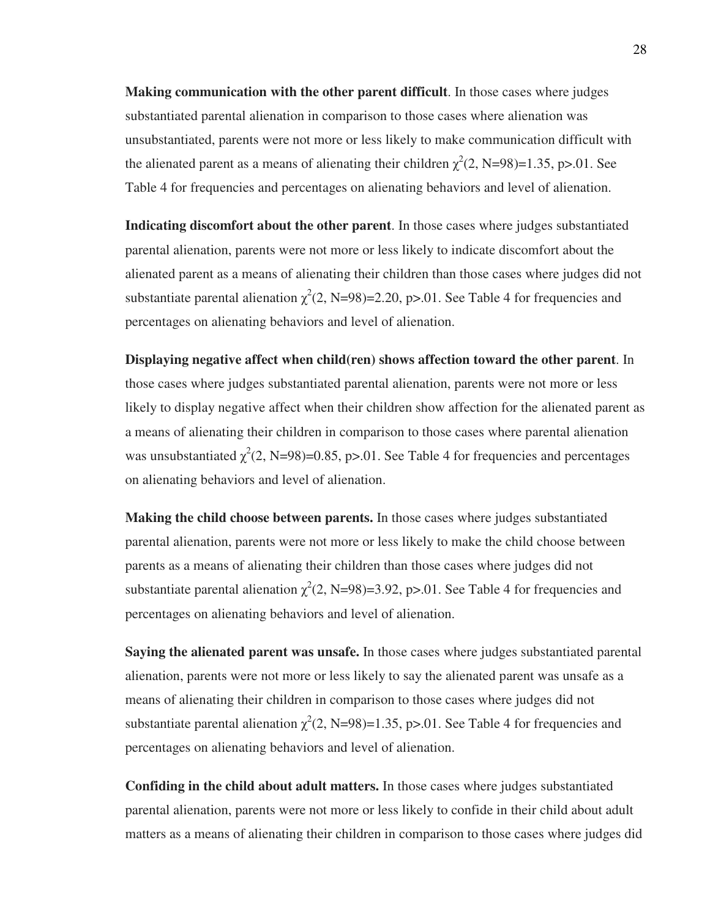**Making communication with the other parent difficult**. In those cases where judges substantiated parental alienation in comparison to those cases where alienation was unsubstantiated, parents were not more or less likely to make communication difficult with the alienated parent as a means of alienating their children $\chi^2(2, N=98)=1.35, p>.01$. See Table 4 for frequencies and percentages on alienating behaviors and level of alienation.

**Indicating discomfort about the other parent**. In those cases where judges substantiated parental alienation, parents were not more or less likely to indicate discomfort about the alienated parent as a means of alienating their children than those cases where judges did not substantiate parental alienation $\chi^2(2, N=98)=2.20, p>.01$. See Table 4 for frequencies and percentages on alienating behaviors and level of alienation.

**Displaying negative affect when child(ren) shows affection toward the other parent**. In those cases where judges substantiated parental alienation, parents were not more or less likely to display negative affect when their children show affection for the alienated parent as a means of alienating their children in comparison to those cases where parental alienation was unsubstantiated $\chi^2(2, N=98)=0.85, p>.01$. See Table 4 for frequencies and percentages on alienating behaviors and level of alienation.

**Making the child choose between parents.** In those cases where judges substantiated parental alienation, parents were not more or less likely to make the child choose between parents as a means of alienating their children than those cases where judges did not substantiate parental alienation $\chi^2(2, N=98)=3.92, p>.01$. See Table 4 for frequencies and percentages on alienating behaviors and level of alienation.

**Saying the alienated parent was unsafe.** In those cases where judges substantiated parental alienation, parents were not more or less likely to say the alienated parent was unsafe as a means of alienating their children in comparison to those cases where judges did not substantiate parental alienation $\chi^2(2, N=98)=1.35, p>.01$. See Table 4 for frequencies and percentages on alienating behaviors and level of alienation.

**Confiding in the child about adult matters.** In those cases where judges substantiated parental alienation, parents were not more or less likely to confide in their child about adult matters as a means of alienating their children in comparison to those cases where judges did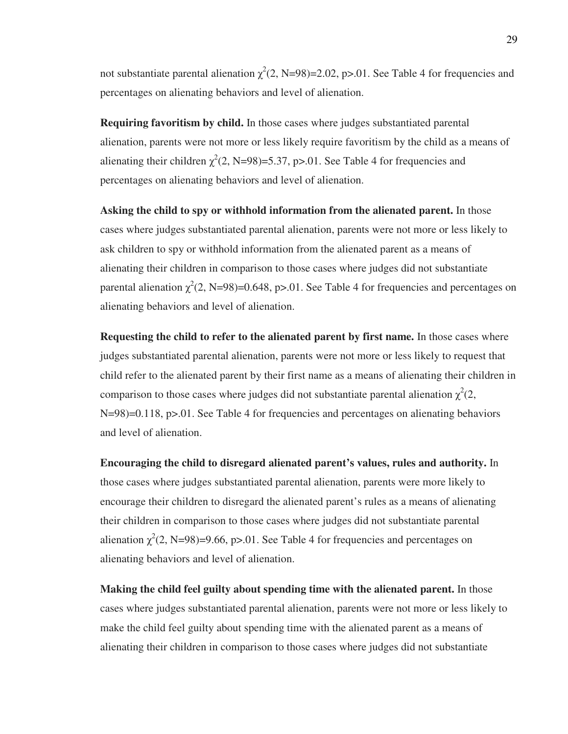not substantiate parental alienation $\chi^2(2, N=98)=2.02, p>.01$. See Table 4 for frequencies and percentages on alienating behaviors and level of alienation.

**Requiring favoritism by child.** In those cases where judges substantiated parental alienation, parents were not more or less likely require favoritism by the child as a means of alienating their children $\chi^2(2, N=98)=5.37, p>.01$. See Table 4 for frequencies and percentages on alienating behaviors and level of alienation.

**Asking the child to spy or withhold information from the alienated parent.** In those cases where judges substantiated parental alienation, parents were not more or less likely to ask children to spy or withhold information from the alienated parent as a means of alienating their children in comparison to those cases where judges did not substantiate parental alienation $\chi^2(2, N=98)=0.648, p>.01$. See Table 4 for frequencies and percentages on alienating behaviors and level of alienation.

**Requesting the child to refer to the alienated parent by first name.** In those cases where judges substantiated parental alienation, parents were not more or less likely to request that child refer to the alienated parent by their first name as a means of alienating their children in comparison to those cases where judges did not substantiate parental alienation $\chi^2(2, N=98)=0.118, p>.01$. See Table 4 for frequencies and percentages on alienating behaviors and level of alienation.

**Encouraging the child to disregard alienated parent's values, rules and authority.** In those cases where judges substantiated parental alienation, parents were more likely to encourage their children to disregard the alienated parent's rules as a means of alienating their children in comparison to those cases where judges did not substantiate parental alienation $\chi^2(2, N=98)=9.66, p>.01$. See Table 4 for frequencies and percentages on alienating behaviors and level of alienation.

**Making the child feel guilty about spending time with the alienated parent.** In those cases where judges substantiated parental alienation, parents were not more or less likely to make the child feel guilty about spending time with the alienated parent as a means of alienating their children in comparison to those cases where judges did not substantiate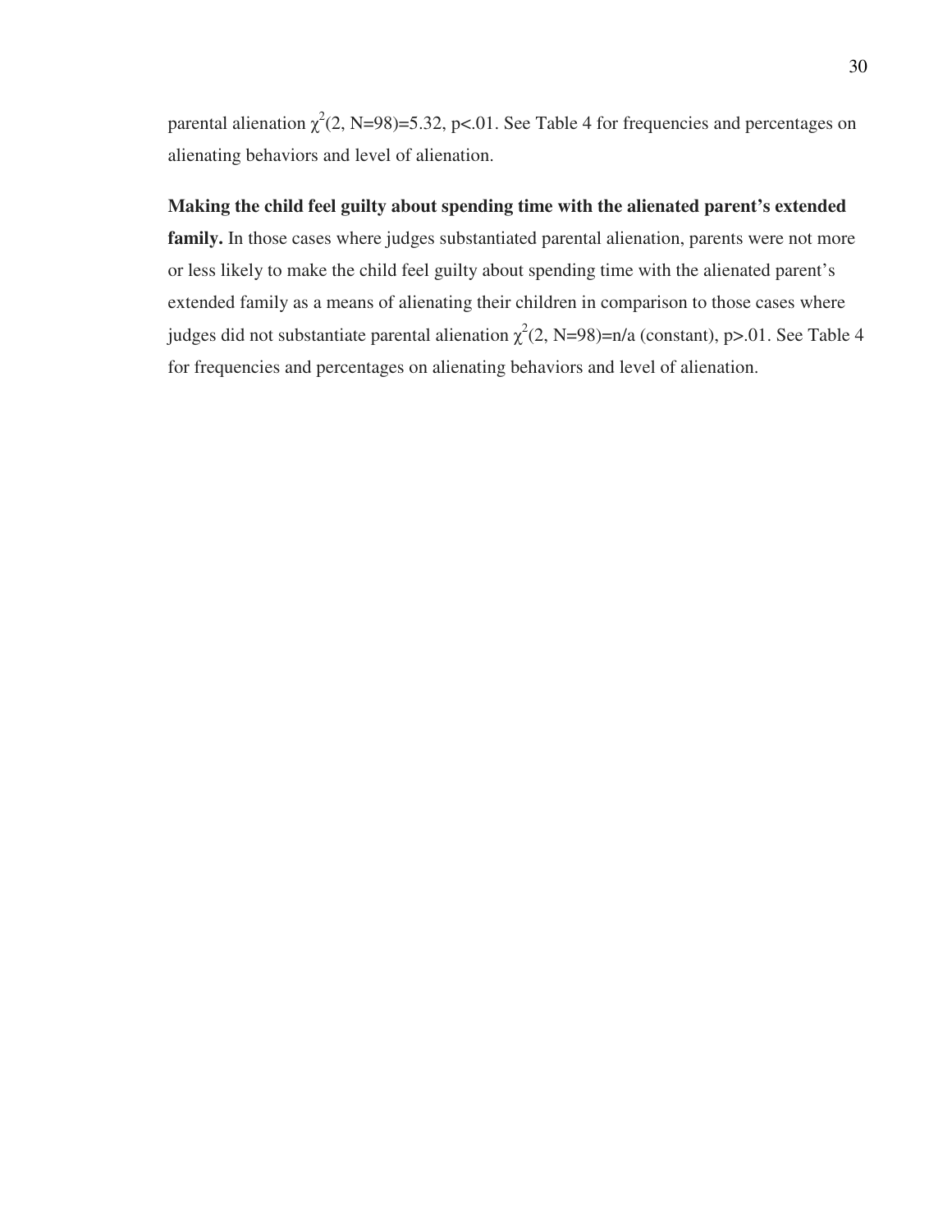parental alienation $\chi^2(2, N=98)=5.32, p<.01$. See Table 4 for frequencies and percentages on alienating behaviors and level of alienation.

**Making the child feel guilty about spending time with the alienated parent's extended family.** In those cases where judges substantiated parental alienation, parents were not more or less likely to make the child feel guilty about spending time with the alienated parent's extended family as a means of alienating their children in comparison to those cases where judges did not substantiate parental alienation $\chi^2(2, N=98)$=n/a (constant), $p>.01$. See Table 4 for frequencies and percentages on alienating behaviors and level of alienation.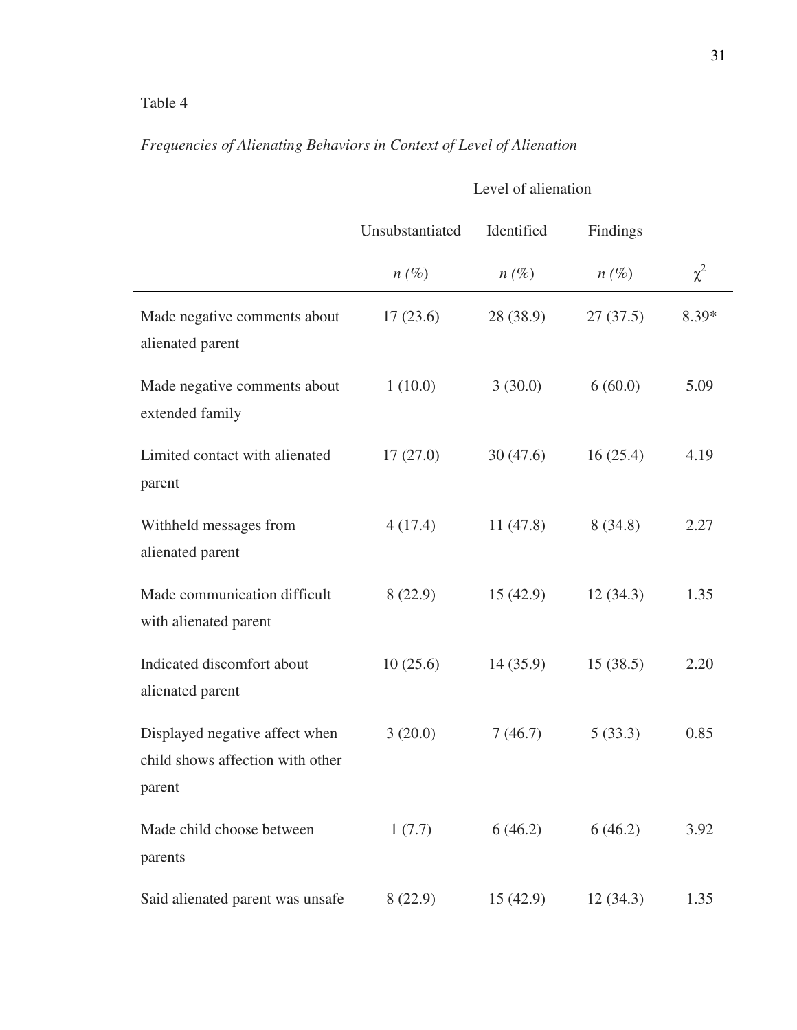Table 4

*Frequencies of Alienating Behaviors in Context of Level of Alienation*

| | Level of alienation | | | |
|---|---|---|---|---|
| | Unsubstantiated | Identified | Findings | |
| | *n* (%) | *n* (%) | *n* (%) | $\chi^2$ |
| Made negative comments about alienated parent | 17 (23.6) | 28 (38.9) | 27 (37.5) | 8.39* |
| Made negative comments about extended family | 1 (10.0) | 3 (30.0) | 6 (60.0) | 5.09 |
| Limited contact with alienated parent | 17 (27.0) | 30 (47.6) | 16 (25.4) | 4.19 |
| Withheld messages from alienated parent | 4 (17.4) | 11 (47.8) | 8 (34.8) | 2.27 |
| Made communication difficult with alienated parent | 8 (22.9) | 15 (42.9) | 12 (34.3) | 1.35 |
| Indicated discomfort about alienated parent | 10 (25.6) | 14 (35.9) | 15 (38.5) | 2.20 |
| Displayed negative affect when child shows affection with other parent | 3 (20.0) | 7 (46.7) | 5 (33.3) | 0.85 |
| Made child choose between parents | 1 (7.7) | 6 (46.2) | 6 (46.2) | 3.92 |
| Said alienated parent was unsafe | 8 (22.9) | 15 (42.9) | 12 (34.3) | 1.35 |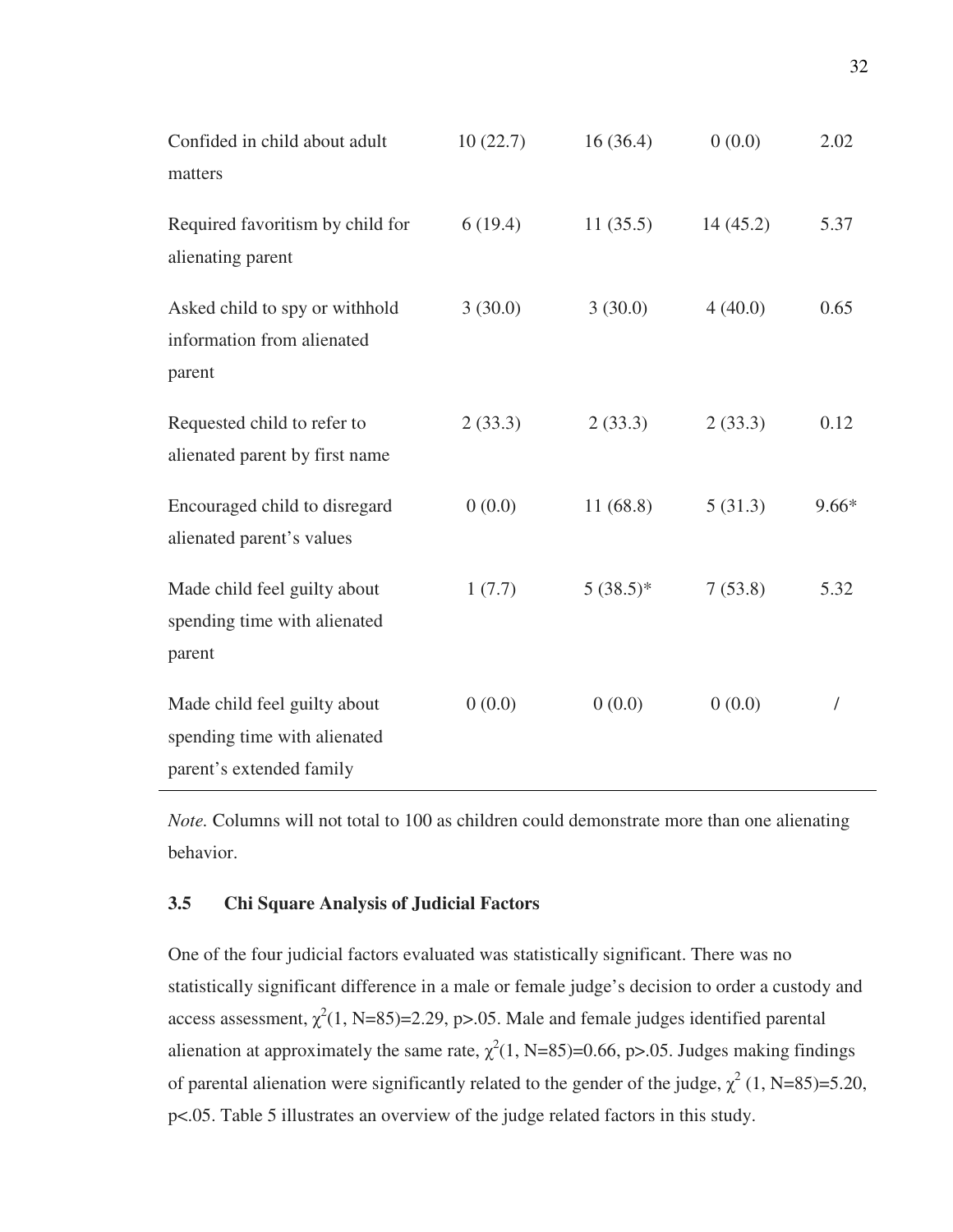| | | | | |
|---|---|---|---|---|
| Confided in child about adult matters | 10 (22.7) | 16 (36.4) | 0 (0.0) | 2.02 |
| Required favoritism by child for alienating parent | 6 (19.4) | 11 (35.5) | 14 (45.2) | 5.37 |
| Asked child to spy or withhold information from alienated parent | 3 (30.0) | 3 (30.0) | 4 (40.0) | 0.65 |
| Requested child to refer to alienated parent by first name | 2 (33.3) | 2 (33.3) | 2 (33.3) | 0.12 |
| Encouraged child to disregard alienated parent's values | 0 (0.0) | 11 (68.8) | 5 (31.3) | 9.66* |
| Made child feel guilty about spending time with alienated parent | 1 (7.7) | 5 (38.5)* | 7 (53.8) | 5.32 |
| Made child feel guilty about spending time with alienated parent's extended family | 0 (0.0) | 0 (0.0) | 0 (0.0) | / |

*Note.* Columns will not total to 100 as children could demonstrate more than one alienating behavior.

### 3.5 Chi Square Analysis of Judicial Factors

One of the four judicial factors evaluated was statistically significant. There was no statistically significant difference in a male or female judge's decision to order a custody and access assessment, $\chi^2(1, N=85)=2.29$, $p>.05$. Male and female judges identified parental alienation at approximately the same rate, $\chi^2(1, N=85)=0.66$, $p>.05$. Judges making findings of parental alienation were significantly related to the gender of the judge, $\chi^2$ $(1, N=85)=5.20$, $p<.05$. Table 5 illustrates an overview of the judge related factors in this study.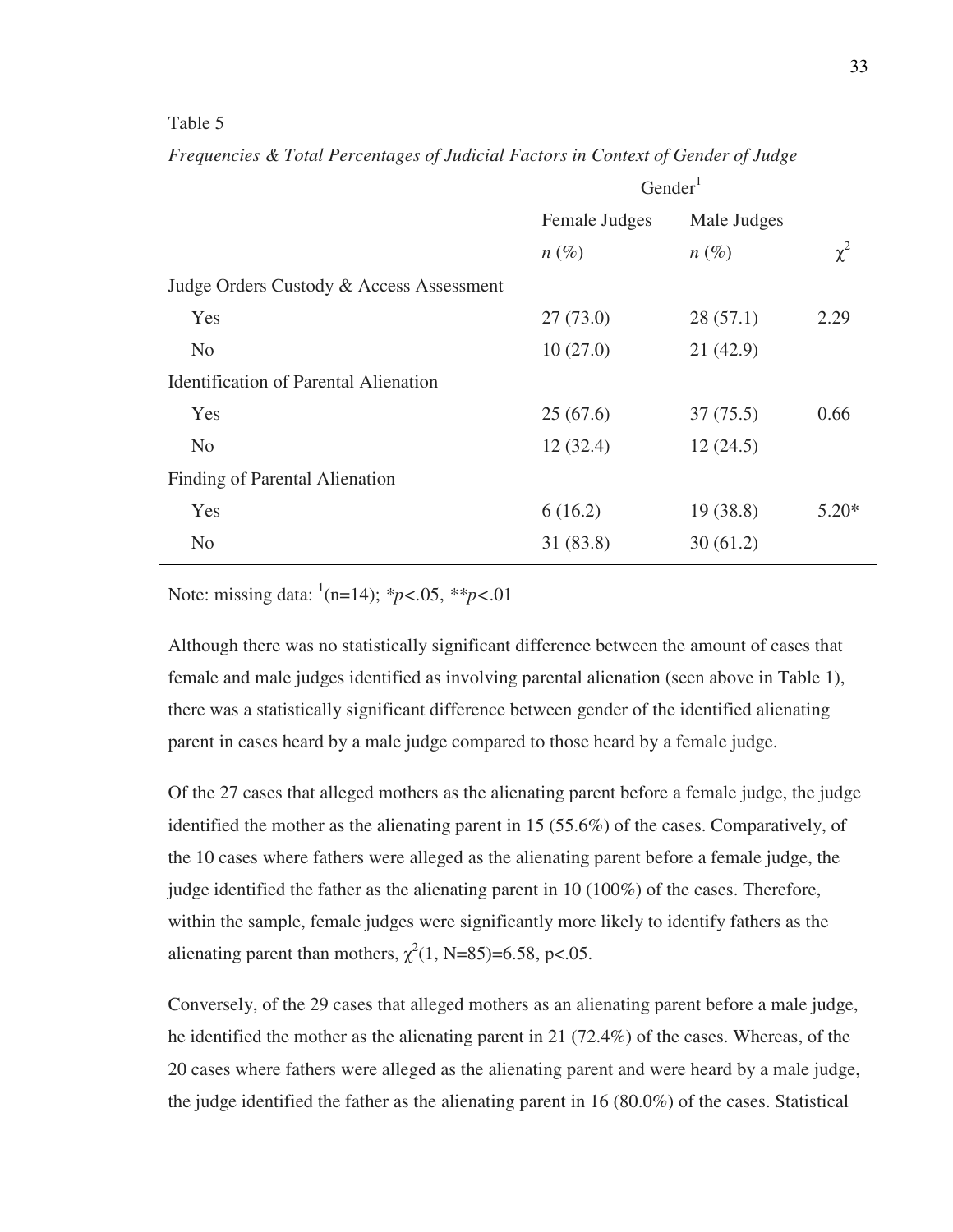Table 5

*Frequencies & Total Percentages of Judicial Factors in Context of Gender of Judge*

| | Gender[1] | | |
|---|---|---|---|
| | Female Judges | Male Judges | |
| | *n* (%) | *n* (%) | $\chi^2$ |
| Judge Orders Custody & Access Assessment | | | |
| Yes | 27 (73.0) | 28 (57.1) | 2.29 |
| No | 10 (27.0) | 21 (42.9) | |
| Identification of Parental Alienation | | | |
| Yes | 25 (67.6) | 37 (75.5) | 0.66 |
| No | 12 (32.4) | 12 (24.5) | |
| Finding of Parental Alienation | | | |
| Yes | 6 (16.2) | 19 (38.8) | 5.20* |
| No | 31 (83.8) | 30 (61.2) | |

Note: missing data: [1](n=14); \**p*<.05, \*\**p*<.01

Although there was no statistically significant difference between the amount of cases that female and male judges identified as involving parental alienation (seen above in Table 1), there was a statistically significant difference between gender of the identified alienating parent in cases heard by a male judge compared to those heard by a female judge.

Of the 27 cases that alleged mothers as the alienating parent before a female judge, the judge identified the mother as the alienating parent in 15 (55.6%) of the cases. Comparatively, of the 10 cases where fathers were alleged as the alienating parent before a female judge, the judge identified the father as the alienating parent in 10 (100%) of the cases. Therefore, within the sample, female judges were significantly more likely to identify fathers as the alienating parent than mothers, $\chi^2(1, N=85)=6.58$, $p<.05$.

Conversely, of the 29 cases that alleged mothers as an alienating parent before a male judge, he identified the mother as the alienating parent in 21 (72.4%) of the cases. Whereas, of the 20 cases where fathers were alleged as the alienating parent and were heard by a male judge, the judge identified the father as the alienating parent in 16 (80.0%) of the cases. Statistical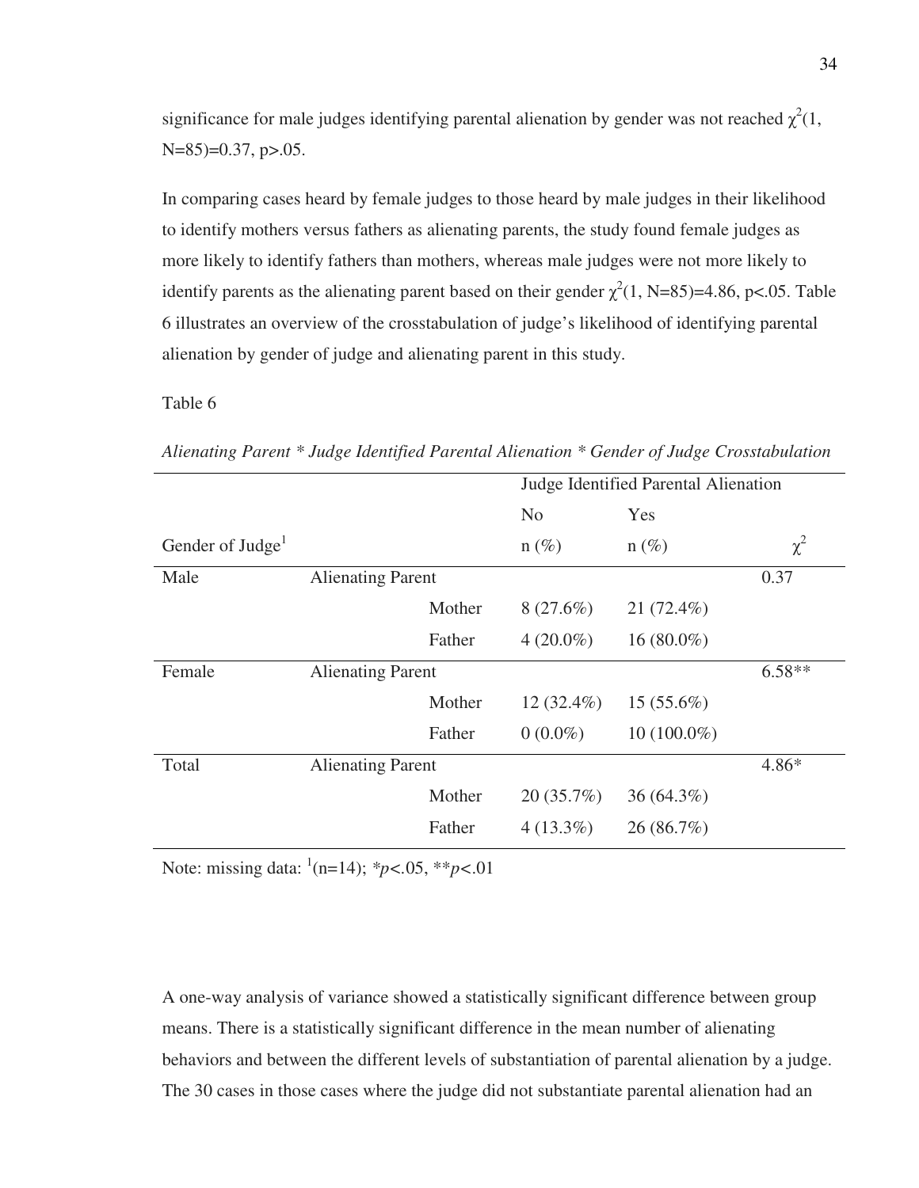significance for male judges identifying parental alienation by gender was not reached $\chi^2(1, N=85)=0.37$, $p>.05$.

In comparing cases heard by female judges to those heard by male judges in their likelihood to identify mothers versus fathers as alienating parents, the study found female judges as more likely to identify fathers than mothers, whereas male judges were not more likely to identify parents as the alienating parent based on their gender $\chi^2(1, N=85)=4.86$, $p<.05$. Table 6 illustrates an overview of the crosstabulation of judge's likelihood of identifying parental alienation by gender of judge and alienating parent in this study.

Table 6

*Alienating Parent * Judge Identified Parental Alienation * Gender of Judge Crosstabulation*

| | | | Judge Identified Parental Alienation | | |
|---|---|---|---|---|---|
| | | | No | Yes | |
| Gender of Judge[1] | | | n (%) | n (%) | $\chi^2$ |
| Male | Alienating Parent | | | | 0.37 |
| | | Mother | 8 (27.6%) | 21 (72.4%) | |
| | | Father | 4 (20.0%) | 16 (80.0%) | |
| Female | Alienating Parent | | | | 6.58** |
| | | Mother | 12 (32.4%) | 15 (55.6%) | |
| | | Father | 0 (0.0%) | 10 (100.0%) | |
| Total | Alienating Parent | | | | 4.86* |
| | | Mother | 20 (35.7%) | 36 (64.3%) | |
| | | Father | 4 (13.3%) | 26 (86.7%) | |

Note: missing data: [1](n=14); *$p<.05$, **$p<.01$

A one-way analysis of variance showed a statistically significant difference between group means. There is a statistically significant difference in the mean number of alienating behaviors and between the different levels of substantiation of parental alienation by a judge. The 30 cases in those cases where the judge did not substantiate parental alienation had an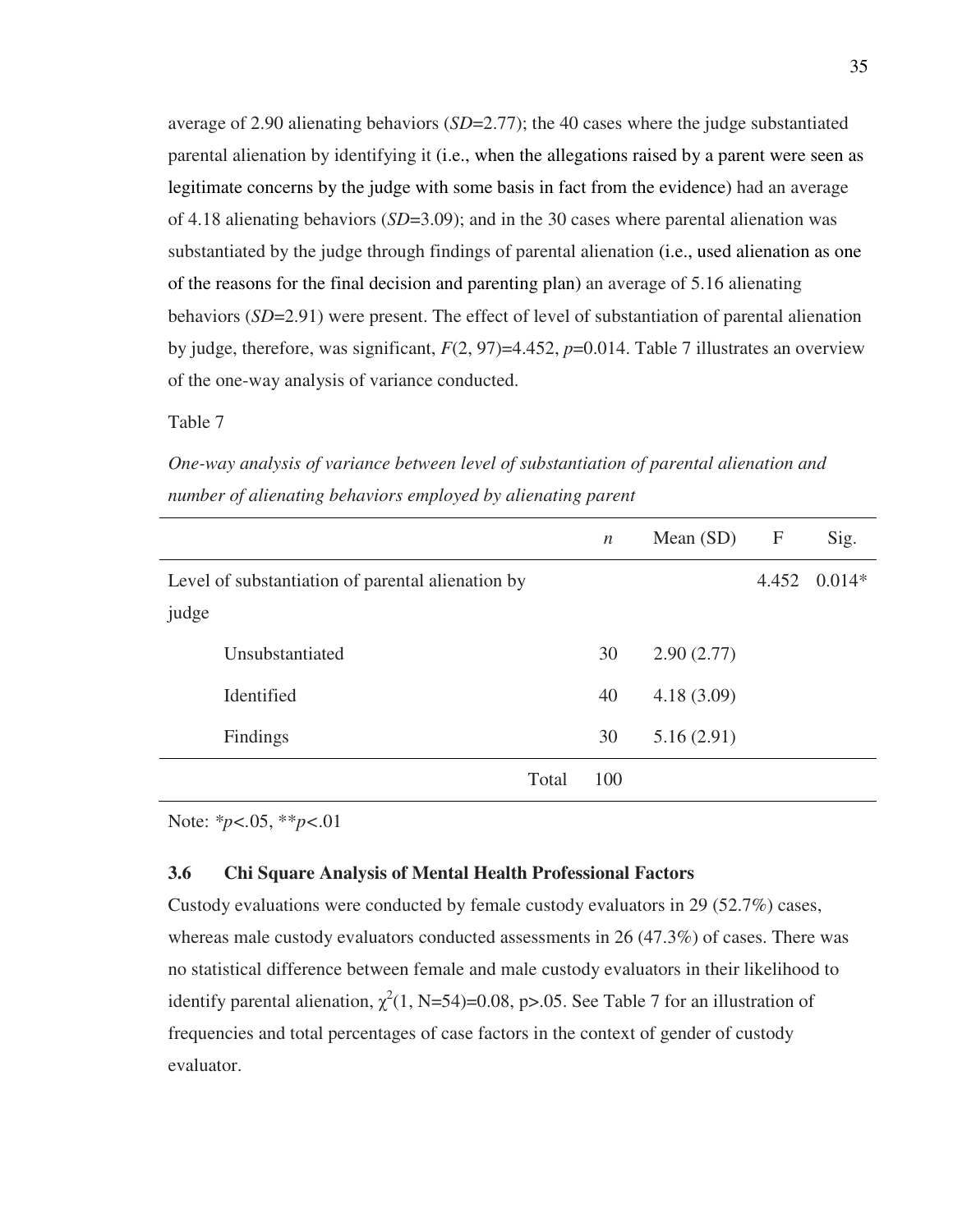average of 2.90 alienating behaviors (*SD*=2.77); the 40 cases where the judge substantiated parental alienation by identifying it (i.e., when the allegations raised by a parent were seen as legitimate concerns by the judge with some basis in fact from the evidence) had an average of 4.18 alienating behaviors (*SD*=3.09); and in the 30 cases where parental alienation was substantiated by the judge through findings of parental alienation (i.e., used alienation as one of the reasons for the final decision and parenting plan) an average of 5.16 alienating behaviors (*SD*=2.91) were present. The effect of level of substantiation of parental alienation by judge, therefore, was significant, $F(2, 97)=4.452$, $p=0.014$. Table 7 illustrates an overview of the one-way analysis of variance conducted.

Table 7

*One-way analysis of variance between level of substantiation of parental alienation and number of alienating behaviors employed by alienating parent*

| | *n* | Mean (SD) | F | Sig. |
|---|---|---|---|---|
| Level of substantiation of parental alienation by judge | | | 4.452 | 0.014* |
| Unsubstantiated | 30 | 2.90 (2.77) | | |
| Identified | 40 | 4.18 (3.09) | | |
| Findings | 30 | 5.16 (2.91) | | |
| Total | 100 | | | |

Note: $^*p<.05$, $^{**}p<.01$

### 3.6 Chi Square Analysis of Mental Health Professional Factors

Custody evaluations were conducted by female custody evaluators in 29 (52.7%) cases, whereas male custody evaluators conducted assessments in 26 (47.3%) of cases. There was no statistical difference between female and male custody evaluators in their likelihood to identify parental alienation, $\chi^2(1, N=54)=0.08$, $p>.05$. See Table 7 for an illustration of frequencies and total percentages of case factors in the context of gender of custody evaluator.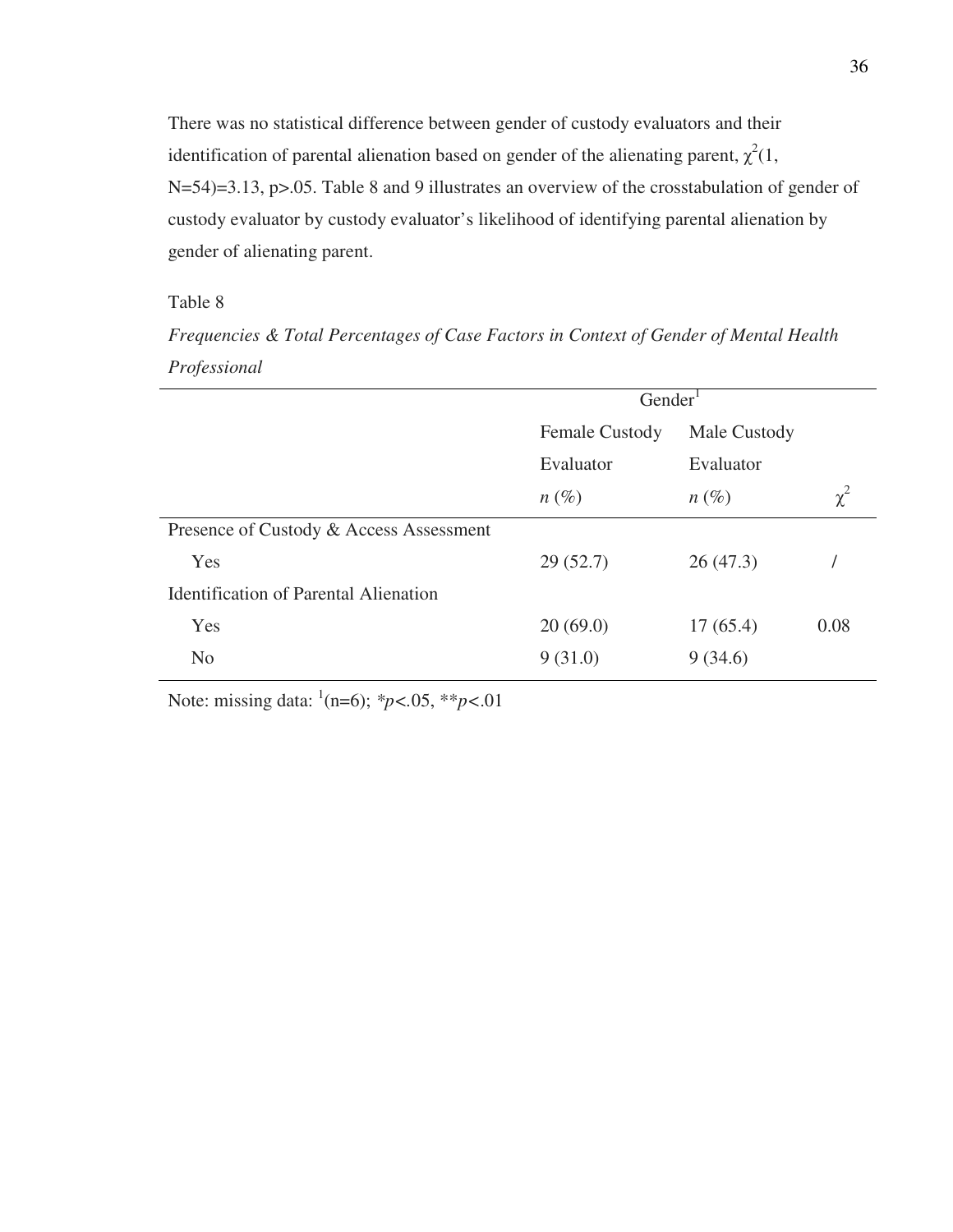There was no statistical difference between gender of custody evaluators and their identification of parental alienation based on gender of the alienating parent, $\chi^2(1, N=54)=3.13$, $p>.05$. Table 8 and 9 illustrates an overview of the crosstabulation of gender of custody evaluator by custody evaluator's likelihood of identifying parental alienation by gender of alienating parent.

Table 8

*Frequencies & Total Percentages of Case Factors in Context of Gender of Mental Health Professional*

| | Gender[1] | | |
|---|---|---|---|
| | Female Custody Evaluator *n* (%) | Male Custody Evaluator *n* (%) | $\chi^2$ |
| Presence of Custody & Access Assessment | | | |
| Yes | 29 (52.7) | 26 (47.3) | / |
| Identification of Parental Alienation | | | |
| Yes | 20 (69.0) | 17 (65.4) | 0.08 |
| No | 9 (31.0) | 9 (34.6) | |

Note: missing data: [1](n=6); $*p<.05$, $**p<.01$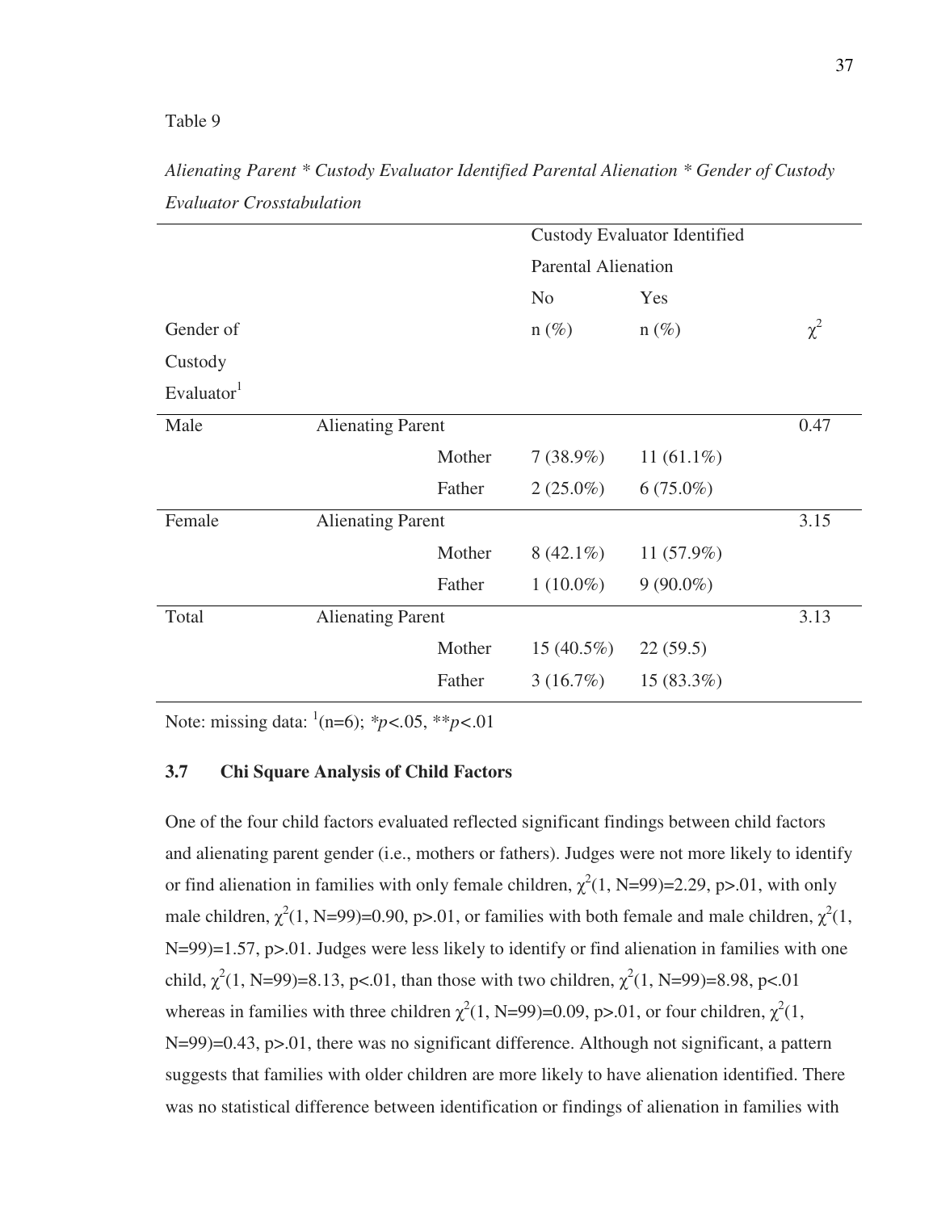Table 9

*Alienating Parent * Custody Evaluator Identified Parental Alienation * Gender of Custody Evaluator Crosstabulation*

| | | | Custody Evaluator Identified Parental Alienation | | |
|---|---|---|---|---|---|
| | | | No | Yes | |
| Gender of Custody Evaluator[1] | | | n (%) | n (%) | $\chi^2$ |
| Male | Alienating Parent | | | | 0.47 |
| | | Mother | 7 (38.9%) | 11 (61.1%) | |
| | | Father | 2 (25.0%) | 6 (75.0%) | |
| Female | Alienating Parent | | | | 3.15 |
| | | Mother | 8 (42.1%) | 11 (57.9%) | |
| | | Father | 1 (10.0%) | 9 (90.0%) | |
| Total | Alienating Parent | | | | 3.13 |
| | | Mother | 15 (40.5%) | 22 (59.5) | |
| | | Father | 3 (16.7%) | 15 (83.3%) | |

Note: missing data: [1](n=6); $^*p<.05$, $^{**}p<.01$

### 3.7 Chi Square Analysis of Child Factors

One of the four child factors evaluated reflected significant findings between child factors and alienating parent gender (i.e., mothers or fathers). Judges were not more likely to identify or find alienation in families with only female children, $\chi^2(1, N=99)=2.29$, $p>.01$, with only male children, $\chi^2(1, N=99)=0.90$, $p>.01$, or families with both female and male children, $\chi^2(1, N=99)=1.57$, $p>.01$. Judges were less likely to identify or find alienation in families with one child, $\chi^2(1, N=99)=8.13$, $p<.01$, than those with two children, $\chi^2(1, N=99)=8.98$, $p<.01$ whereas in families with three children $\chi^2(1, N=99)=0.09$, $p>.01$, or four children, $\chi^2(1, N=99)=0.43$, $p>.01$, there was no significant difference. Although not significant, a pattern suggests that families with older children are more likely to have alienation identified. There was no statistical difference between identification or findings of alienation in families with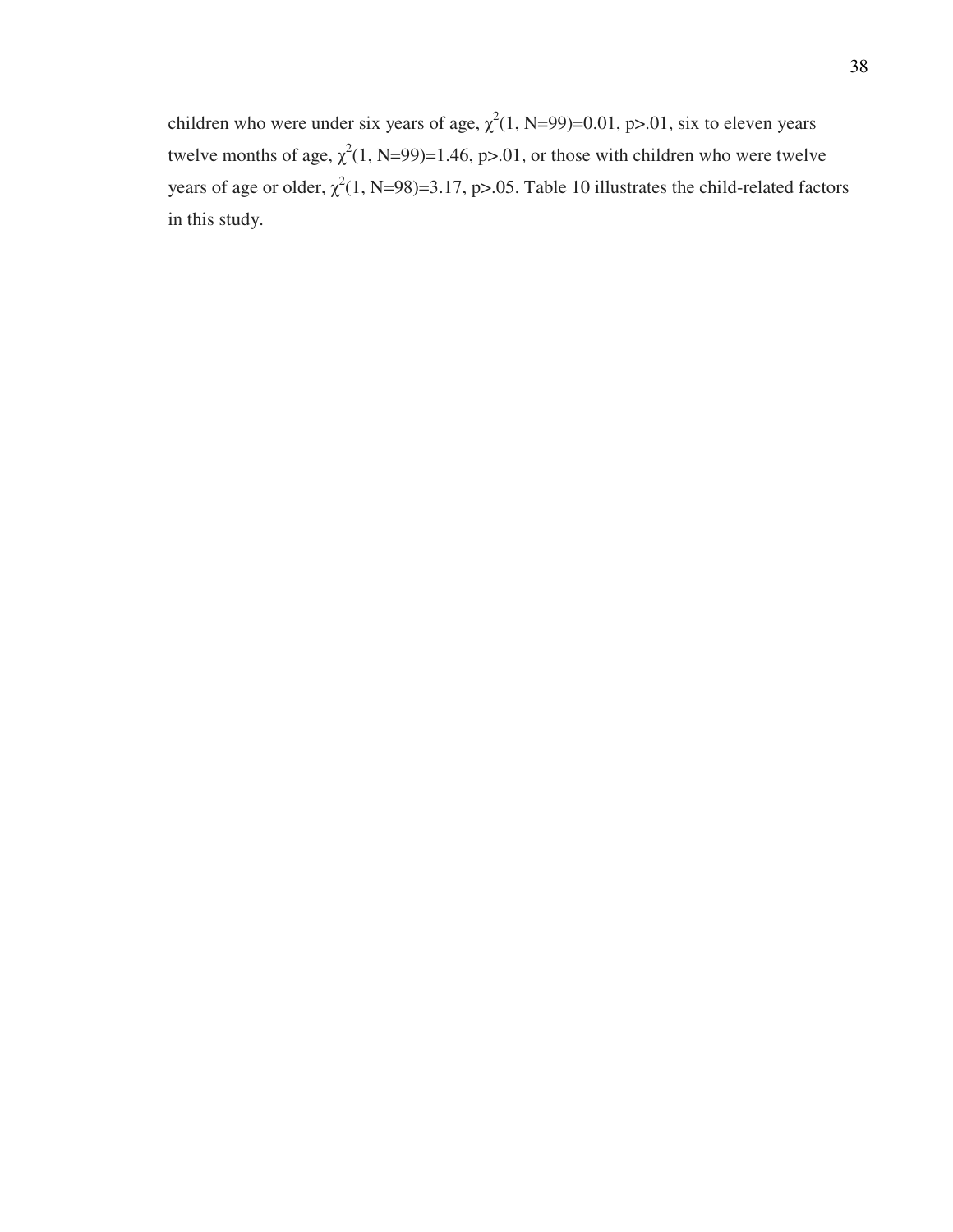children who were under six years of age, $\chi^2(1, N=99)=0.01$, $p>.01$, six to eleven years twelve months of age, $\chi^2(1, N=99)=1.46$, $p>.01$, or those with children who were twelve years of age or older, $\chi^2(1, N=98)=3.17$, $p>.05$. Table 10 illustrates the child-related factors in this study.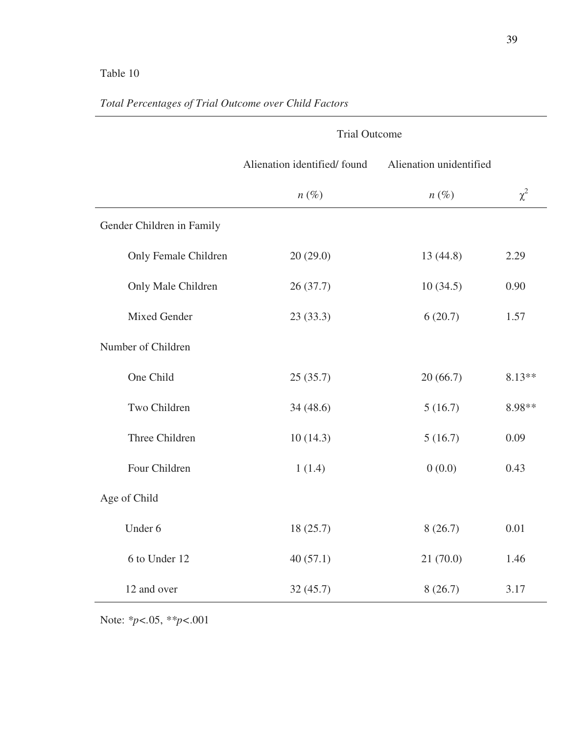Table 10

*Total Percentages of Trial Outcome over Child Factors*

| | Trial Outcome | | |
|---|---|---|---|
| | Alienation identified/ found | Alienation unidentified | |
| | *n* (%) | *n* (%) | $\chi^2$ |
| Gender Children in Family | | | |
| Only Female Children | 20 (29.0) | 13 (44.8) | 2.29 |
| Only Male Children | 26 (37.7) | 10 (34.5) | 0.90 |
| Mixed Gender | 23 (33.3) | 6 (20.7) | 1.57 |
| Number of Children | | | |
| One Child | 25 (35.7) | 20 (66.7) | 8.13** |
| Two Children | 34 (48.6) | 5 (16.7) | 8.98** |
| Three Children | 10 (14.3) | 5 (16.7) | 0.09 |
| Four Children | 1 (1.4) | 0 (0.0) | 0.43 |
| Age of Child | | | |
| Under 6 | 18 (25.7) | 8 (26.7) | 0.01 |
| 6 to Under 12 | 40 (57.1) | 21 (70.0) | 1.46 |
| 12 and over | 32 (45.7) | 8 (26.7) | 3.17 |

Note: \**p*<.05, \*\**p*<.001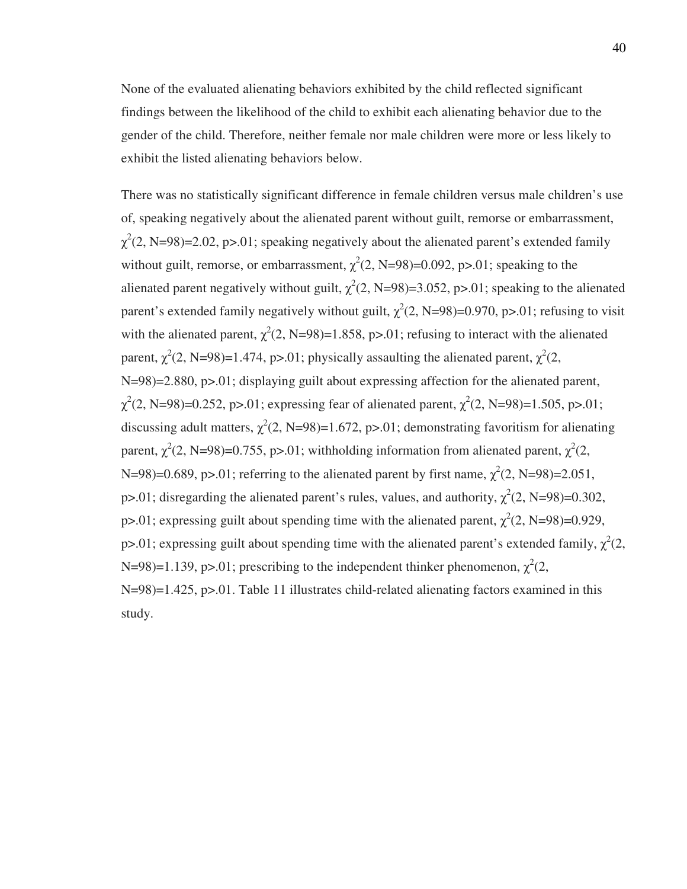None of the evaluated alienating behaviors exhibited by the child reflected significant findings between the likelihood of the child to exhibit each alienating behavior due to the gender of the child. Therefore, neither female nor male children were more or less likely to exhibit the listed alienating behaviors below.

There was no statistically significant difference in female children versus male children's use of, speaking negatively about the alienated parent without guilt, remorse or embarrassment, $\chi^2(2, N=98)=2.02, p>.01$; speaking negatively about the alienated parent's extended family without guilt, remorse, or embarrassment, $\chi^2(2, N=98)=0.092, p>.01$; speaking to the alienated parent negatively without guilt, $\chi^2(2, N=98)=3.052, p>.01$; speaking to the alienated parent's extended family negatively without guilt, $\chi^2(2, N=98)=0.970, p>.01$; refusing to visit with the alienated parent, $\chi^2(2, N=98)=1.858, p>.01$; refusing to interact with the alienated parent, $\chi^2(2, N=98)=1.474, p>.01$; physically assaulting the alienated parent, $\chi^2(2, N=98)=2.880, p>.01$; displaying guilt about expressing affection for the alienated parent, $\chi^2(2, N=98)=0.252, p>.01$; expressing fear of alienated parent, $\chi^2(2, N=98)=1.505, p>.01$; discussing adult matters, $\chi^2(2, N=98)=1.672, p>.01$; demonstrating favoritism for alienating parent, $\chi^2(2, N=98)=0.755, p>.01$; withholding information from alienated parent, $\chi^2(2, N=98)=0.689, p>.01$; referring to the alienated parent by first name, $\chi^2(2, N=98)=2.051, p>.01$; disregarding the alienated parent's rules, values, and authority, $\chi^2(2, N=98)=0.302, p>.01$; expressing guilt about spending time with the alienated parent, $\chi^2(2, N=98)=0.929, p>.01$; expressing guilt about spending time with the alienated parent's extended family, $\chi^2(2, N=98)=1.139, p>.01$; prescribing to the independent thinker phenomenon, $\chi^2(2, N=98)=1.425, p>.01$. Table 11 illustrates child-related alienating factors examined in this study.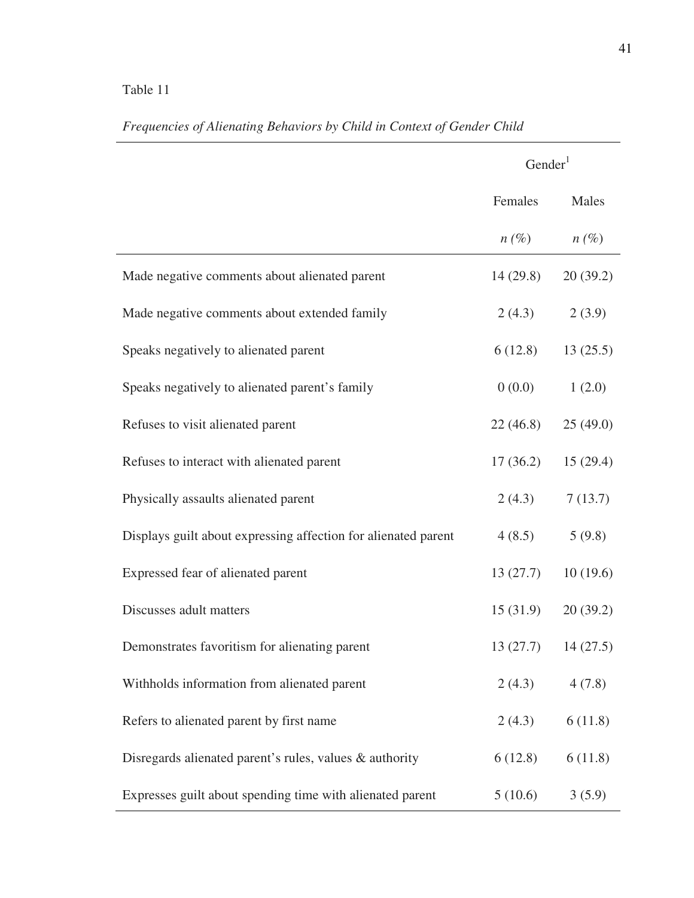Table 11

*Frequencies of Alienating Behaviors by Child in Context of Gender Child*

| | Gender[1] | |
|---|---|---|
| | Females | Males |
| | *n (%)* | *n (%)* |
| Made negative comments about alienated parent | 14 (29.8) | 20 (39.2) |
| Made negative comments about extended family | 2 (4.3) | 2 (3.9) |
| Speaks negatively to alienated parent | 6 (12.8) | 13 (25.5) |
| Speaks negatively to alienated parent's family | 0 (0.0) | 1 (2.0) |
| Refuses to visit alienated parent | 22 (46.8) | 25 (49.0) |
| Refuses to interact with alienated parent | 17 (36.2) | 15 (29.4) |
| Physically assaults alienated parent | 2 (4.3) | 7 (13.7) |
| Displays guilt about expressing affection for alienated parent | 4 (8.5) | 5 (9.8) |
| Expressed fear of alienated parent | 13 (27.7) | 10 (19.6) |
| Discusses adult matters | 15 (31.9) | 20 (39.2) |
| Demonstrates favoritism for alienating parent | 13 (27.7) | 14 (27.5) |
| Withholds information from alienated parent | 2 (4.3) | 4 (7.8) |
| Refers to alienated parent by first name | 2 (4.3) | 6 (11.8) |
| Disregards alienated parent's rules, values & authority | 6 (12.8) | 6 (11.8) |
| Expresses guilt about spending time with alienated parent | 5 (10.6) | 3 (5.9) |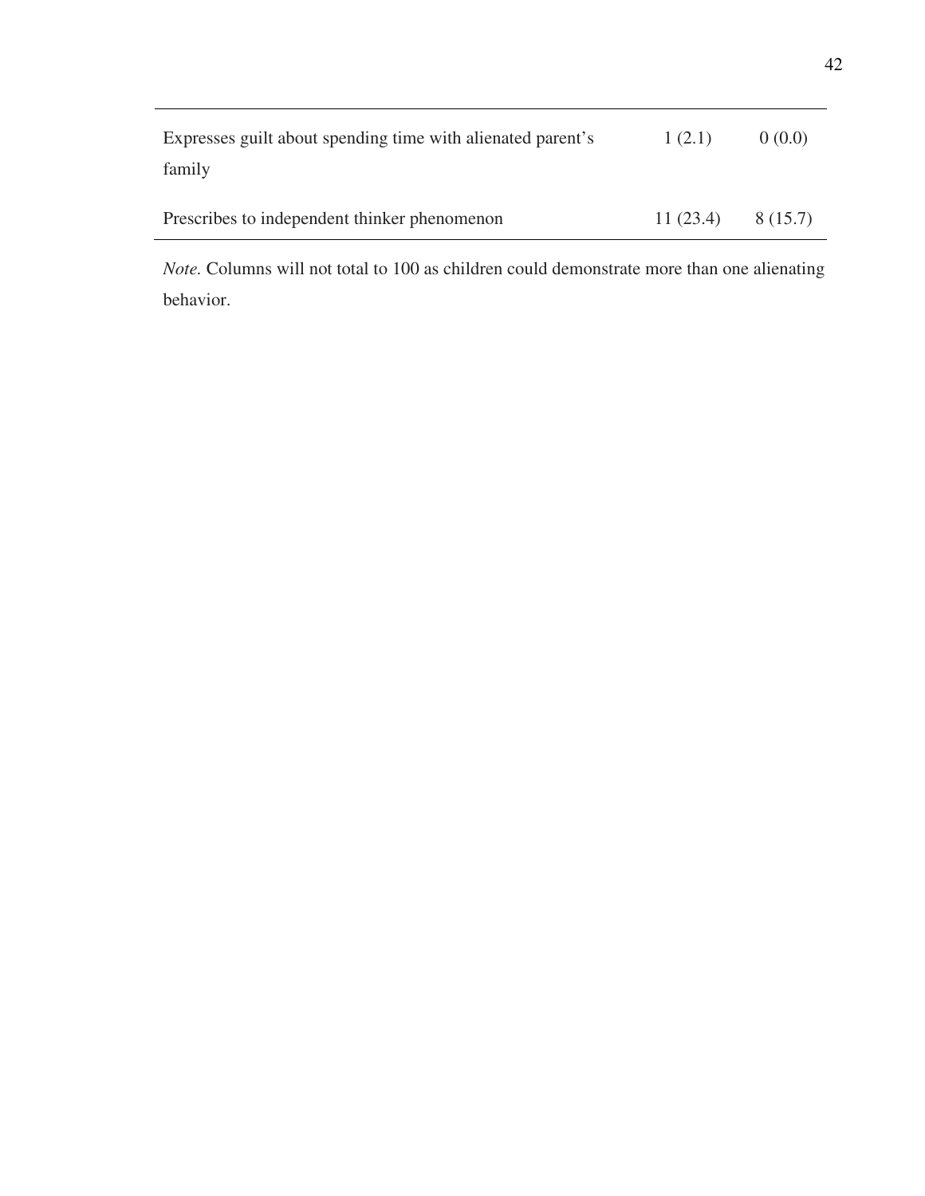| | | |
|---|---|---|
| Expresses guilt about spending time with alienated parent's family | 1 (2.1) | 0 (0.0) |
| Prescribes to independent thinker phenomenon | 11 (23.4) | 8 (15.7) |

*Note.* Columns will not total to 100 as children could demonstrate more than one alienating behavior.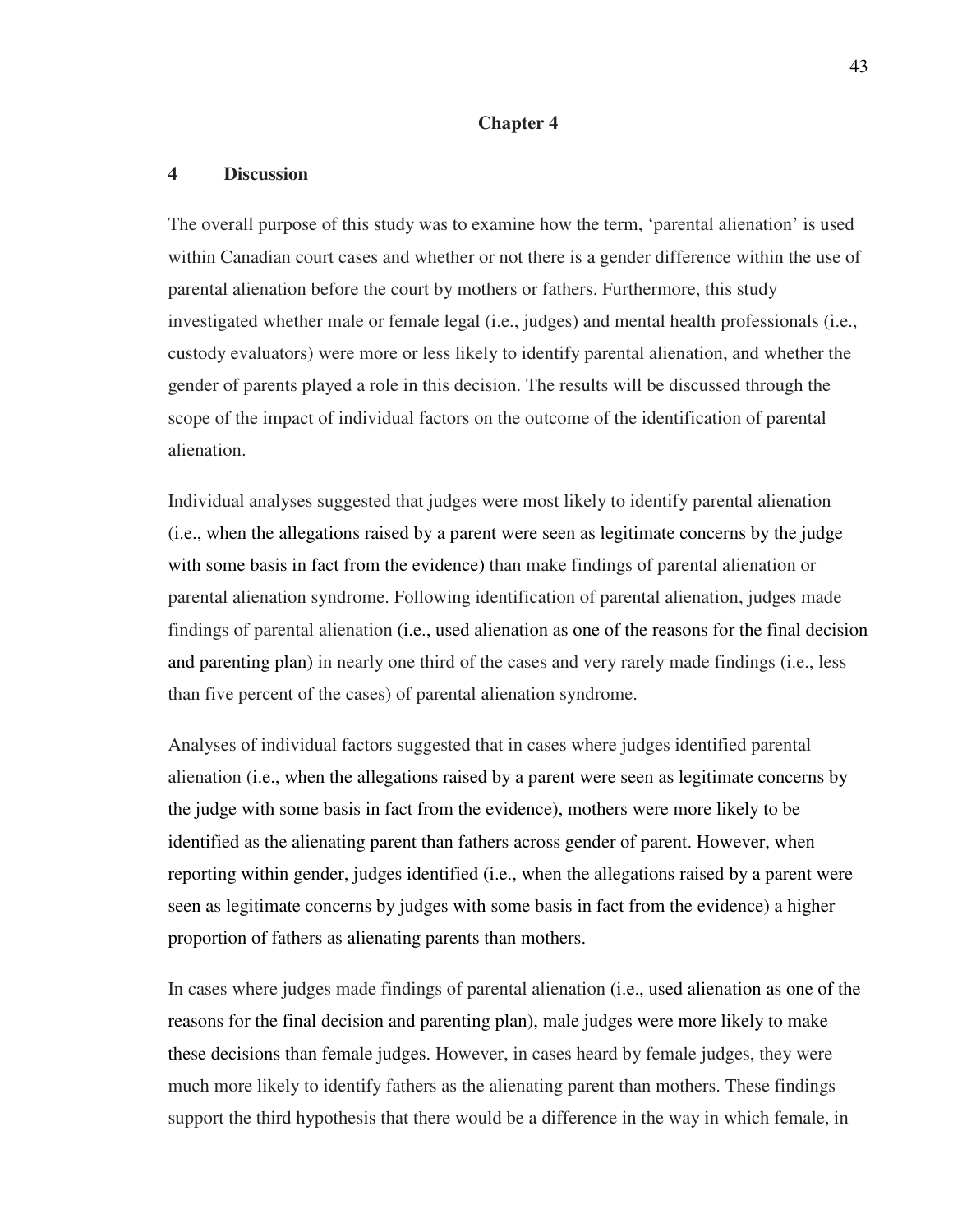# Chapter 4

## 4 Discussion

The overall purpose of this study was to examine how the term, 'parental alienation' is used within Canadian court cases and whether or not there is a gender difference within the use of parental alienation before the court by mothers or fathers. Furthermore, this study investigated whether male or female legal (i.e., judges) and mental health professionals (i.e., custody evaluators) were more or less likely to identify parental alienation, and whether the gender of parents played a role in this decision. The results will be discussed through the scope of the impact of individual factors on the outcome of the identification of parental alienation.

Individual analyses suggested that judges were most likely to identify parental alienation (i.e., when the allegations raised by a parent were seen as legitimate concerns by the judge with some basis in fact from the evidence) than make findings of parental alienation or parental alienation syndrome. Following identification of parental alienation, judges made findings of parental alienation (i.e., used alienation as one of the reasons for the final decision and parenting plan) in nearly one third of the cases and very rarely made findings (i.e., less than five percent of the cases) of parental alienation syndrome.

Analyses of individual factors suggested that in cases where judges identified parental alienation (i.e., when the allegations raised by a parent were seen as legitimate concerns by the judge with some basis in fact from the evidence), mothers were more likely to be identified as the alienating parent than fathers across gender of parent. However, when reporting within gender, judges identified (i.e., when the allegations raised by a parent were seen as legitimate concerns by judges with some basis in fact from the evidence) a higher proportion of fathers as alienating parents than mothers.

In cases where judges made findings of parental alienation (i.e., used alienation as one of the reasons for the final decision and parenting plan), male judges were more likely to make these decisions than female judges. However, in cases heard by female judges, they were much more likely to identify fathers as the alienating parent than mothers. These findings support the third hypothesis that there would be a difference in the way in which female, in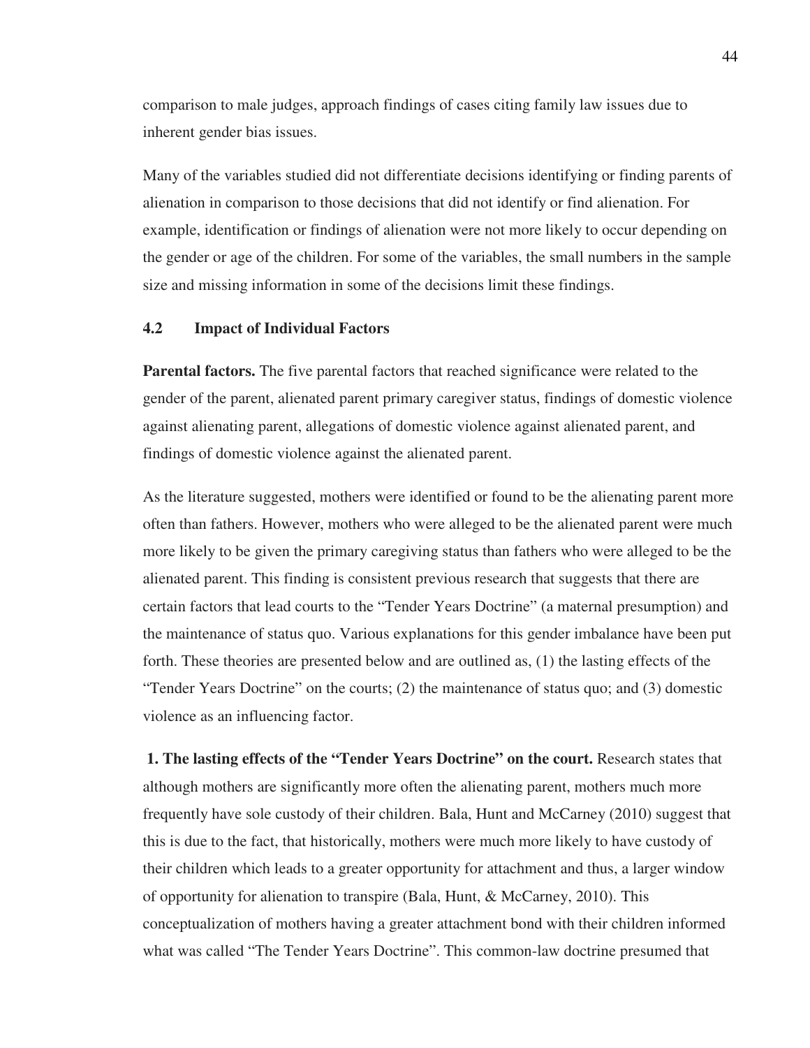comparison to male judges, approach findings of cases citing family law issues due to inherent gender bias issues.

Many of the variables studied did not differentiate decisions identifying or finding parents of alienation in comparison to those decisions that did not identify or find alienation. For example, identification or findings of alienation were not more likely to occur depending on the gender or age of the children. For some of the variables, the small numbers in the sample size and missing information in some of the decisions limit these findings.

### 4.2 Impact of Individual Factors

**Parental factors.** The five parental factors that reached significance were related to the gender of the parent, alienated parent primary caregiver status, findings of domestic violence against alienating parent, allegations of domestic violence against alienated parent, and findings of domestic violence against the alienated parent.

As the literature suggested, mothers were identified or found to be the alienating parent more often than fathers. However, mothers who were alleged to be the alienated parent were much more likely to be given the primary caregiving status than fathers who were alleged to be the alienated parent. This finding is consistent previous research that suggests that there are certain factors that lead courts to the "Tender Years Doctrine" (a maternal presumption) and the maintenance of status quo. Various explanations for this gender imbalance have been put forth. These theories are presented below and are outlined as, (1) the lasting effects of the "Tender Years Doctrine" on the courts; (2) the maintenance of status quo; and (3) domestic violence as an influencing factor.

**1. The lasting effects of the "Tender Years Doctrine" on the court.** Research states that although mothers are significantly more often the alienating parent, mothers much more frequently have sole custody of their children. Bala, Hunt and McCarney (2010) suggest that this is due to the fact, that historically, mothers were much more likely to have custody of their children which leads to a greater opportunity for attachment and thus, a larger window of opportunity for alienation to transpire (Bala, Hunt, & McCarney, 2010). This conceptualization of mothers having a greater attachment bond with their children informed what was called "The Tender Years Doctrine". This common-law doctrine presumed that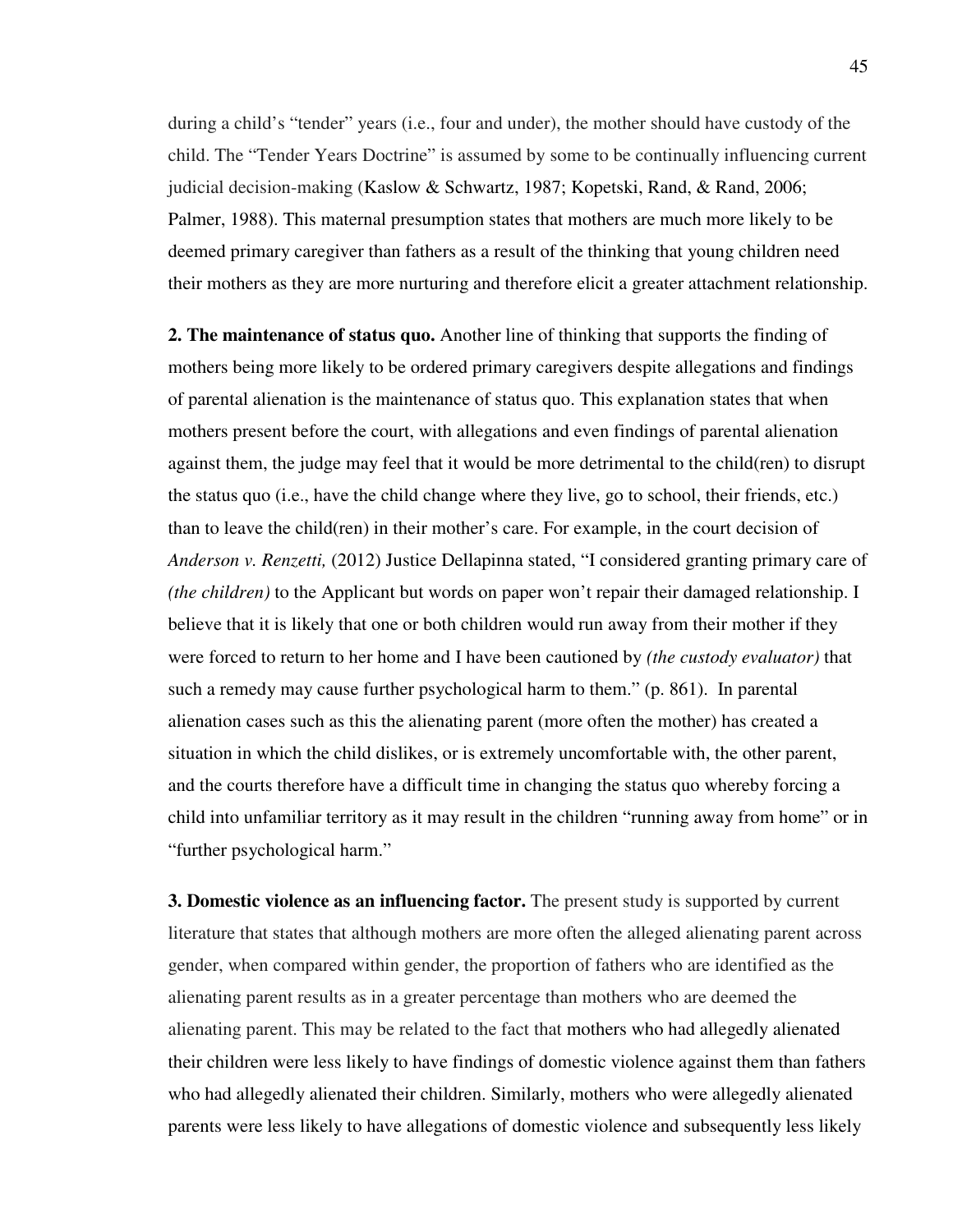during a child's "tender" years (i.e., four and under), the mother should have custody of the child. The "Tender Years Doctrine" is assumed by some to be continually influencing current judicial decision-making (Kaslow & Schwartz, 1987; Kopetski, Rand, & Rand, 2006; Palmer, 1988). This maternal presumption states that mothers are much more likely to be deemed primary caregiver than fathers as a result of the thinking that young children need their mothers as they are more nurturing and therefore elicit a greater attachment relationship.

**2. The maintenance of status quo.** Another line of thinking that supports the finding of mothers being more likely to be ordered primary caregivers despite allegations and findings of parental alienation is the maintenance of status quo. This explanation states that when mothers present before the court, with allegations and even findings of parental alienation against them, the judge may feel that it would be more detrimental to the child(ren) to disrupt the status quo (i.e., have the child change where they live, go to school, their friends, etc.) than to leave the child(ren) in their mother's care. For example, in the court decision of *Anderson v. Renzetti,* (2012) Justice Dellapinna stated, "I considered granting primary care of *(the children)* to the Applicant but words on paper won't repair their damaged relationship. I believe that it is likely that one or both children would run away from their mother if they were forced to return to her home and I have been cautioned by *(the custody evaluator)* that such a remedy may cause further psychological harm to them." (p. 861). In parental alienation cases such as this the alienating parent (more often the mother) has created a situation in which the child dislikes, or is extremely uncomfortable with, the other parent, and the courts therefore have a difficult time in changing the status quo whereby forcing a child into unfamiliar territory as it may result in the children "running away from home" or in "further psychological harm."

**3. Domestic violence as an influencing factor.** The present study is supported by current literature that states that although mothers are more often the alleged alienating parent across gender, when compared within gender, the proportion of fathers who are identified as the alienating parent results as in a greater percentage than mothers who are deemed the alienating parent. This may be related to the fact that mothers who had allegedly alienated their children were less likely to have findings of domestic violence against them than fathers who had allegedly alienated their children. Similarly, mothers who were allegedly alienated parents were less likely to have allegations of domestic violence and subsequently less likely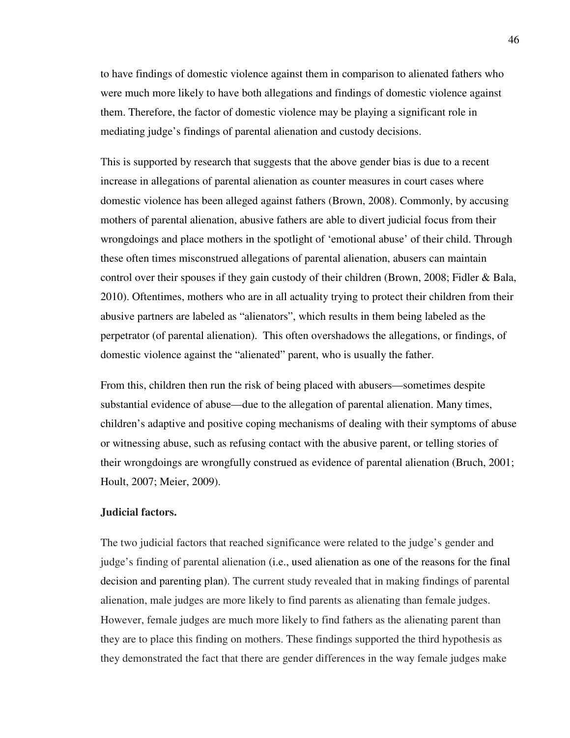to have findings of domestic violence against them in comparison to alienated fathers who were much more likely to have both allegations and findings of domestic violence against them. Therefore, the factor of domestic violence may be playing a significant role in mediating judge's findings of parental alienation and custody decisions.

This is supported by research that suggests that the above gender bias is due to a recent increase in allegations of parental alienation as counter measures in court cases where domestic violence has been alleged against fathers (Brown, 2008). Commonly, by accusing mothers of parental alienation, abusive fathers are able to divert judicial focus from their wrongdoings and place mothers in the spotlight of 'emotional abuse' of their child. Through these often times misconstrued allegations of parental alienation, abusers can maintain control over their spouses if they gain custody of their children (Brown, 2008; Fidler & Bala, 2010). Oftentimes, mothers who are in all actuality trying to protect their children from their abusive partners are labeled as "alienators", which results in them being labeled as the perpetrator (of parental alienation). This often overshadows the allegations, or findings, of domestic violence against the "alienated" parent, who is usually the father.

From this, children then run the risk of being placed with abusers—sometimes despite substantial evidence of abuse—due to the allegation of parental alienation. Many times, children's adaptive and positive coping mechanisms of dealing with their symptoms of abuse or witnessing abuse, such as refusing contact with the abusive parent, or telling stories of their wrongdoings are wrongfully construed as evidence of parental alienation (Bruch, 2001; Hoult, 2007; Meier, 2009).

**Judicial factors.**

The two judicial factors that reached significance were related to the judge's gender and judge's finding of parental alienation (i.e., used alienation as one of the reasons for the final decision and parenting plan). The current study revealed that in making findings of parental alienation, male judges are more likely to find parents as alienating than female judges. However, female judges are much more likely to find fathers as the alienating parent than they are to place this finding on mothers. These findings supported the third hypothesis as they demonstrated the fact that there are gender differences in the way female judges make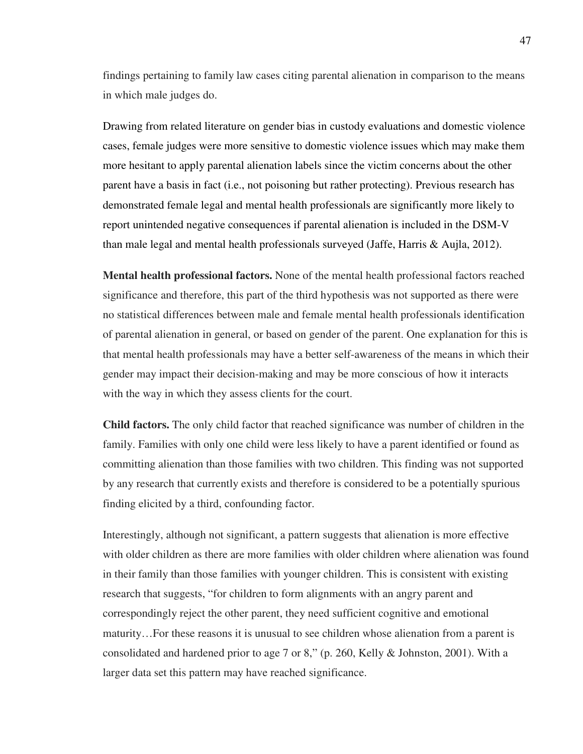findings pertaining to family law cases citing parental alienation in comparison to the means in which male judges do.

Drawing from related literature on gender bias in custody evaluations and domestic violence cases, female judges were more sensitive to domestic violence issues which may make them more hesitant to apply parental alienation labels since the victim concerns about the other parent have a basis in fact (i.e., not poisoning but rather protecting). Previous research has demonstrated female legal and mental health professionals are significantly more likely to report unintended negative consequences if parental alienation is included in the DSM-V than male legal and mental health professionals surveyed (Jaffe, Harris & Aujla, 2012).

**Mental health professional factors.** None of the mental health professional factors reached significance and therefore, this part of the third hypothesis was not supported as there were no statistical differences between male and female mental health professionals identification of parental alienation in general, or based on gender of the parent. One explanation for this is that mental health professionals may have a better self-awareness of the means in which their gender may impact their decision-making and may be more conscious of how it interacts with the way in which they assess clients for the court.

**Child factors.** The only child factor that reached significance was number of children in the family. Families with only one child were less likely to have a parent identified or found as committing alienation than those families with two children. This finding was not supported by any research that currently exists and therefore is considered to be a potentially spurious finding elicited by a third, confounding factor.

Interestingly, although not significant, a pattern suggests that alienation is more effective with older children as there are more families with older children where alienation was found in their family than those families with younger children. This is consistent with existing research that suggests, "for children to form alignments with an angry parent and correspondingly reject the other parent, they need sufficient cognitive and emotional maturity…For these reasons it is unusual to see children whose alienation from a parent is consolidated and hardened prior to age 7 or 8," (p. 260, Kelly & Johnston, 2001). With a larger data set this pattern may have reached significance.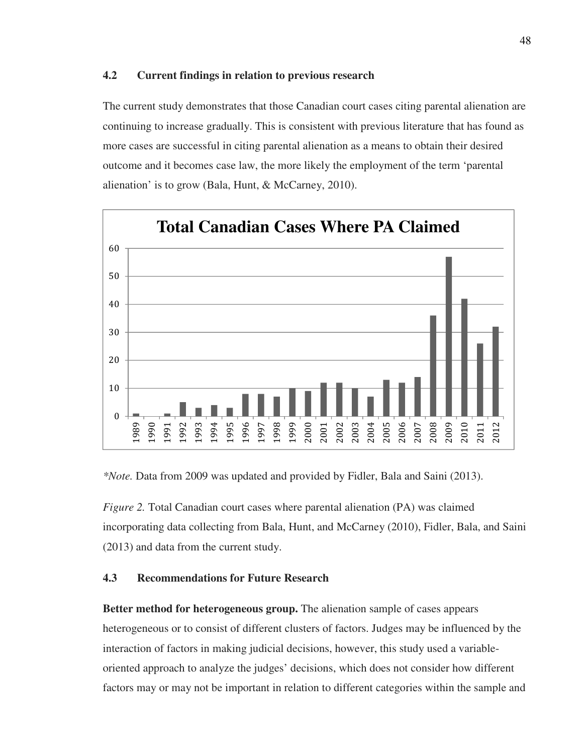### 4.2 Current findings in relation to previous research

The current study demonstrates that those Canadian court cases citing parental alienation are continuing to increase gradually. This is consistent with previous literature that has found as more cases are successful in citing parental alienation as a means to obtain their desired outcome and it becomes case law, the more likely the employment of the term 'parental alienation' is to grow (Bala, Hunt, & McCarney, 2010).

**Total Canadian Cases Where PA Claimed**

0
10
20
30
40
50
60

1989 1990 1991 1992 1993 1994 1995 1996 1997 1998 1999 2000 2001 2002 2003 2004 2005 2006 2007 2008 2009 2010 2011 2012

*\*Note.* Data from 2009 was updated and provided by Fidler, Bala and Saini (2013).

*Figure 2.* Total Canadian court cases where parental alienation (PA) was claimed incorporating data collecting from Bala, Hunt, and McCarney (2010), Fidler, Bala, and Saini (2013) and data from the current study.

### 4.3 Recommendations for Future Research

**Better method for heterogeneous group.** The alienation sample of cases appears heterogeneous or to consist of different clusters of factors. Judges may be influenced by the interaction of factors in making judicial decisions, however, this study used a variable-oriented approach to analyze the judges' decisions, which does not consider how different factors may or may not be important in relation to different categories within the sample and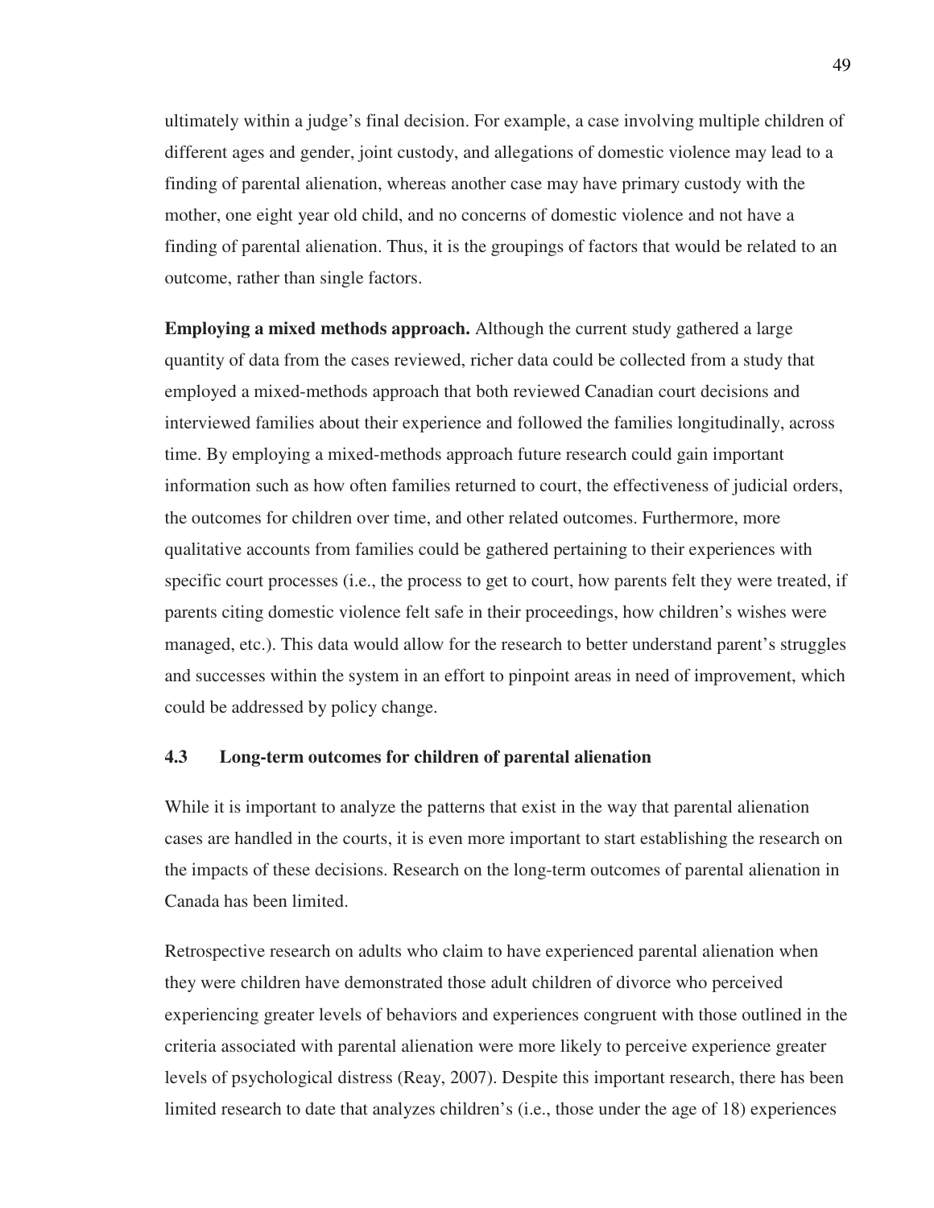ultimately within a judge's final decision. For example, a case involving multiple children of different ages and gender, joint custody, and allegations of domestic violence may lead to a finding of parental alienation, whereas another case may have primary custody with the mother, one eight year old child, and no concerns of domestic violence and not have a finding of parental alienation. Thus, it is the groupings of factors that would be related to an outcome, rather than single factors.

**Employing a mixed methods approach.** Although the current study gathered a large quantity of data from the cases reviewed, richer data could be collected from a study that employed a mixed-methods approach that both reviewed Canadian court decisions and interviewed families about their experience and followed the families longitudinally, across time. By employing a mixed-methods approach future research could gain important information such as how often families returned to court, the effectiveness of judicial orders, the outcomes for children over time, and other related outcomes. Furthermore, more qualitative accounts from families could be gathered pertaining to their experiences with specific court processes (i.e., the process to get to court, how parents felt they were treated, if parents citing domestic violence felt safe in their proceedings, how children's wishes were managed, etc.). This data would allow for the research to better understand parent's struggles and successes within the system in an effort to pinpoint areas in need of improvement, which could be addressed by policy change.

### 4.3 Long-term outcomes for children of parental alienation

While it is important to analyze the patterns that exist in the way that parental alienation cases are handled in the courts, it is even more important to start establishing the research on the impacts of these decisions. Research on the long-term outcomes of parental alienation in Canada has been limited.

Retrospective research on adults who claim to have experienced parental alienation when they were children have demonstrated those adult children of divorce who perceived experiencing greater levels of behaviors and experiences congruent with those outlined in the criteria associated with parental alienation were more likely to perceive experience greater levels of psychological distress (Reay, 2007). Despite this important research, there has been limited research to date that analyzes children's (i.e., those under the age of 18) experiences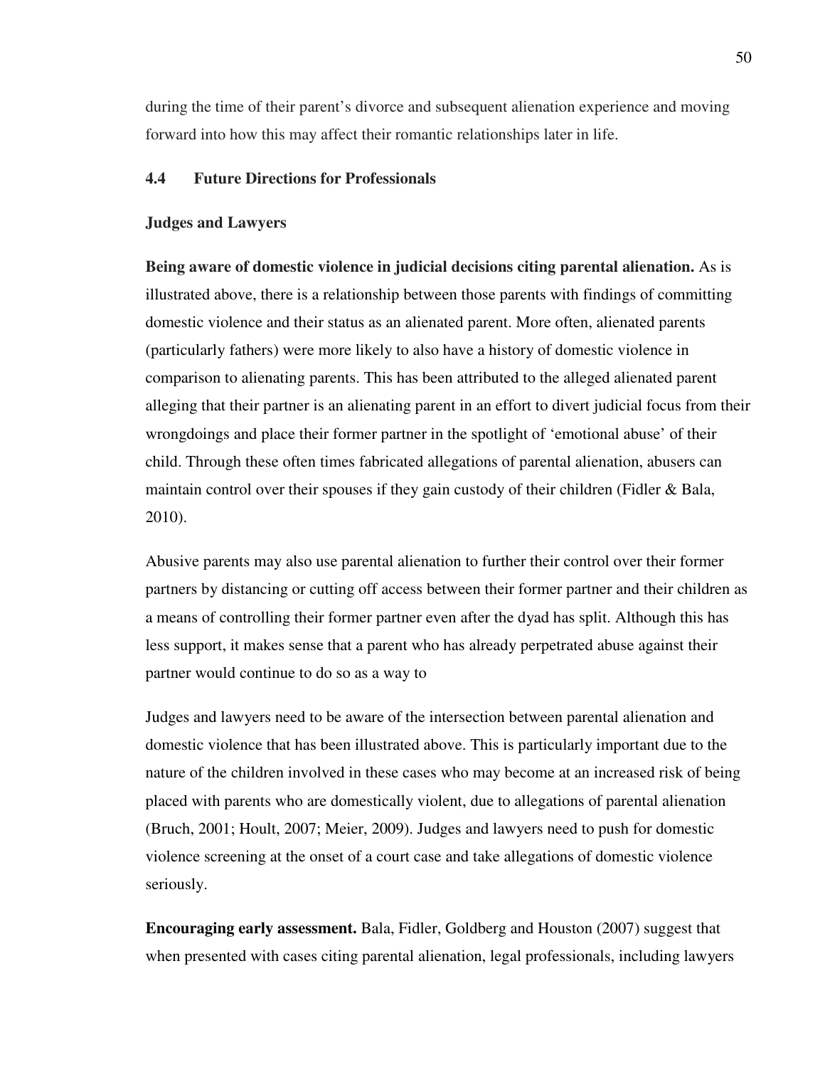during the time of their parent's divorce and subsequent alienation experience and moving forward into how this may affect their romantic relationships later in life.

## 4.4 Future Directions for Professionals

### Judges and Lawyers

**Being aware of domestic violence in judicial decisions citing parental alienation.** As is illustrated above, there is a relationship between those parents with findings of committing domestic violence and their status as an alienated parent. More often, alienated parents (particularly fathers) were more likely to also have a history of domestic violence in comparison to alienating parents. This has been attributed to the alleged alienated parent alleging that their partner is an alienating parent in an effort to divert judicial focus from their wrongdoings and place their former partner in the spotlight of 'emotional abuse' of their child. Through these often times fabricated allegations of parental alienation, abusers can maintain control over their spouses if they gain custody of their children (Fidler & Bala, 2010).

Abusive parents may also use parental alienation to further their control over their former partners by distancing or cutting off access between their former partner and their children as a means of controlling their former partner even after the dyad has split. Although this has less support, it makes sense that a parent who has already perpetrated abuse against their partner would continue to do so as a way to

Judges and lawyers need to be aware of the intersection between parental alienation and domestic violence that has been illustrated above. This is particularly important due to the nature of the children involved in these cases who may become at an increased risk of being placed with parents who are domestically violent, due to allegations of parental alienation (Bruch, 2001; Hoult, 2007; Meier, 2009). Judges and lawyers need to push for domestic violence screening at the onset of a court case and take allegations of domestic violence seriously.

**Encouraging early assessment.** Bala, Fidler, Goldberg and Houston (2007) suggest that when presented with cases citing parental alienation, legal professionals, including lawyers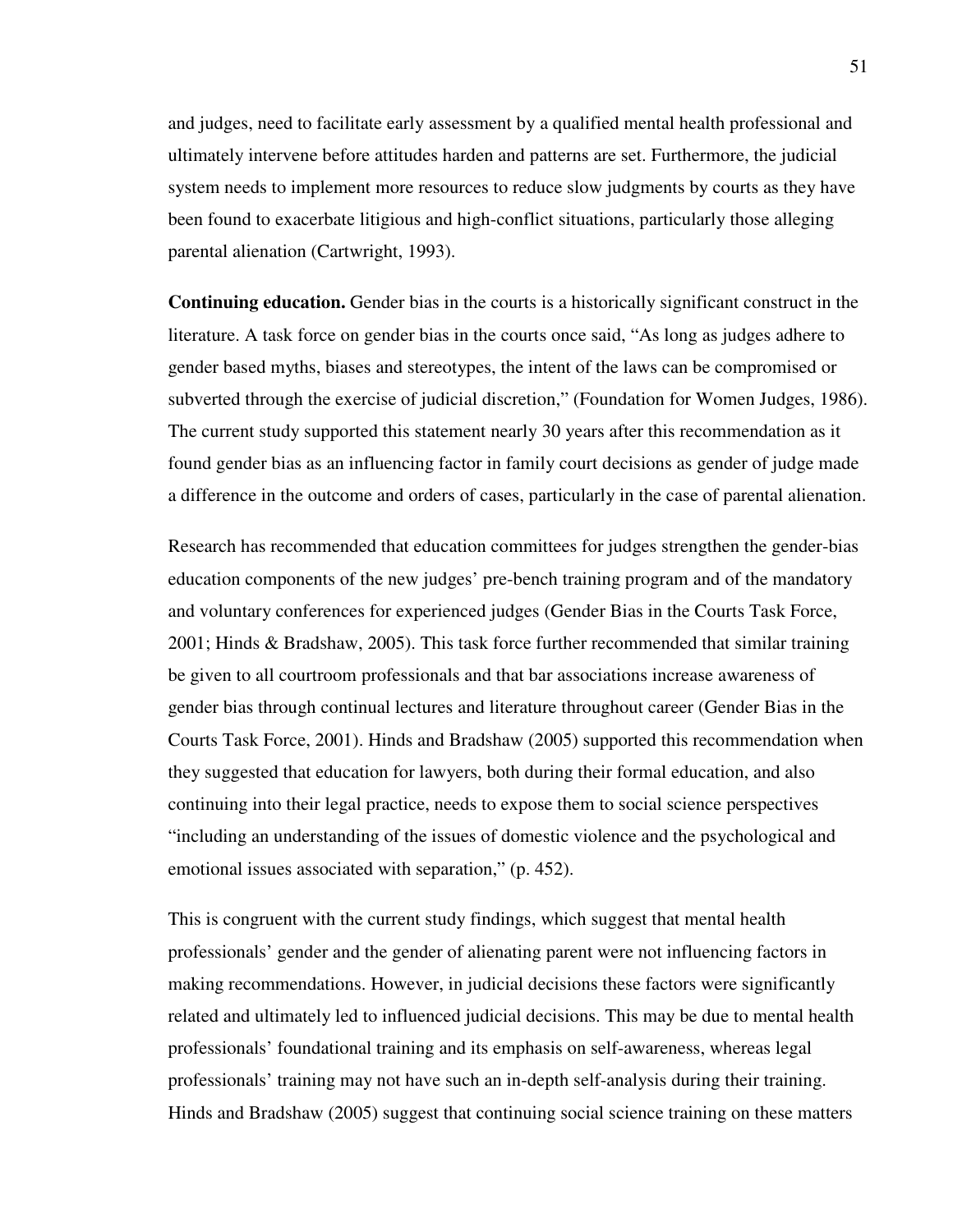and judges, need to facilitate early assessment by a qualified mental health professional and ultimately intervene before attitudes harden and patterns are set. Furthermore, the judicial system needs to implement more resources to reduce slow judgments by courts as they have been found to exacerbate litigious and high-conflict situations, particularly those alleging parental alienation (Cartwright, 1993).

**Continuing education.** Gender bias in the courts is a historically significant construct in the literature. A task force on gender bias in the courts once said, "As long as judges adhere to gender based myths, biases and stereotypes, the intent of the laws can be compromised or subverted through the exercise of judicial discretion," (Foundation for Women Judges, 1986). The current study supported this statement nearly 30 years after this recommendation as it found gender bias as an influencing factor in family court decisions as gender of judge made a difference in the outcome and orders of cases, particularly in the case of parental alienation.

Research has recommended that education committees for judges strengthen the gender-bias education components of the new judges' pre-bench training program and of the mandatory and voluntary conferences for experienced judges (Gender Bias in the Courts Task Force, 2001; Hinds & Bradshaw, 2005). This task force further recommended that similar training be given to all courtroom professionals and that bar associations increase awareness of gender bias through continual lectures and literature throughout career (Gender Bias in the Courts Task Force, 2001). Hinds and Bradshaw (2005) supported this recommendation when they suggested that education for lawyers, both during their formal education, and also continuing into their legal practice, needs to expose them to social science perspectives "including an understanding of the issues of domestic violence and the psychological and emotional issues associated with separation," (p. 452).

This is congruent with the current study findings, which suggest that mental health professionals' gender and the gender of alienating parent were not influencing factors in making recommendations. However, in judicial decisions these factors were significantly related and ultimately led to influenced judicial decisions. This may be due to mental health professionals' foundational training and its emphasis on self-awareness, whereas legal professionals' training may not have such an in-depth self-analysis during their training. Hinds and Bradshaw (2005) suggest that continuing social science training on these matters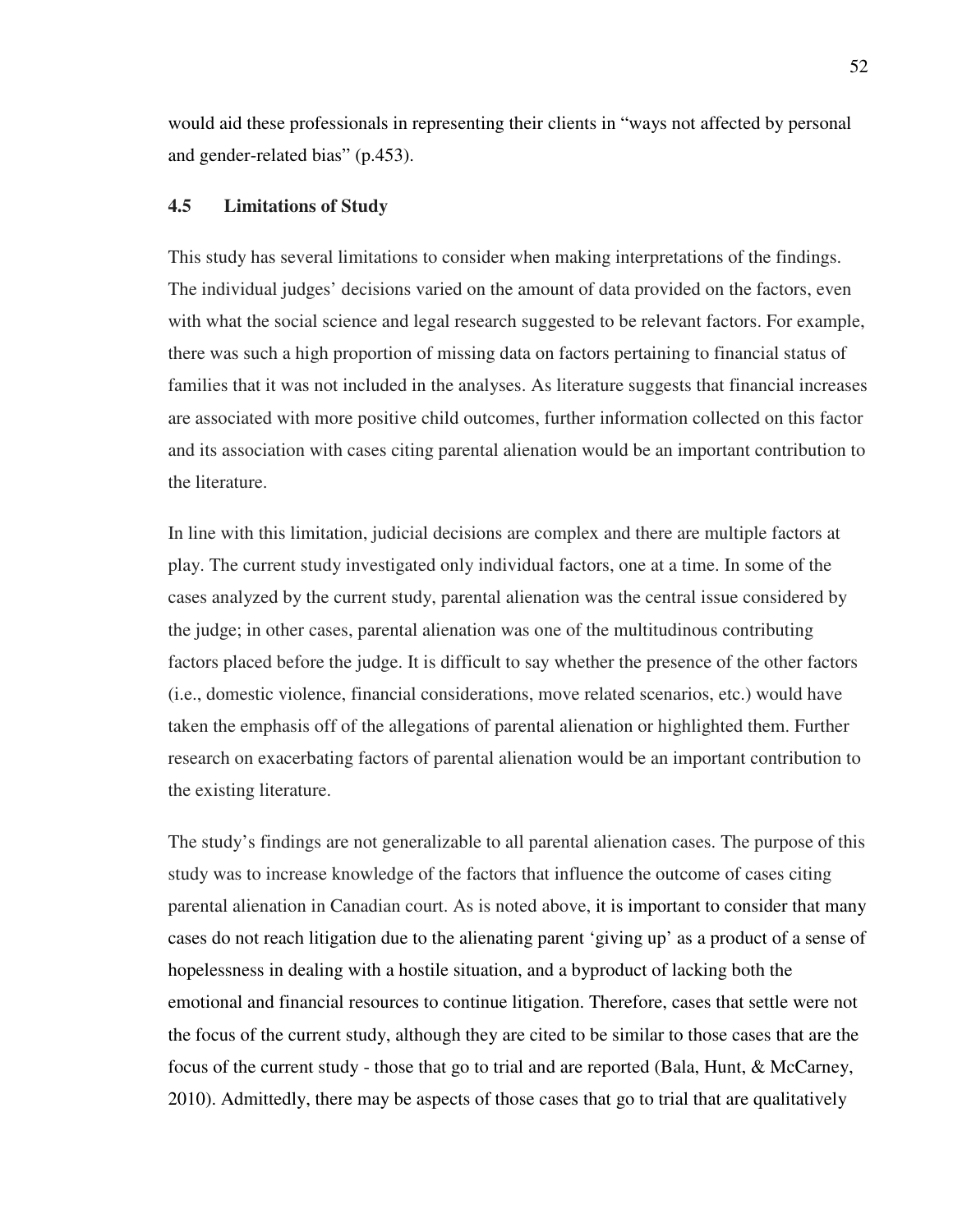would aid these professionals in representing their clients in "ways not affected by personal and gender-related bias" (p.453).

## 4.5 Limitations of Study

This study has several limitations to consider when making interpretations of the findings. The individual judges' decisions varied on the amount of data provided on the factors, even with what the social science and legal research suggested to be relevant factors. For example, there was such a high proportion of missing data on factors pertaining to financial status of families that it was not included in the analyses. As literature suggests that financial increases are associated with more positive child outcomes, further information collected on this factor and its association with cases citing parental alienation would be an important contribution to the literature.

In line with this limitation, judicial decisions are complex and there are multiple factors at play. The current study investigated only individual factors, one at a time. In some of the cases analyzed by the current study, parental alienation was the central issue considered by the judge; in other cases, parental alienation was one of the multitudinous contributing factors placed before the judge. It is difficult to say whether the presence of the other factors (i.e., domestic violence, financial considerations, move related scenarios, etc.) would have taken the emphasis off of the allegations of parental alienation or highlighted them. Further research on exacerbating factors of parental alienation would be an important contribution to the existing literature.

The study's findings are not generalizable to all parental alienation cases. The purpose of this study was to increase knowledge of the factors that influence the outcome of cases citing parental alienation in Canadian court. As is noted above, it is important to consider that many cases do not reach litigation due to the alienating parent 'giving up' as a product of a sense of hopelessness in dealing with a hostile situation, and a byproduct of lacking both the emotional and financial resources to continue litigation. Therefore, cases that settle were not the focus of the current study, although they are cited to be similar to those cases that are the focus of the current study - those that go to trial and are reported (Bala, Hunt, & McCarney, 2010). Admittedly, there may be aspects of those cases that go to trial that are qualitatively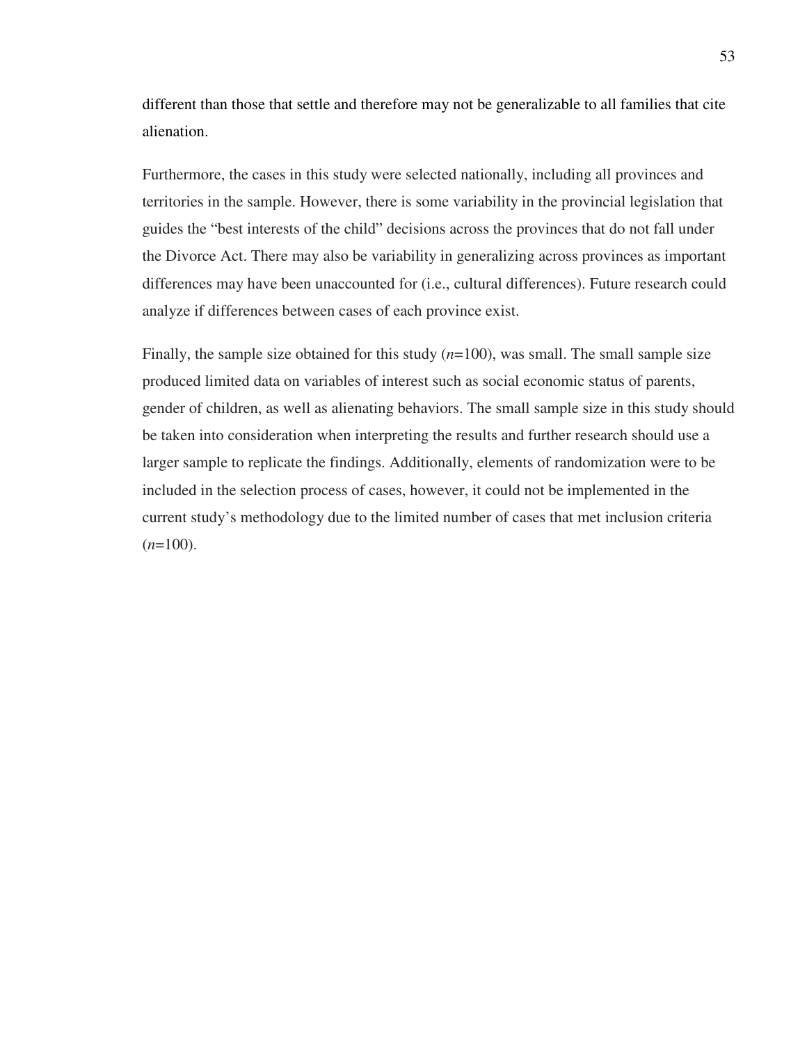different than those that settle and therefore may not be generalizable to all families that cite alienation.

Furthermore, the cases in this study were selected nationally, including all provinces and territories in the sample. However, there is some variability in the provincial legislation that guides the "best interests of the child" decisions across the provinces that do not fall under the Divorce Act. There may also be variability in generalizing across provinces as important differences may have been unaccounted for (i.e., cultural differences). Future research could analyze if differences between cases of each province exist.

Finally, the sample size obtained for this study ($n$=100), was small. The small sample size produced limited data on variables of interest such as social economic status of parents, gender of children, as well as alienating behaviors. The small sample size in this study should be taken into consideration when interpreting the results and further research should use a larger sample to replicate the findings. Additionally, elements of randomization were to be included in the selection process of cases, however, it could not be implemented in the current study's methodology due to the limited number of cases that met inclusion criteria ($n$=100).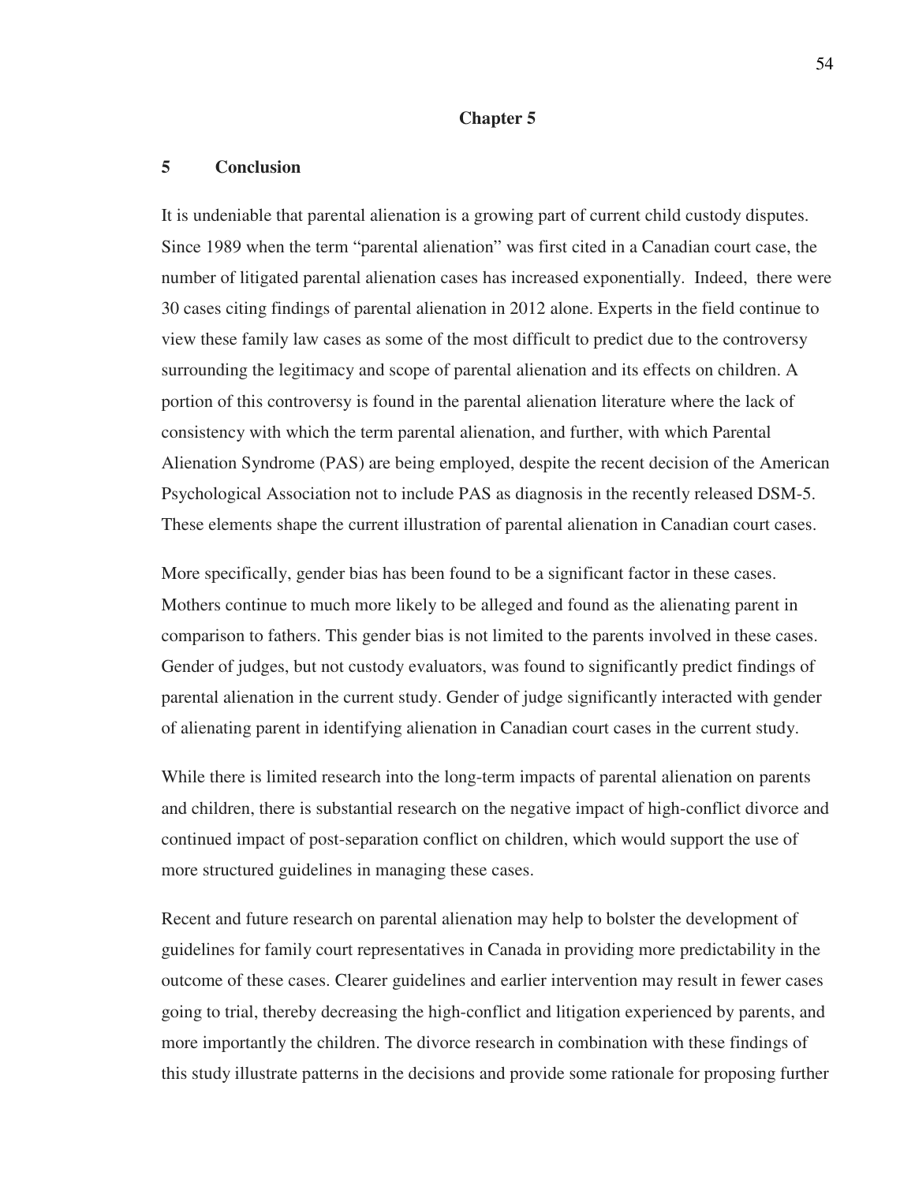# Chapter 5

## 5 Conclusion

It is undeniable that parental alienation is a growing part of current child custody disputes. Since 1989 when the term "parental alienation" was first cited in a Canadian court case, the number of litigated parental alienation cases has increased exponentially. Indeed, there were 30 cases citing findings of parental alienation in 2012 alone. Experts in the field continue to view these family law cases as some of the most difficult to predict due to the controversy surrounding the legitimacy and scope of parental alienation and its effects on children. A portion of this controversy is found in the parental alienation literature where the lack of consistency with which the term parental alienation, and further, with which Parental Alienation Syndrome (PAS) are being employed, despite the recent decision of the American Psychological Association not to include PAS as diagnosis in the recently released DSM-5. These elements shape the current illustration of parental alienation in Canadian court cases.

More specifically, gender bias has been found to be a significant factor in these cases. Mothers continue to much more likely to be alleged and found as the alienating parent in comparison to fathers. This gender bias is not limited to the parents involved in these cases. Gender of judges, but not custody evaluators, was found to significantly predict findings of parental alienation in the current study. Gender of judge significantly interacted with gender of alienating parent in identifying alienation in Canadian court cases in the current study.

While there is limited research into the long-term impacts of parental alienation on parents and children, there is substantial research on the negative impact of high-conflict divorce and continued impact of post-separation conflict on children, which would support the use of more structured guidelines in managing these cases.

Recent and future research on parental alienation may help to bolster the development of guidelines for family court representatives in Canada in providing more predictability in the outcome of these cases. Clearer guidelines and earlier intervention may result in fewer cases going to trial, thereby decreasing the high-conflict and litigation experienced by parents, and more importantly the children. The divorce research in combination with these findings of this study illustrate patterns in the decisions and provide some rationale for proposing further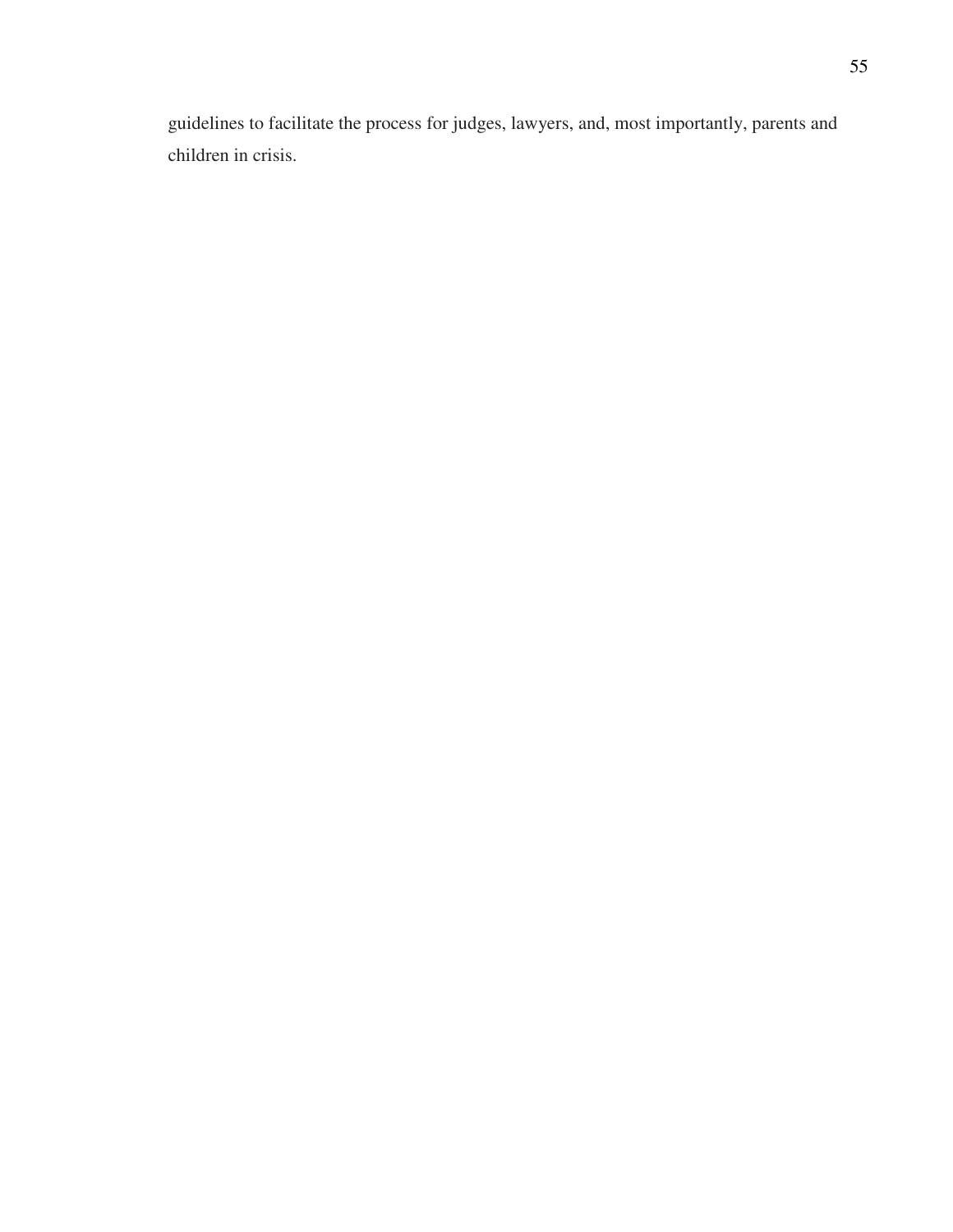guidelines to facilitate the process for judges, lawyers, and, most importantly, parents and children in crisis.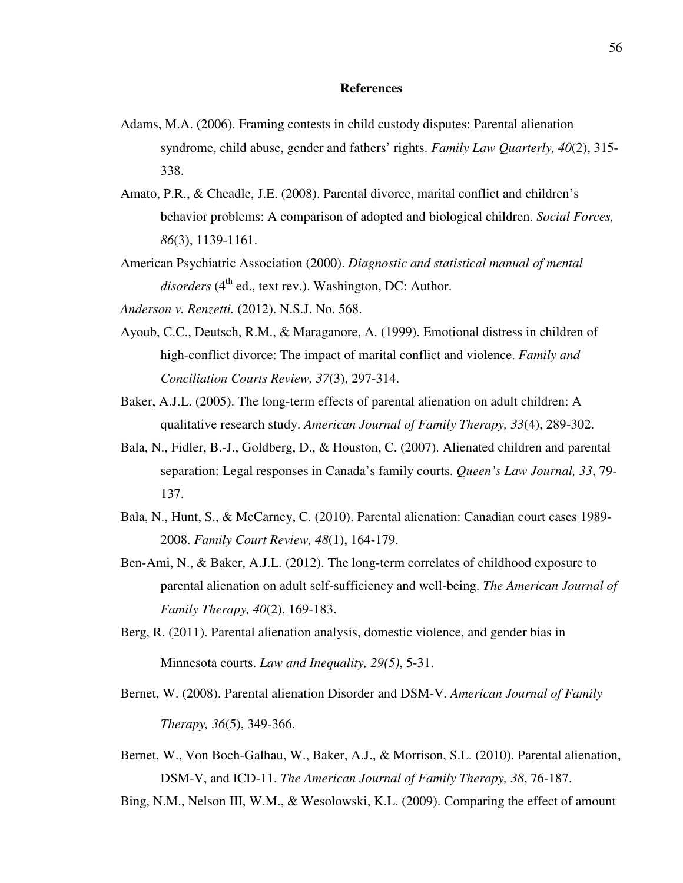# References

Adams, M.A. (2006). Framing contests in child custody disputes: Parental alienation syndrome, child abuse, gender and fathers' rights. *Family Law Quarterly, 40*(2), 315-338.

Amato, P.R., & Cheadle, J.E. (2008). Parental divorce, marital conflict and children's behavior problems: A comparison of adopted and biological children. *Social Forces, 86*(3), 1139-1161.

American Psychiatric Association (2000). *Diagnostic and statistical manual of mental disorders* (4th ed., text rev.). Washington, DC: Author.

*Anderson v. Renzetti.* (2012). N.S.J. No. 568.

Ayoub, C.C., Deutsch, R.M., & Maraganore, A. (1999). Emotional distress in children of high-conflict divorce: The impact of marital conflict and violence. *Family and Conciliation Courts Review, 37*(3), 297-314.

Baker, A.J.L. (2005). The long-term effects of parental alienation on adult children: A qualitative research study. *American Journal of Family Therapy, 33*(4), 289-302.

Bala, N., Fidler, B.-J., Goldberg, D., & Houston, C. (2007). Alienated children and parental separation: Legal responses in Canada's family courts. *Queen's Law Journal, 33*, 79-137.

Bala, N., Hunt, S., & McCarney, C. (2010). Parental alienation: Canadian court cases 1989-2008. *Family Court Review, 48*(1), 164-179.

Ben-Ami, N., & Baker, A.J.L. (2012). The long-term correlates of childhood exposure to parental alienation on adult self-sufficiency and well-being. *The American Journal of Family Therapy, 40*(2), 169-183.

Berg, R. (2011). Parental alienation analysis, domestic violence, and gender bias in Minnesota courts. *Law and Inequality, 29(5)*, 5-31.

Bernet, W. (2008). Parental alienation Disorder and DSM-V. *American Journal of Family Therapy, 36*(5), 349-366.

Bernet, W., Von Boch-Galhau, W., Baker, A.J., & Morrison, S.L. (2010). Parental alienation, DSM-V, and ICD-11. *The American Journal of Family Therapy, 38*, 76-187.

Bing, N.M., Nelson III, W.M., & Wesolowski, K.L. (2009). Comparing the effect of amount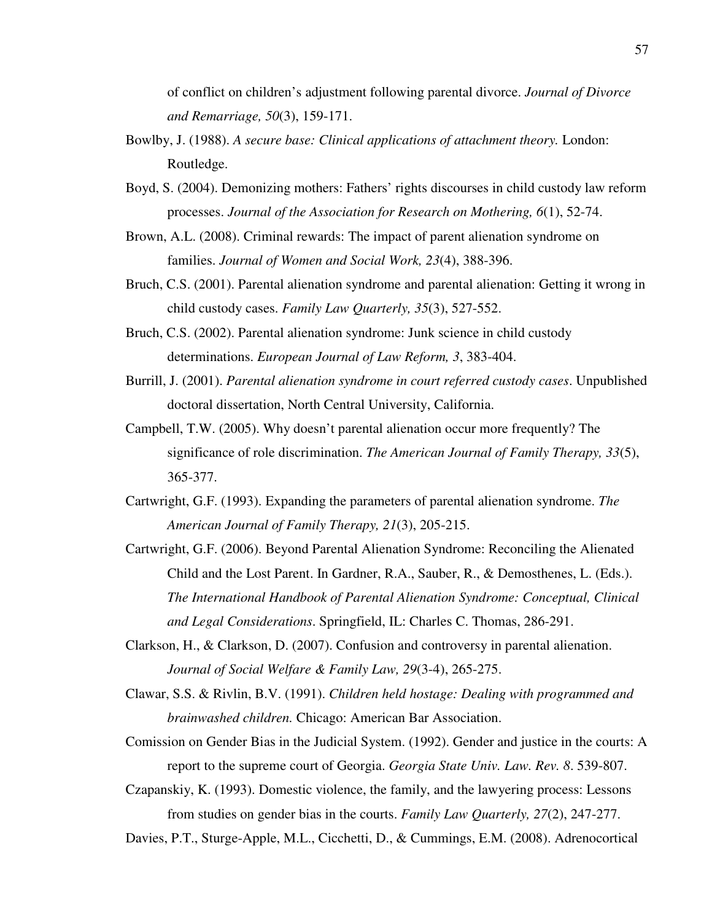of conflict on children's adjustment following parental divorce. *Journal of Divorce and Remarriage, 50*(3), 159-171.

Bowlby, J. (1988). *A secure base: Clinical applications of attachment theory.* London: Routledge.

Boyd, S. (2004). Demonizing mothers: Fathers' rights discourses in child custody law reform processes. *Journal of the Association for Research on Mothering, 6*(1), 52-74.

Brown, A.L. (2008). Criminal rewards: The impact of parent alienation syndrome on families. *Journal of Women and Social Work, 23*(4), 388-396.

Bruch, C.S. (2001). Parental alienation syndrome and parental alienation: Getting it wrong in child custody cases. *Family Law Quarterly, 35*(3), 527-552.

Bruch, C.S. (2002). Parental alienation syndrome: Junk science in child custody determinations. *European Journal of Law Reform, 3*, 383-404.

Burrill, J. (2001). *Parental alienation syndrome in court referred custody cases*. Unpublished doctoral dissertation, North Central University, California.

Campbell, T.W. (2005). Why doesn't parental alienation occur more frequently? The significance of role discrimination. *The American Journal of Family Therapy, 33*(5), 365-377.

Cartwright, G.F. (1993). Expanding the parameters of parental alienation syndrome. *The American Journal of Family Therapy, 21*(3), 205-215.

Cartwright, G.F. (2006). Beyond Parental Alienation Syndrome: Reconciling the Alienated Child and the Lost Parent. In Gardner, R.A., Sauber, R., & Demosthenes, L. (Eds.). *The International Handbook of Parental Alienation Syndrome: Conceptual, Clinical and Legal Considerations*. Springfield, IL: Charles C. Thomas, 286-291.

Clarkson, H., & Clarkson, D. (2007). Confusion and controversy in parental alienation. *Journal of Social Welfare & Family Law, 29*(3-4), 265-275.

Clawar, S.S. & Rivlin, B.V. (1991). *Children held hostage: Dealing with programmed and brainwashed children.* Chicago: American Bar Association.

Comission on Gender Bias in the Judicial System. (1992). Gender and justice in the courts: A report to the supreme court of Georgia. *Georgia State Univ. Law. Rev. 8*. 539-807.

Czapanskiy, K. (1993). Domestic violence, the family, and the lawyering process: Lessons from studies on gender bias in the courts. *Family Law Quarterly, 27*(2), 247-277.

Davies, P.T., Sturge-Apple, M.L., Cicchetti, D., & Cummings, E.M. (2008). Adrenocortical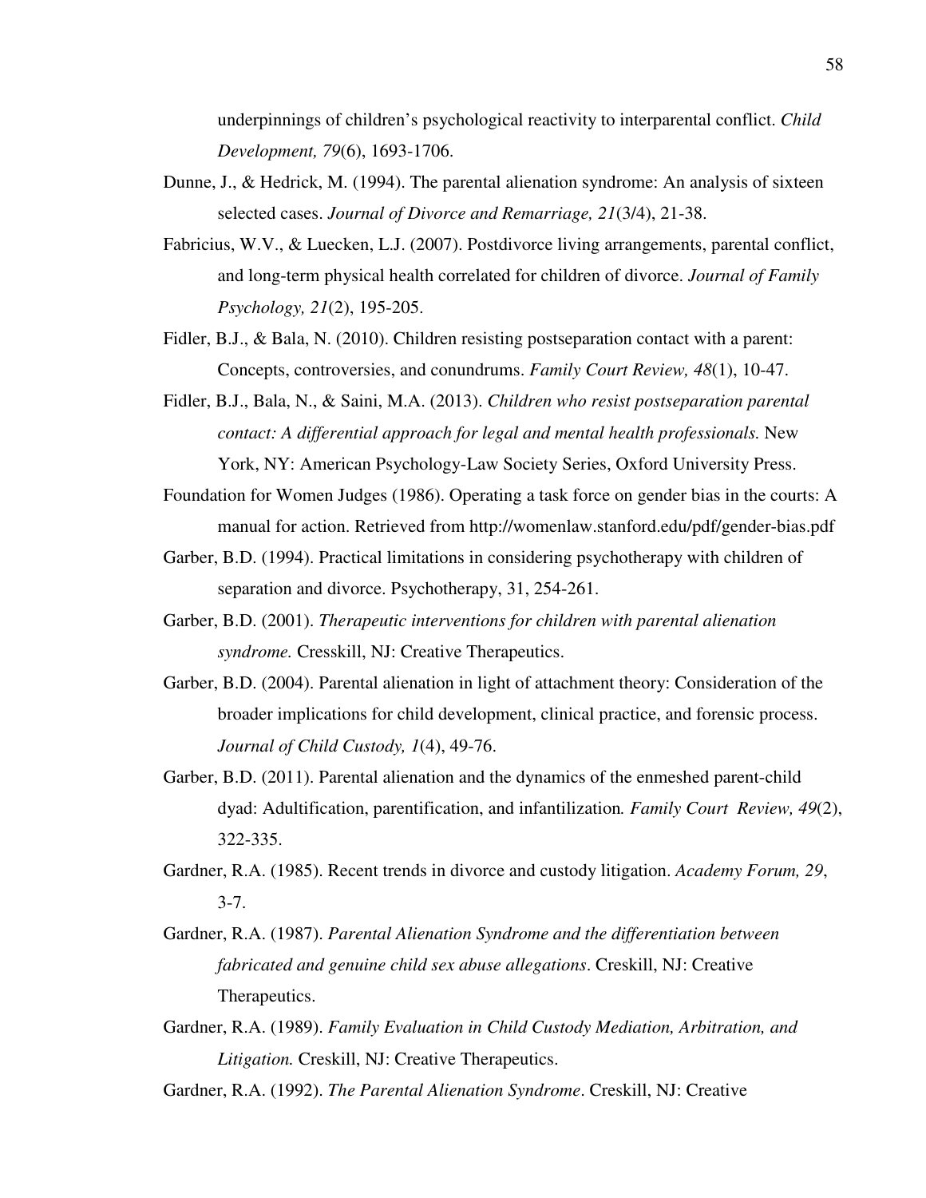underpinnings of children's psychological reactivity to interparental conflict. *Child Development, 79*(6), 1693-1706.

Dunne, J., & Hedrick, M. (1994). The parental alienation syndrome: An analysis of sixteen selected cases. *Journal of Divorce and Remarriage, 21*(3/4), 21-38.

Fabricius, W.V., & Luecken, L.J. (2007). Postdivorce living arrangements, parental conflict, and long-term physical health correlated for children of divorce. *Journal of Family Psychology, 21*(2), 195-205.

Fidler, B.J., & Bala, N. (2010). Children resisting postseparation contact with a parent: Concepts, controversies, and conundrums. *Family Court Review, 48*(1), 10-47.

Fidler, B.J., Bala, N., & Saini, M.A. (2013). *Children who resist postseparation parental contact: A differential approach for legal and mental health professionals.* New York, NY: American Psychology-Law Society Series, Oxford University Press.

Foundation for Women Judges (1986). Operating a task force on gender bias in the courts: A manual for action. Retrieved from http://womenlaw.stanford.edu/pdf/gender-bias.pdf

Garber, B.D. (1994). Practical limitations in considering psychotherapy with children of separation and divorce. Psychotherapy, 31, 254-261.

Garber, B.D. (2001). *Therapeutic interventions for children with parental alienation syndrome.* Cresskill, NJ: Creative Therapeutics.

Garber, B.D. (2004). Parental alienation in light of attachment theory: Consideration of the broader implications for child development, clinical practice, and forensic process. *Journal of Child Custody, 1*(4), 49-76.

Garber, B.D. (2011). Parental alienation and the dynamics of the enmeshed parent-child dyad: Adultification, parentification, and infantilization*. Family Court Review, 49*(2), 322-335.

Gardner, R.A. (1985). Recent trends in divorce and custody litigation. *Academy Forum, 29*, 3-7.

Gardner, R.A. (1987). *Parental Alienation Syndrome and the differentiation between fabricated and genuine child sex abuse allegations*. Creskill, NJ: Creative Therapeutics.

Gardner, R.A. (1989). *Family Evaluation in Child Custody Mediation, Arbitration, and Litigation.* Creskill, NJ: Creative Therapeutics.

Gardner, R.A. (1992). *The Parental Alienation Syndrome*. Creskill, NJ: Creative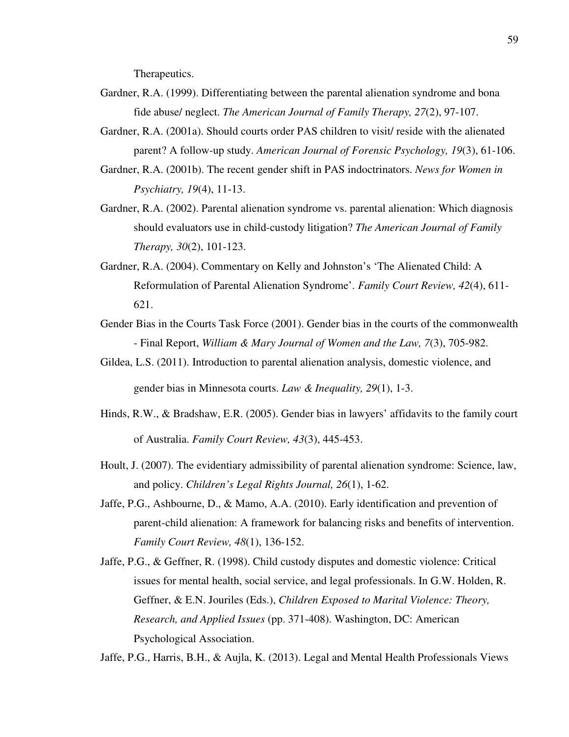Therapeutics.

Gardner, R.A. (1999). Differentiating between the parental alienation syndrome and bona fide abuse/ neglect. *The American Journal of Family Therapy, 27*(2), 97-107.

Gardner, R.A. (2001a). Should courts order PAS children to visit/ reside with the alienated parent? A follow-up study. *American Journal of Forensic Psychology, 19*(3), 61-106.

Gardner, R.A. (2001b). The recent gender shift in PAS indoctrinators. *News for Women in Psychiatry, 19*(4), 11-13.

Gardner, R.A. (2002). Parental alienation syndrome vs. parental alienation: Which diagnosis should evaluators use in child-custody litigation? *The American Journal of Family Therapy, 30*(2), 101-123.

Gardner, R.A. (2004). Commentary on Kelly and Johnston's 'The Alienated Child: A Reformulation of Parental Alienation Syndrome'. *Family Court Review, 42*(4), 611-621.

Gender Bias in the Courts Task Force (2001). Gender bias in the courts of the commonwealth - Final Report, *William & Mary Journal of Women and the Law, 7*(3), 705-982.

Gildea, L.S. (2011). Introduction to parental alienation analysis, domestic violence, and gender bias in Minnesota courts. *Law & Inequality, 29*(1), 1-3.

Hinds, R.W., & Bradshaw, E.R. (2005). Gender bias in lawyers' affidavits to the family court of Australia. *Family Court Review, 43*(3), 445-453.

Hoult, J. (2007). The evidentiary admissibility of parental alienation syndrome: Science, law, and policy. *Children's Legal Rights Journal, 26*(1), 1-62.

Jaffe, P.G., Ashbourne, D., & Mamo, A.A. (2010). Early identification and prevention of parent-child alienation: A framework for balancing risks and benefits of intervention. *Family Court Review, 48*(1), 136-152.

Jaffe, P.G., & Geffner, R. (1998). Child custody disputes and domestic violence: Critical issues for mental health, social service, and legal professionals. In G.W. Holden, R. Geffner, & E.N. Jouriles (Eds.), *Children Exposed to Marital Violence: Theory, Research, and Applied Issues* (pp. 371-408). Washington, DC: American Psychological Association.

Jaffe, P.G., Harris, B.H., & Aujla, K. (2013). Legal and Mental Health Professionals Views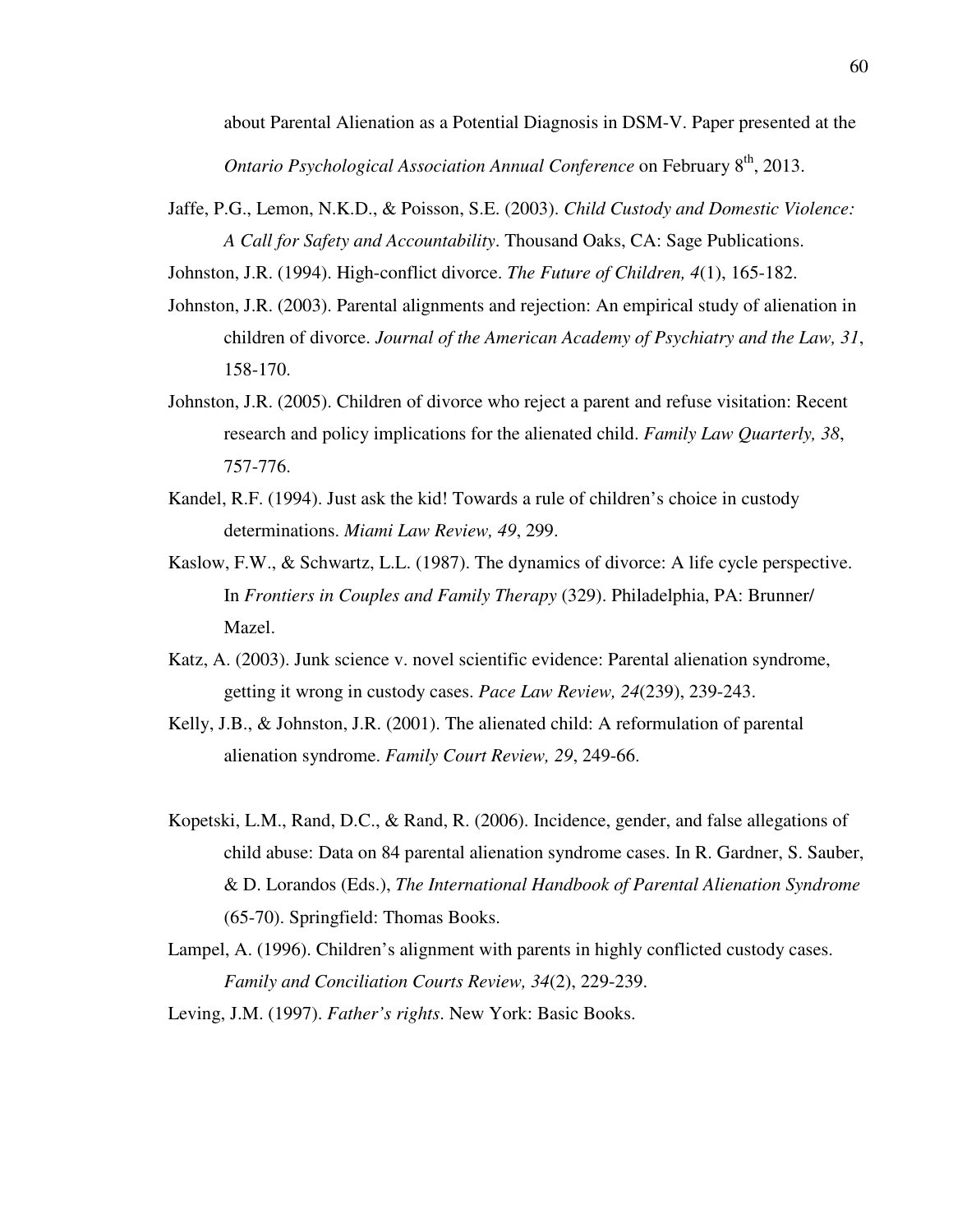about Parental Alienation as a Potential Diagnosis in DSM-V. Paper presented at the *Ontario Psychological Association Annual Conference* on February 8th, 2013.

Jaffe, P.G., Lemon, N.K.D., & Poisson, S.E. (2003). *Child Custody and Domestic Violence: A Call for Safety and Accountability*. Thousand Oaks, CA: Sage Publications.

Johnston, J.R. (1994). High-conflict divorce. *The Future of Children, 4*(1), 165-182.

Johnston, J.R. (2003). Parental alignments and rejection: An empirical study of alienation in children of divorce. *Journal of the American Academy of Psychiatry and the Law, 31*, 158-170.

Johnston, J.R. (2005). Children of divorce who reject a parent and refuse visitation: Recent research and policy implications for the alienated child. *Family Law Quarterly, 38*, 757-776.

Kandel, R.F. (1994). Just ask the kid! Towards a rule of children's choice in custody determinations. *Miami Law Review, 49*, 299.

Kaslow, F.W., & Schwartz, L.L. (1987). The dynamics of divorce: A life cycle perspective. In *Frontiers in Couples and Family Therapy* (329). Philadelphia, PA: Brunner/ Mazel.

Katz, A. (2003). Junk science v. novel scientific evidence: Parental alienation syndrome, getting it wrong in custody cases. *Pace Law Review, 24*(239), 239-243.

Kelly, J.B., & Johnston, J.R. (2001). The alienated child: A reformulation of parental alienation syndrome. *Family Court Review, 29*, 249-66.

Kopetski, L.M., Rand, D.C., & Rand, R. (2006). Incidence, gender, and false allegations of child abuse: Data on 84 parental alienation syndrome cases. In R. Gardner, S. Sauber, & D. Lorandos (Eds.), *The International Handbook of Parental Alienation Syndrome* (65-70). Springfield: Thomas Books.

Lampel, A. (1996). Children's alignment with parents in highly conflicted custody cases. *Family and Conciliation Courts Review, 34*(2), 229-239.

Leving, J.M. (1997). *Father's rights*. New York: Basic Books.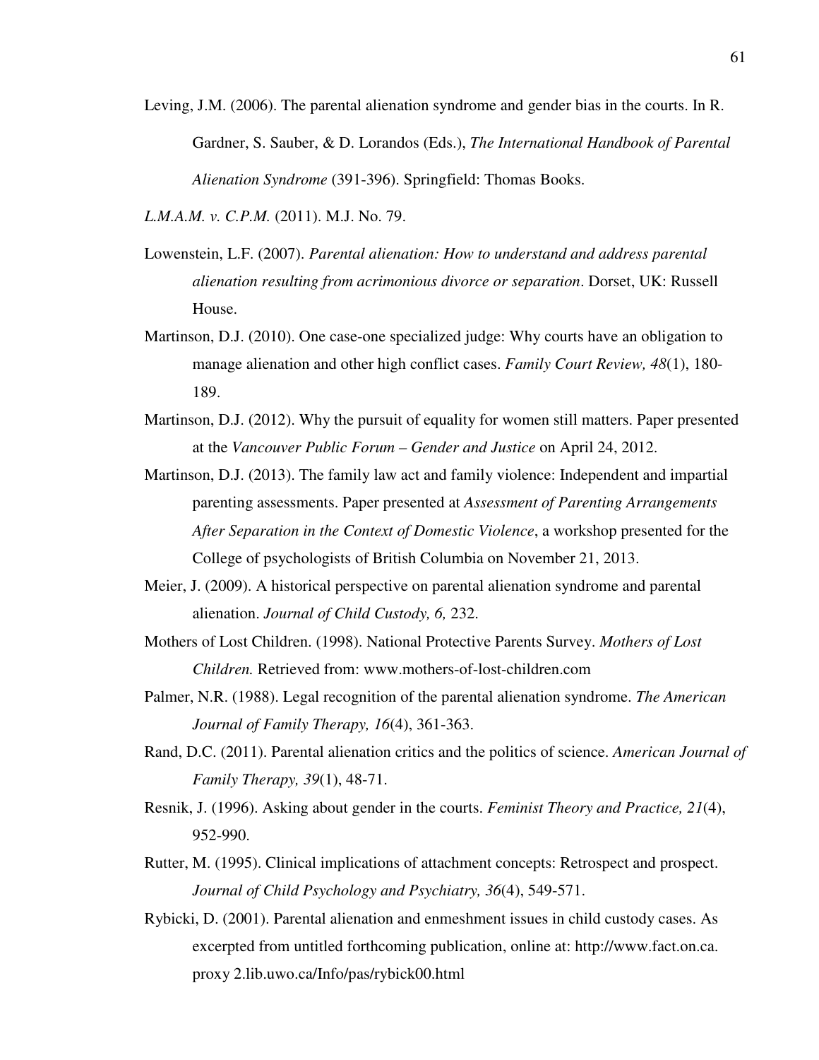Leving, J.M. (2006). The parental alienation syndrome and gender bias in the courts. In R. Gardner, S. Sauber, & D. Lorandos (Eds.), *The International Handbook of Parental Alienation Syndrome* (391-396). Springfield: Thomas Books.

*L.M.A.M. v. C.P.M.* (2011). M.J. No. 79.

Lowenstein, L.F. (2007). *Parental alienation: How to understand and address parental alienation resulting from acrimonious divorce or separation*. Dorset, UK: Russell House.

Martinson, D.J. (2010). One case-one specialized judge: Why courts have an obligation to manage alienation and other high conflict cases. *Family Court Review, 48*(1), 180-189.

Martinson, D.J. (2012). Why the pursuit of equality for women still matters. Paper presented at the *Vancouver Public Forum – Gender and Justice* on April 24, 2012.

Martinson, D.J. (2013). The family law act and family violence: Independent and impartial parenting assessments. Paper presented at *Assessment of Parenting Arrangements After Separation in the Context of Domestic Violence*, a workshop presented for the College of psychologists of British Columbia on November 21, 2013.

Meier, J. (2009). A historical perspective on parental alienation syndrome and parental alienation. *Journal of Child Custody, 6,* 232.

Mothers of Lost Children. (1998). National Protective Parents Survey. *Mothers of Lost Children.* Retrieved from: www.mothers-of-lost-children.com

Palmer, N.R. (1988). Legal recognition of the parental alienation syndrome. *The American Journal of Family Therapy, 16*(4), 361-363.

Rand, D.C. (2011). Parental alienation critics and the politics of science. *American Journal of Family Therapy, 39*(1), 48-71.

Resnik, J. (1996). Asking about gender in the courts. *Feminist Theory and Practice, 21*(4), 952-990.

Rutter, M. (1995). Clinical implications of attachment concepts: Retrospect and prospect. *Journal of Child Psychology and Psychiatry, 36*(4), 549-571.

Rybicki, D. (2001). Parental alienation and enmeshment issues in child custody cases. As excerpted from untitled forthcoming publication, online at: http://www.fact.on.ca. proxy 2.lib.uwo.ca/Info/pas/rybick00.html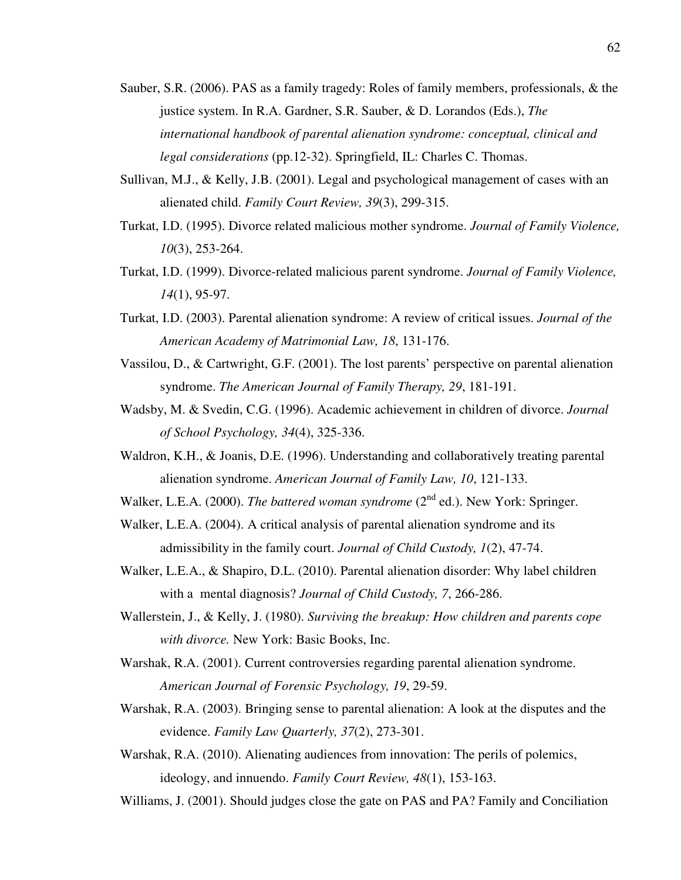Sauber, S.R. (2006). PAS as a family tragedy: Roles of family members, professionals, & the justice system. In R.A. Gardner, S.R. Sauber, & D. Lorandos (Eds.), *The international handbook of parental alienation syndrome: conceptual, clinical and legal considerations* (pp.12-32). Springfield, IL: Charles C. Thomas.

Sullivan, M.J., & Kelly, J.B. (2001). Legal and psychological management of cases with an alienated child. *Family Court Review, 39*(3), 299-315.

Turkat, I.D. (1995). Divorce related malicious mother syndrome. *Journal of Family Violence, 10*(3), 253-264.

Turkat, I.D. (1999). Divorce-related malicious parent syndrome. *Journal of Family Violence, 14*(1), 95-97.

Turkat, I.D. (2003). Parental alienation syndrome: A review of critical issues. *Journal of the American Academy of Matrimonial Law, 18*, 131-176.

Vassilou, D., & Cartwright, G.F. (2001). The lost parents' perspective on parental alienation syndrome. *The American Journal of Family Therapy, 29*, 181-191.

Wadsby, M. & Svedin, C.G. (1996). Academic achievement in children of divorce. *Journal of School Psychology, 34*(4), 325-336.

Waldron, K.H., & Joanis, D.E. (1996). Understanding and collaboratively treating parental alienation syndrome. *American Journal of Family Law, 10*, 121-133.

Walker, L.E.A. (2000). *The battered woman syndrome* (2nd ed.). New York: Springer.

Walker, L.E.A. (2004). A critical analysis of parental alienation syndrome and its admissibility in the family court. *Journal of Child Custody, 1*(2), 47-74.

Walker, L.E.A., & Shapiro, D.L. (2010). Parental alienation disorder: Why label children with a mental diagnosis? *Journal of Child Custody, 7*, 266-286.

Wallerstein, J., & Kelly, J. (1980). *Surviving the breakup: How children and parents cope with divorce.* New York: Basic Books, Inc.

Warshak, R.A. (2001). Current controversies regarding parental alienation syndrome. *American Journal of Forensic Psychology, 19*, 29-59.

Warshak, R.A. (2003). Bringing sense to parental alienation: A look at the disputes and the evidence. *Family Law Quarterly, 37*(2), 273-301.

Warshak, R.A. (2010). Alienating audiences from innovation: The perils of polemics, ideology, and innuendo. *Family Court Review, 48*(1), 153-163.

Williams, J. (2001). Should judges close the gate on PAS and PA? Family and Conciliation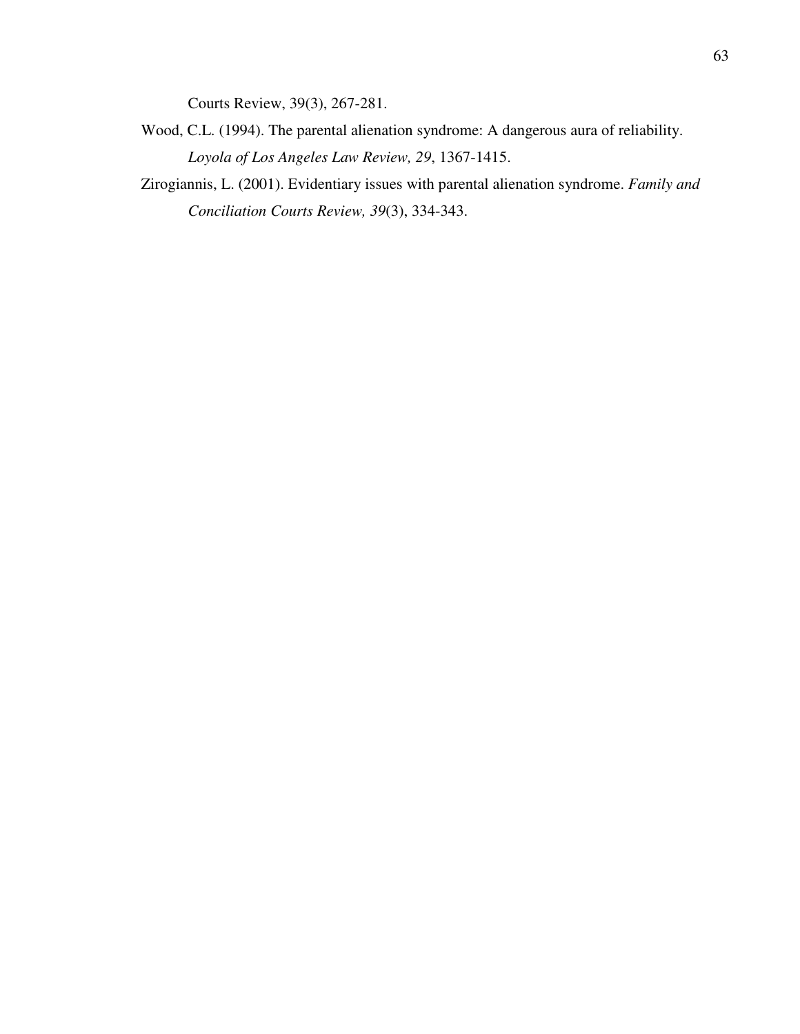Courts Review, 39(3), 267-281.

Wood, C.L. (1994). The parental alienation syndrome: A dangerous aura of reliability. *Loyola of Los Angeles Law Review, 29*, 1367-1415.

Zirogiannis, L. (2001). Evidentiary issues with parental alienation syndrome. *Family and Conciliation Courts Review, 39*(3), 334-343.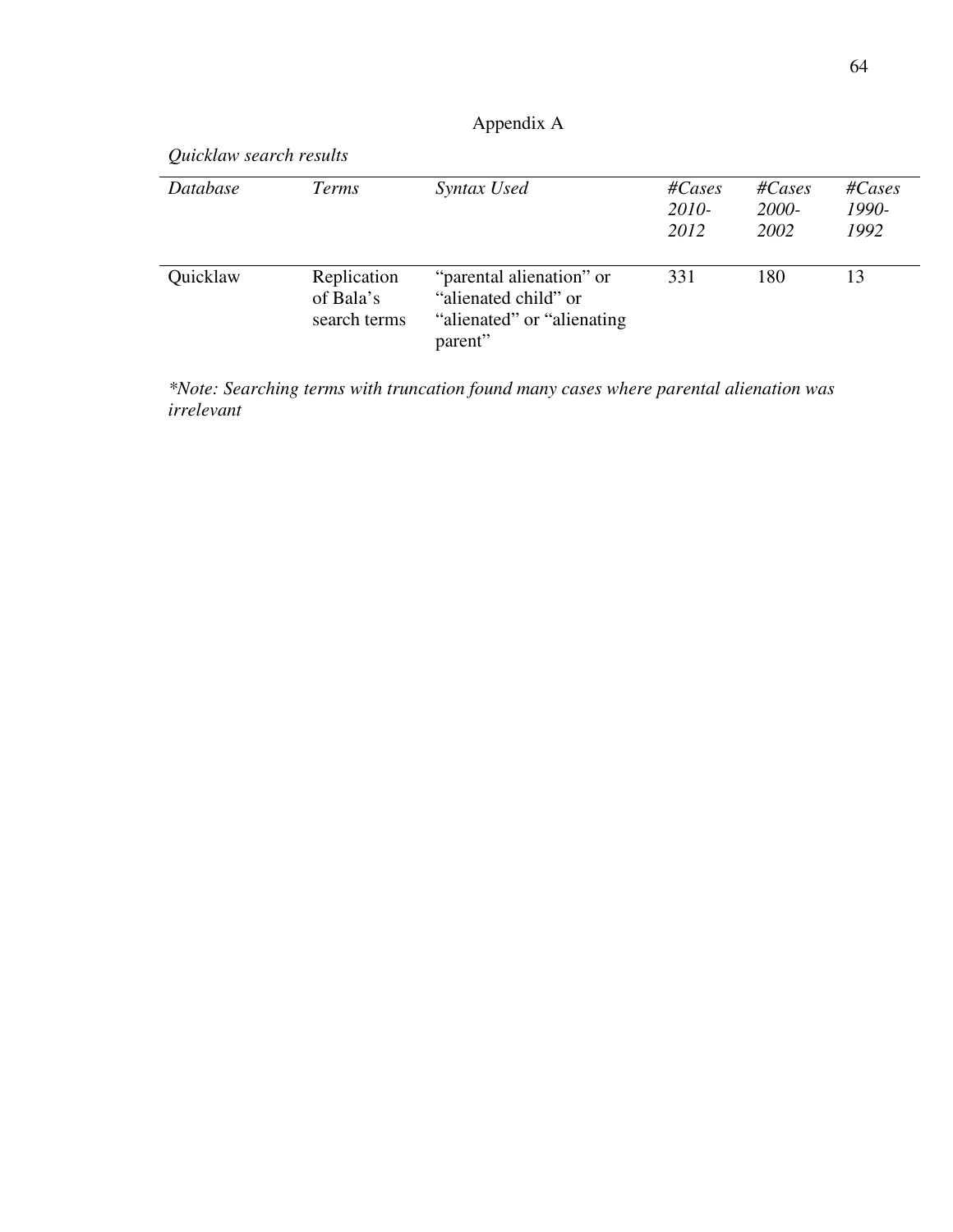# Appendix A

*Quicklaw search results*

| *Database* | *Terms* | *Syntax Used* | *#Cases 2010-2012* | *#Cases 2000-2002* | *#Cases 1990-1992* |
|---|---|---|---|---|---|
| Quicklaw | Replication of Bala's search terms | "parental alienation" or "alienated child" or "alienated" or "alienating parent" | 331 | 180 | 13 |

*\*Note: Searching terms with truncation found many cases where parental alienation was irrelevant*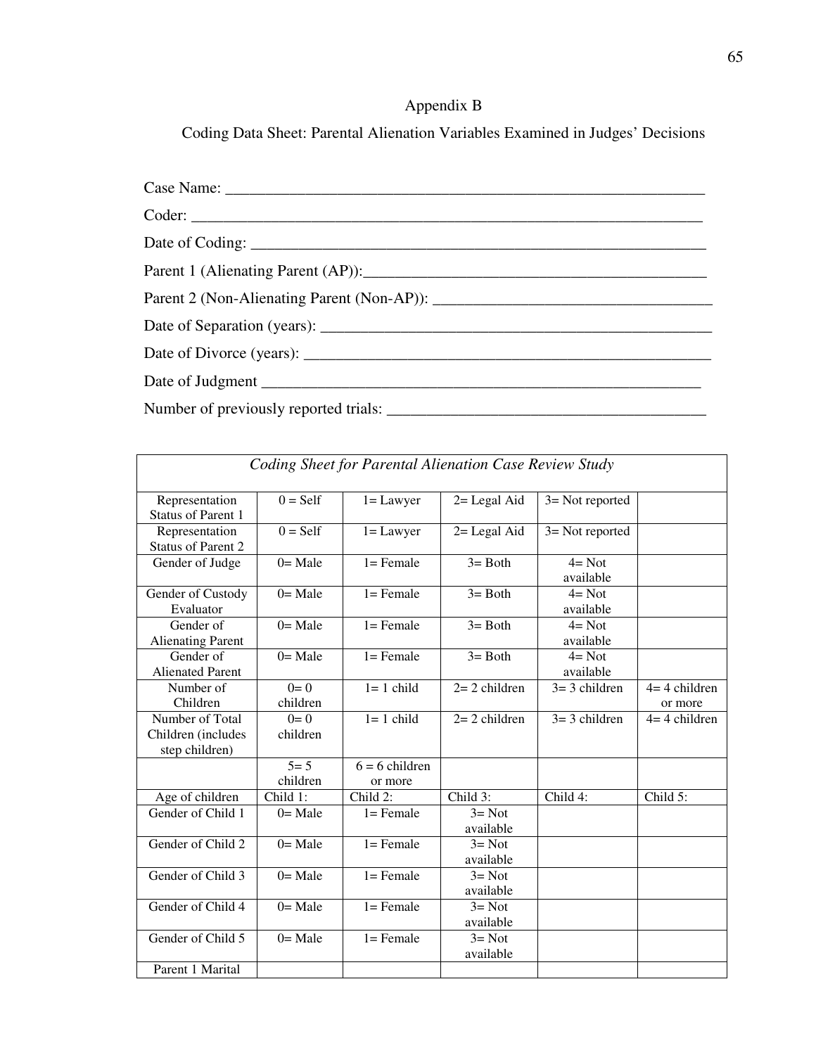Appendix B

Coding Data Sheet: Parental Alienation Variables Examined in Judges' Decisions

Case Name: ___________________________________________________________

Coder: _______________________________________________________________

Date of Coding: _______________________________________________________

Parent 1 (Alienating Parent (AP)):_____________________________________

Parent 2 (Non-Alienating Parent (Non-AP)): ____________________________

Date of Separation (years): ________________________________________

Date of Divorce (years): __________________________________________

Date of Judgment ______________________________________________________

Number of previously reported trials: ________________________________

| *Coding Sheet for Parental Alienation Case Review Study* | | | | | |
|---|---|---|---|---|---|
| Representation Status of Parent 1 | 0 = Self | 1= Lawyer | 2= Legal Aid | 3= Not reported | |
| Representation Status of Parent 2 | 0 = Self | 1= Lawyer | 2= Legal Aid | 3= Not reported | |
| Gender of Judge | 0= Male | 1= Female | 3= Both | 4= Not available | |
| Gender of Custody Evaluator | 0= Male | 1= Female | 3= Both | 4= Not available | |
| Gender of Alienating Parent | 0= Male | 1= Female | 3= Both | 4= Not available | |
| Gender of Alienated Parent | 0= Male | 1= Female | 3= Both | 4= Not available | |
| Number of Children | 0= 0 children | 1= 1 child | 2= 2 children | 3= 3 children | 4= 4 children or more |
| Number of Total Children (includes step children) | 0= 0 children | 1= 1 child | 2= 2 children | 3= 3 children | 4= 4 children |
| | 5= 5 children | 6 = 6 children or more | | | |
| Age of children | Child 1: | Child 2: | Child 3: | Child 4: | Child 5: |
| Gender of Child 1 | 0= Male | 1= Female | 3= Not available | | |
| Gender of Child 2 | 0= Male | 1= Female | 3= Not available | | |
| Gender of Child 3 | 0= Male | 1= Female | 3= Not available | | |
| Gender of Child 4 | 0= Male | 1= Female | 3= Not available | | |
| Gender of Child 5 | 0= Male | 1= Female | 3= Not available | | |
| Parent 1 Marital | | | | | |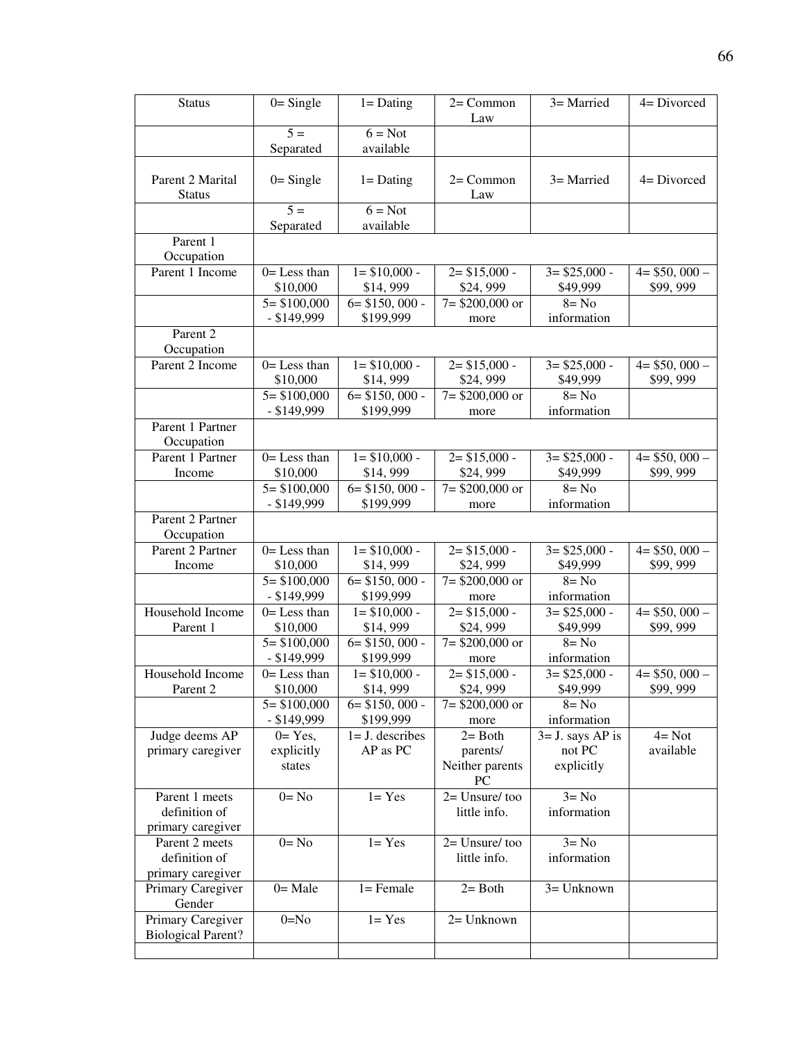| | | | | | |
|---|---|---|---|---|---|
| Status | 0= Single | 1= Dating | 2= Common Law | 3= Married | 4= Divorced |
| | 5 = Separated | 6 = Not available | | | |
| Parent 2 Marital Status | 0= Single | 1= Dating | 2= Common Law | 3= Married | 4= Divorced |
| | 5 = Separated | 6 = Not available | | | |
| Parent 1 Occupation | | | | | |
| Parent 1 Income | 0= Less than $10,000 | 1= $10,000 - $14, 999 | 2= $15,000 - $24, 999 | 3= $25,000 - $49,999 | 4= $50, 000 – $99, 999 |
| | 5= $100,000 - $149,999 | 6= $150, 000 - $199,999 | 7= $200,000 or more | 8= No information | |
| Parent 2 Occupation | | | | | |
| Parent 2 Income | 0= Less than $10,000 | 1= $10,000 - $14, 999 | 2= $15,000 - $24, 999 | 3= $25,000 - $49,999 | 4= $50, 000 – $99, 999 |
| | 5= $100,000 - $149,999 | 6= $150, 000 - $199,999 | 7= $200,000 or more | 8= No information | |
| Parent 1 Partner Occupation | | | | | |
| Parent 1 Partner Income | 0= Less than $10,000 | 1= $10,000 - $14, 999 | 2= $15,000 - $24, 999 | 3= $25,000 - $49,999 | 4= $50, 000 – $99, 999 |
| | 5= $100,000 - $149,999 | 6= $150, 000 - $199,999 | 7= $200,000 or more | 8= No information | |
| Parent 2 Partner Occupation | | | | | |
| Parent 2 Partner Income | 0= Less than $10,000 | 1= $10,000 - $14, 999 | 2= $15,000 - $24, 999 | 3= $25,000 - $49,999 | 4= $50, 000 – $99, 999 |
| | 5= $100,000 - $149,999 | 6= $150, 000 - $199,999 | 7= $200,000 or more | 8= No information | |
| Household Income Parent 1 | 0= Less than $10,000 | 1= $10,000 - $14, 999 | 2= $15,000 - $24, 999 | 3= $25,000 - $49,999 | 4= $50, 000 – $99, 999 |
| | 5= $100,000 - $149,999 | 6= $150, 000 - $199,999 | 7= $200,000 or more | 8= No information | |
| Household Income Parent 2 | 0= Less than $10,000 | 1= $10,000 - $14, 999 | 2= $15,000 - $24, 999 | 3= $25,000 - $49,999 | 4= $50, 000 – $99, 999 |
| | 5= $100,000 - $149,999 | 6= $150, 000 - $199,999 | 7= $200,000 or more | 8= No information | |
| Judge deems AP primary caregiver | 0= Yes, explicitly states | 1= J. describes AP as PC | 2= Both parents/ Neither parents PC | 3= J. says AP is not PC explicitly | 4= Not available |
| Parent 1 meets definition of primary caregiver | 0= No | 1= Yes | 2= Unsure/ too little info. | 3= No information | |
| Parent 2 meets definition of primary caregiver | 0= No | 1= Yes | 2= Unsure/ too little info. | 3= No information | |
| Primary Caregiver Gender | 0= Male | 1= Female | 2= Both | 3= Unknown | |
| Primary Caregiver Biological Parent? | 0=No | 1= Yes | 2= Unknown | | |
| | | | | | |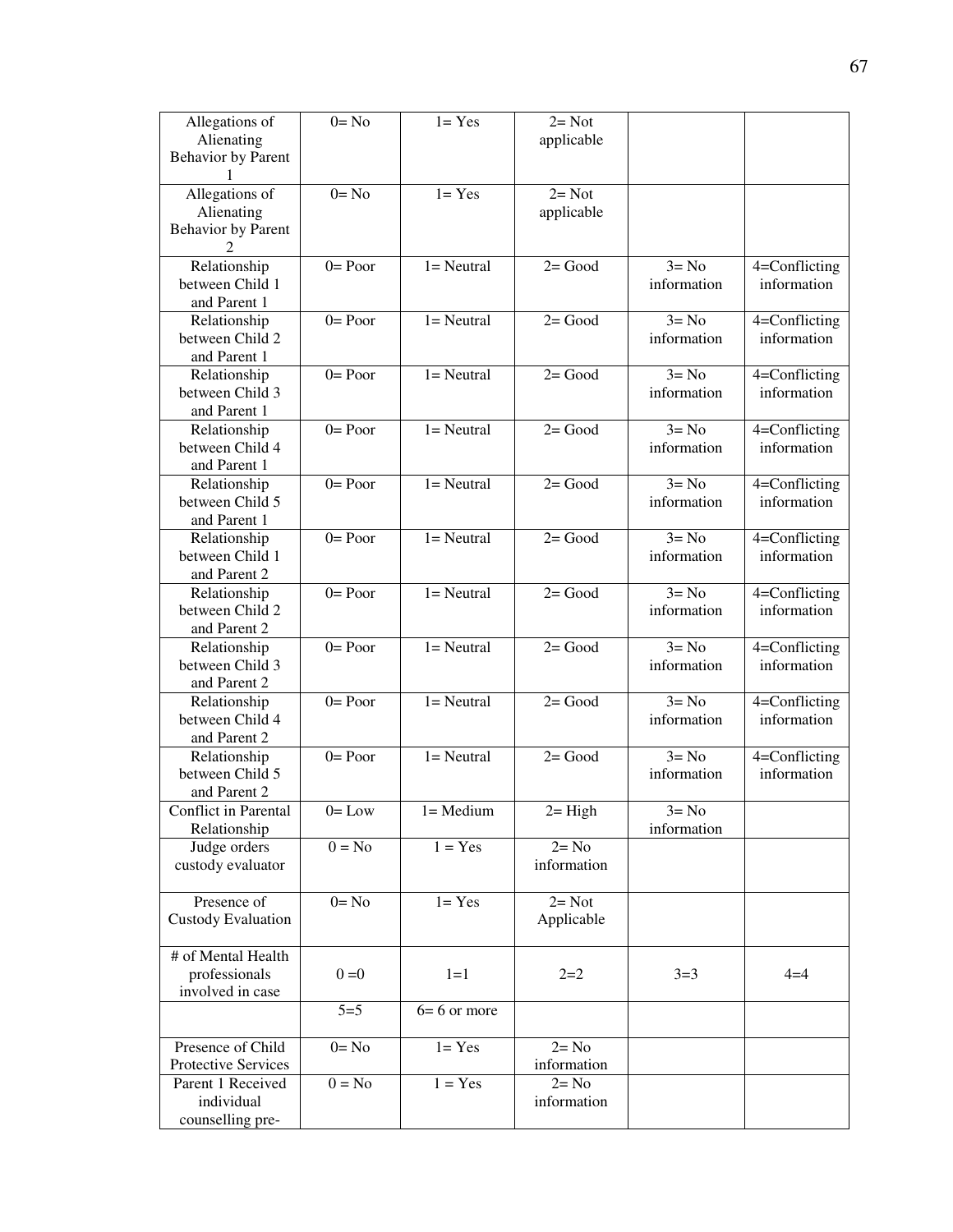| | | | | | |
|---|---|---|---|---|---|
| Allegations of Alienating Behavior by Parent 1 | 0= No | 1= Yes | 2= Not applicable | | |
| Allegations of Alienating Behavior by Parent 2 | 0= No | 1= Yes | 2= Not applicable | | |
| Relationship between Child 1 and Parent 1 | 0= Poor | 1= Neutral | 2= Good | 3= No information | 4=Conflicting information |
| Relationship between Child 2 and Parent 1 | 0= Poor | 1= Neutral | 2= Good | 3= No information | 4=Conflicting information |
| Relationship between Child 3 and Parent 1 | 0= Poor | 1= Neutral | 2= Good | 3= No information | 4=Conflicting information |
| Relationship between Child 4 and Parent 1 | 0= Poor | 1= Neutral | 2= Good | 3= No information | 4=Conflicting information |
| Relationship between Child 5 and Parent 1 | 0= Poor | 1= Neutral | 2= Good | 3= No information | 4=Conflicting information |
| Relationship between Child 1 and Parent 2 | 0= Poor | 1= Neutral | 2= Good | 3= No information | 4=Conflicting information |
| Relationship between Child 2 and Parent 2 | 0= Poor | 1= Neutral | 2= Good | 3= No information | 4=Conflicting information |
| Relationship between Child 3 and Parent 2 | 0= Poor | 1= Neutral | 2= Good | 3= No information | 4=Conflicting information |
| Relationship between Child 4 and Parent 2 | 0= Poor | 1= Neutral | 2= Good | 3= No information | 4=Conflicting information |
| Relationship between Child 5 and Parent 2 | 0= Poor | 1= Neutral | 2= Good | 3= No information | 4=Conflicting information |
| Conflict in Parental Relationship | 0= Low | 1= Medium | 2= High | 3= No information | |
| Judge orders custody evaluator | 0 = No | 1 = Yes | 2= No information | | |
| Presence of Custody Evaluation | 0= No | 1= Yes | 2= Not Applicable | | |
| # of Mental Health professionals involved in case | 0 =0 | 1=1 | 2=2 | 3=3 | 4=4 |
| | 5=5 | 6= 6 or more | | | |
| Presence of Child Protective Services | 0= No | 1= Yes | 2= No information | | |
| Parent 1 Received individual counselling pre- | 0 = No | 1 = Yes | 2= No information | | |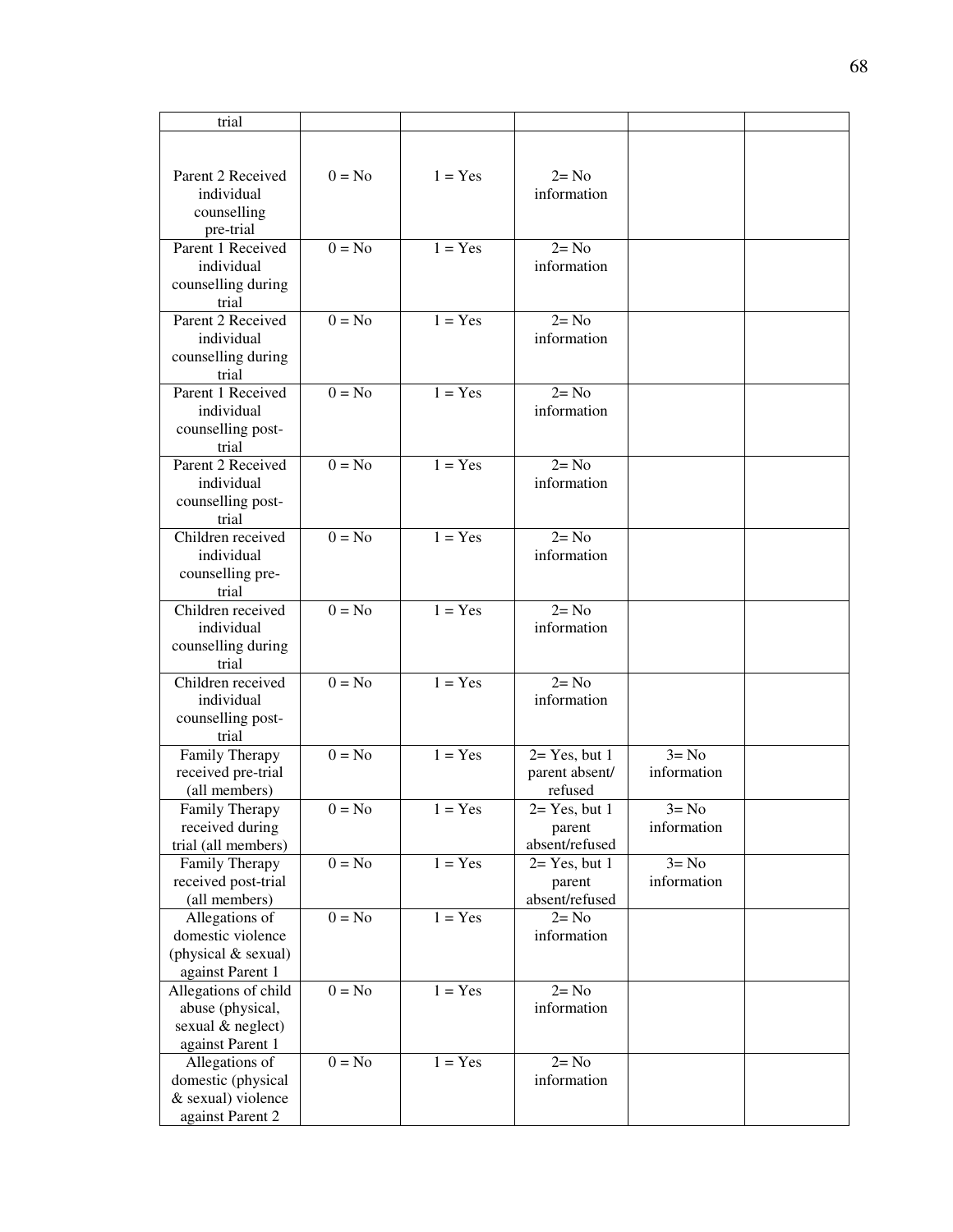| trial | | | | | |
|---|---|---|---|---|---|
| Parent 2 Received individual counselling pre-trial | 0 = No | 1 = Yes | 2= No information | | |
| Parent 1 Received individual counselling during trial | 0 = No | 1 = Yes | 2= No information | | |
| Parent 2 Received individual counselling during trial | 0 = No | 1 = Yes | 2= No information | | |
| Parent 1 Received individual counselling post-trial | 0 = No | 1 = Yes | 2= No information | | |
| Parent 2 Received individual counselling post-trial | 0 = No | 1 = Yes | 2= No information | | |
| Children received individual counselling pre-trial | 0 = No | 1 = Yes | 2= No information | | |
| Children received individual counselling during trial | 0 = No | 1 = Yes | 2= No information | | |
| Children received individual counselling post-trial | 0 = No | 1 = Yes | 2= No information | | |
| Family Therapy received pre-trial (all members) | 0 = No | 1 = Yes | 2= Yes, but 1 parent absent/ refused | 3= No information | |
| Family Therapy received during trial (all members) | 0 = No | 1 = Yes | 2= Yes, but 1 parent absent/refused | 3= No information | |
| Family Therapy received post-trial (all members) | 0 = No | 1 = Yes | 2= Yes, but 1 parent absent/refused | 3= No information | |
| Allegations of domestic violence (physical & sexual) against Parent 1 | 0 = No | 1 = Yes | 2= No information | | |
| Allegations of child abuse (physical, sexual & neglect) against Parent 1 | 0 = No | 1 = Yes | 2= No information | | |
| Allegations of domestic (physical & sexual) violence against Parent 2 | 0 = No | 1 = Yes | 2= No information | | |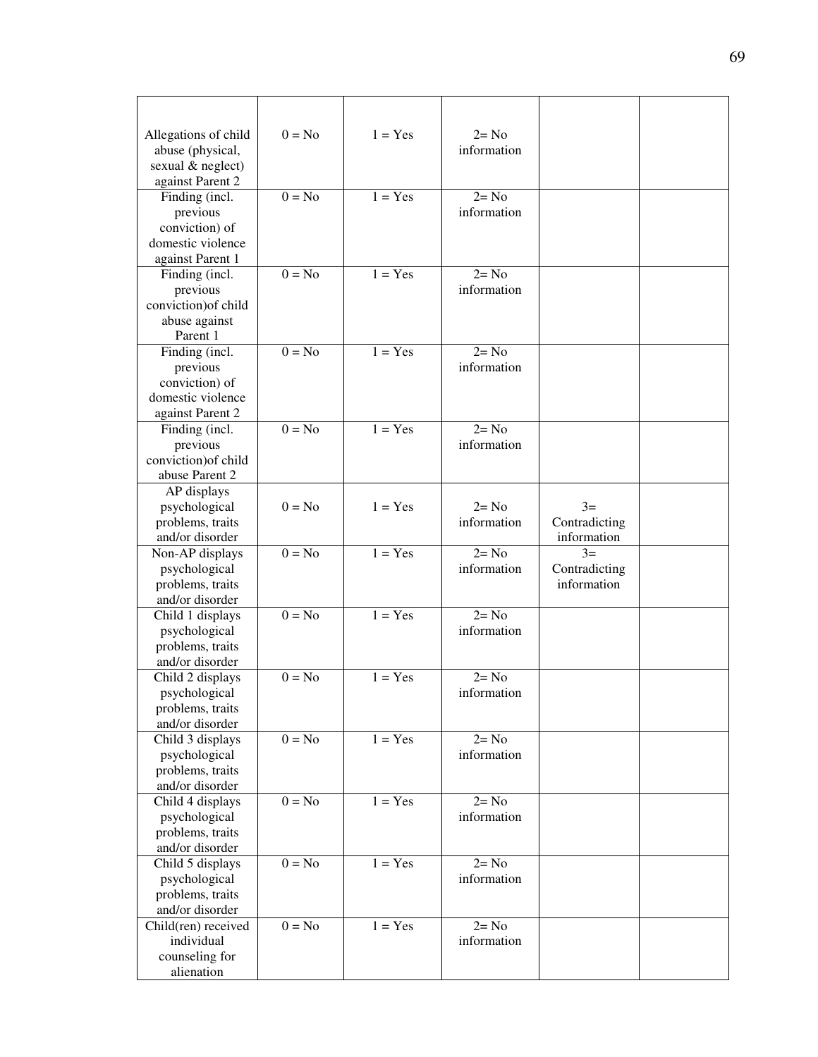| | | | | | |
|---|---|---|---|---|---|
| Allegations of child abuse (physical, sexual & neglect) against Parent 2 | 0 = No | 1 = Yes | 2= No information | | |
| Finding (incl. previous conviction) of domestic violence against Parent 1 | 0 = No | 1 = Yes | 2= No information | | |
| Finding (incl. previous conviction)of child abuse against Parent 1 | 0 = No | 1 = Yes | 2= No information | | |
| Finding (incl. previous conviction) of domestic violence against Parent 2 | 0 = No | 1 = Yes | 2= No information | | |
| Finding (incl. previous conviction)of child abuse Parent 2 | 0 = No | 1 = Yes | 2= No information | | |
| AP displays psychological problems, traits and/or disorder | 0 = No | 1 = Yes | 2= No information | 3= Contradicting information | |
| Non-AP displays psychological problems, traits and/or disorder | 0 = No | 1 = Yes | 2= No information | 3= Contradicting information | |
| Child 1 displays psychological problems, traits and/or disorder | 0 = No | 1 = Yes | 2= No information | | |
| Child 2 displays psychological problems, traits and/or disorder | 0 = No | 1 = Yes | 2= No information | | |
| Child 3 displays psychological problems, traits and/or disorder | 0 = No | 1 = Yes | 2= No information | | |
| Child 4 displays psychological problems, traits and/or disorder | 0 = No | 1 = Yes | 2= No information | | |
| Child 5 displays psychological problems, traits and/or disorder | 0 = No | 1 = Yes | 2= No information | | |
| Child(ren) received individual counseling for alienation | 0 = No | 1 = Yes | 2= No information | | |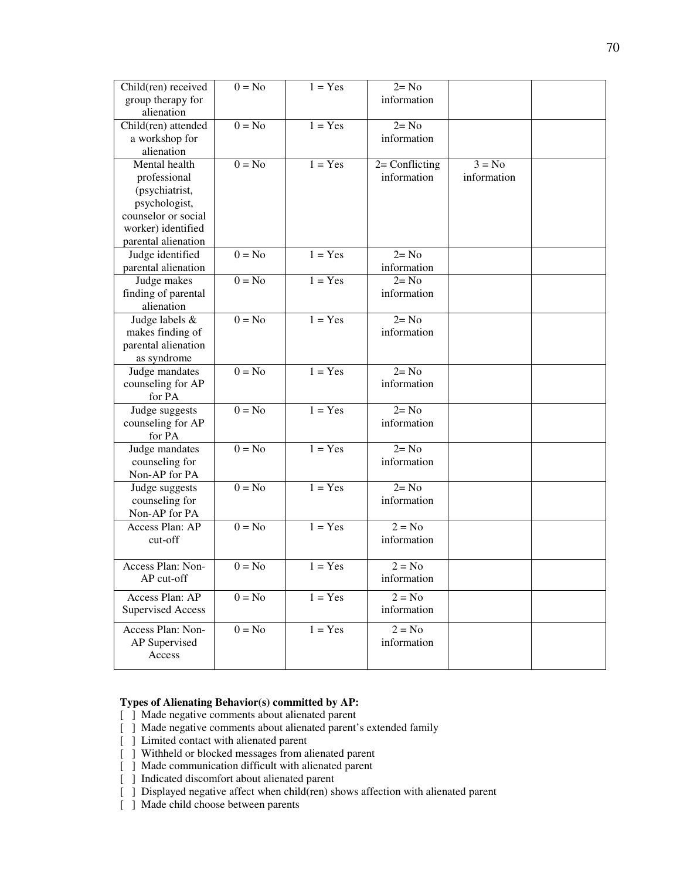| | | | | | |
|---|---|---|---|---|---|
| Child(ren) received group therapy for alienation | 0 = No | 1 = Yes | 2= No information | | |
| Child(ren) attended a workshop for alienation | 0 = No | 1 = Yes | 2= No information | | |
| Mental health professional (psychiatrist, psychologist, counselor or social worker) identified parental alienation | 0 = No | 1 = Yes | 2= Conflicting information | 3 = No information | |
| Judge identified parental alienation | 0 = No | 1 = Yes | 2= No information | | |
| Judge makes finding of parental alienation | 0 = No | 1 = Yes | 2= No information | | |
| Judge labels & makes finding of parental alienation as syndrome | 0 = No | 1 = Yes | 2= No information | | |
| Judge mandates counseling for AP for PA | 0 = No | 1 = Yes | 2= No information | | |
| Judge suggests counseling for AP for PA | 0 = No | 1 = Yes | 2= No information | | |
| Judge mandates counseling for Non-AP for PA | 0 = No | 1 = Yes | 2= No information | | |
| Judge suggests counseling for Non-AP for PA | 0 = No | 1 = Yes | 2= No information | | |
| Access Plan: AP cut-off | 0 = No | 1 = Yes | 2 = No information | | |
| Access Plan: Non-AP cut-off | 0 = No | 1 = Yes | 2 = No information | | |
| Access Plan: AP Supervised Access | 0 = No | 1 = Yes | 2 = No information | | |
| Access Plan: Non-AP Supervised Access | 0 = No | 1 = Yes | 2 = No information | | |

**Types of Alienating Behavior(s) committed by AP:**

[ ] Made negative comments about alienated parent
[ ] Made negative comments about alienated parent's extended family
[ ] Limited contact with alienated parent
[ ] Withheld or blocked messages from alienated parent
[ ] Made communication difficult with alienated parent
[ ] Indicated discomfort about alienated parent
[ ] Displayed negative affect when child(ren) shows affection with alienated parent
[ ] Made child choose between parents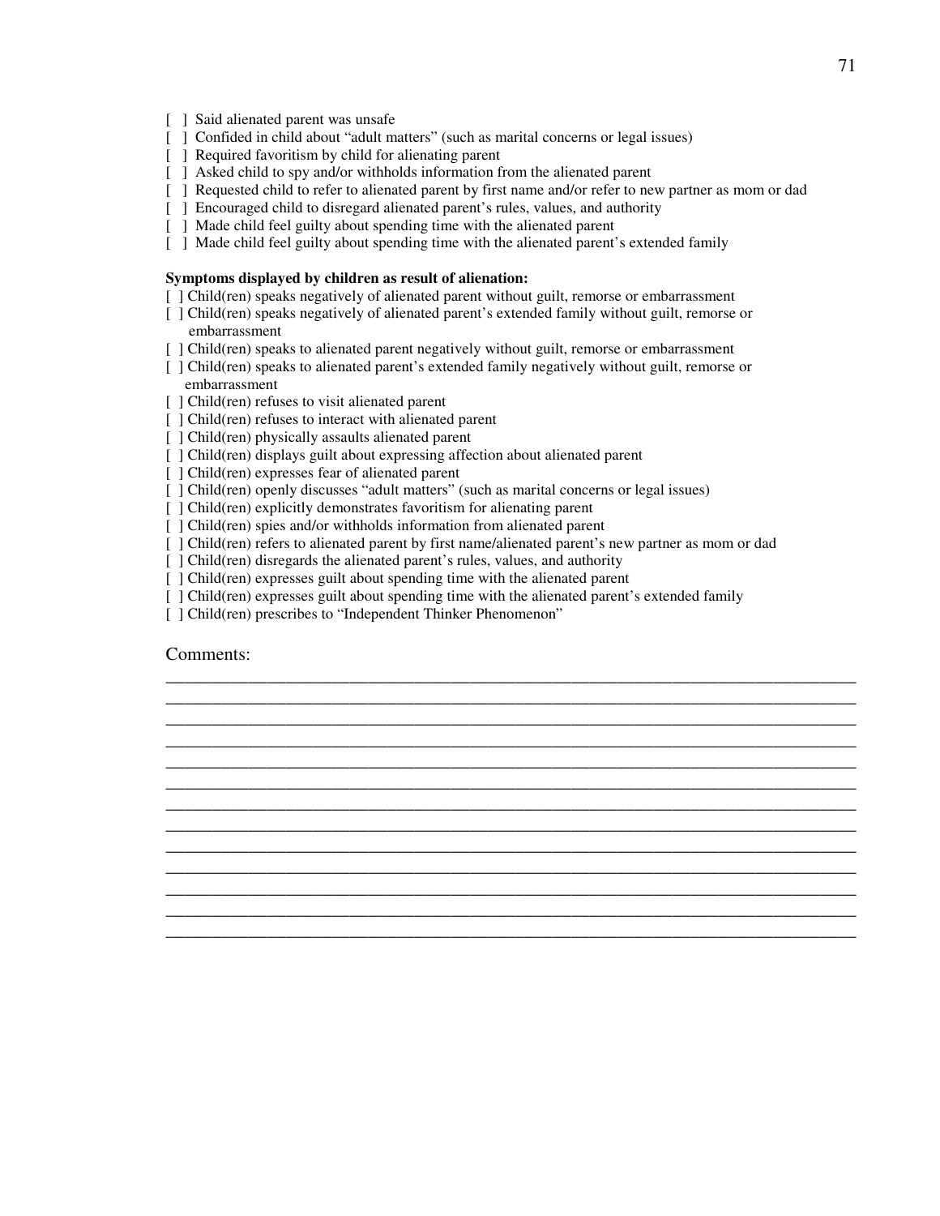[ ] Said alienated parent was unsafe
[ ] Confided in child about "adult matters" (such as marital concerns or legal issues)
[ ] Required favoritism by child for alienating parent
[ ] Asked child to spy and/or withholds information from the alienated parent
[ ] Requested child to refer to alienated parent by first name and/or refer to new partner as mom or dad
[ ] Encouraged child to disregard alienated parent's rules, values, and authority
[ ] Made child feel guilty about spending time with the alienated parent
[ ] Made child feel guilty about spending time with the alienated parent's extended family

**Symptoms displayed by children as result of alienation:**

[ ] Child(ren) speaks negatively of alienated parent without guilt, remorse or embarrassment
[ ] Child(ren) speaks negatively of alienated parent's extended family without guilt, remorse or embarrassment
[ ] Child(ren) speaks to alienated parent negatively without guilt, remorse or embarrassment
[ ] Child(ren) speaks to alienated parent's extended family negatively without guilt, remorse or embarrassment
[ ] Child(ren) refuses to visit alienated parent
[ ] Child(ren) refuses to interact with alienated parent
[ ] Child(ren) physically assaults alienated parent
[ ] Child(ren) displays guilt about expressing affection about alienated parent
[ ] Child(ren) expresses fear of alienated parent
[ ] Child(ren) openly discusses "adult matters" (such as marital concerns or legal issues)
[ ] Child(ren) explicitly demonstrates favoritism for alienating parent
[ ] Child(ren) spies and/or withholds information from alienated parent
[ ] Child(ren) refers to alienated parent by first name/alienated parent's new partner as mom or dad
[ ] Child(ren) disregards the alienated parent's rules, values, and authority
[ ] Child(ren) expresses guilt about spending time with the alienated parent
[ ] Child(ren) expresses guilt about spending time with the alienated parent's extended family
[ ] Child(ren) prescribes to "Independent Thinker Phenomenon"

Comments:

_____________________________________________________________________________
_____________________________________________________________________________
_____________________________________________________________________________
_____________________________________________________________________________
_____________________________________________________________________________
_____________________________________________________________________________
_____________________________________________________________________________
_____________________________________________________________________________
_____________________________________________________________________________
_____________________________________________________________________________
_____________________________________________________________________________
_____________________________________________________________________________
_____________________________________________________________________________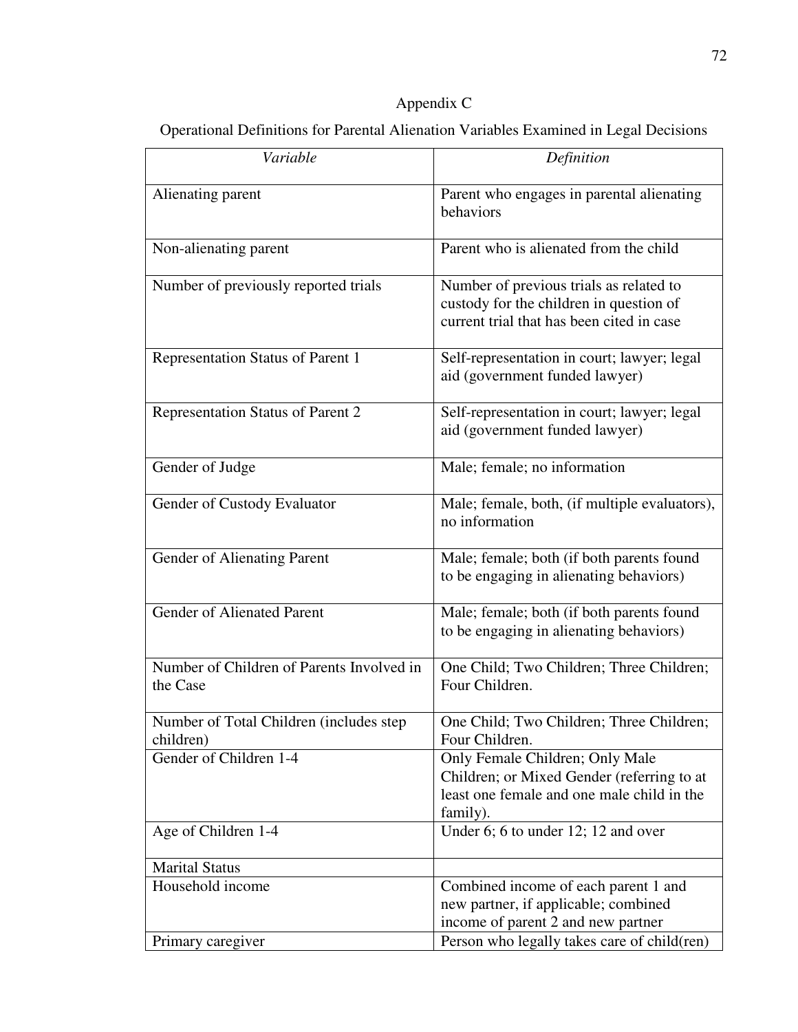Appendix C

Operational Definitions for Parental Alienation Variables Examined in Legal Decisions

| *Variable* | *Definition* |
|---|---|
| Alienating parent | Parent who engages in parental alienating behaviors |
| Non-alienating parent | Parent who is alienated from the child |
| Number of previously reported trials | Number of previous trials as related to custody for the children in question of current trial that has been cited in case |
| Representation Status of Parent 1 | Self-representation in court; lawyer; legal aid (government funded lawyer) |
| Representation Status of Parent 2 | Self-representation in court; lawyer; legal aid (government funded lawyer) |
| Gender of Judge | Male; female; no information |
| Gender of Custody Evaluator | Male; female, both, (if multiple evaluators), no information |
| Gender of Alienating Parent | Male; female; both (if both parents found to be engaging in alienating behaviors) |
| Gender of Alienated Parent | Male; female; both (if both parents found to be engaging in alienating behaviors) |
| Number of Children of Parents Involved in the Case | One Child; Two Children; Three Children; Four Children. |
| Number of Total Children (includes step children) | One Child; Two Children; Three Children; Four Children. |
| Gender of Children 1-4 | Only Female Children; Only Male Children; or Mixed Gender (referring to at least one female and one male child in the family). |
| Age of Children 1-4 | Under 6; 6 to under 12; 12 and over |
| Marital Status | |
| Household income | Combined income of each parent 1 and new partner, if applicable; combined income of parent 2 and new partner |
| Primary caregiver | Person who legally takes care of child(ren) |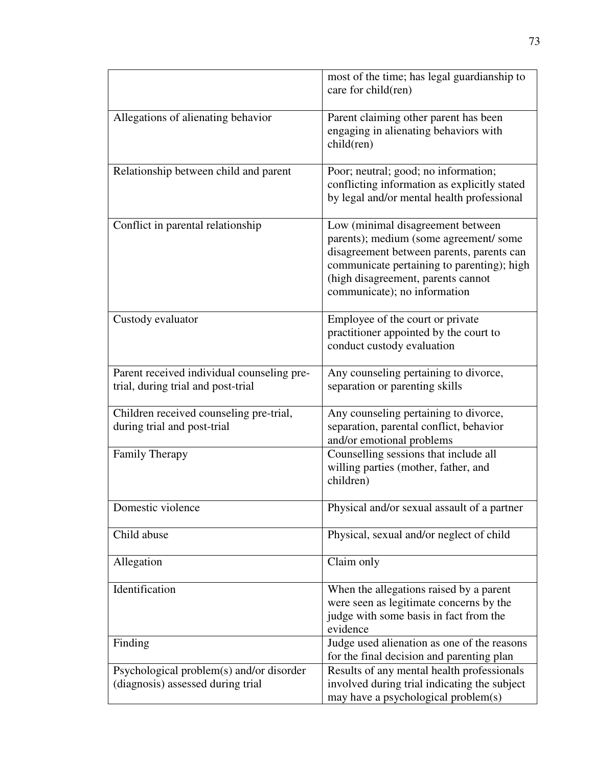| | |
|---|---|
| | most of the time; has legal guardianship to care for child(ren) |
| Allegations of alienating behavior | Parent claiming other parent has been engaging in alienating behaviors with child(ren) |
| Relationship between child and parent | Poor; neutral; good; no information; conflicting information as explicitly stated by legal and/or mental health professional |
| Conflict in parental relationship | Low (minimal disagreement between parents); medium (some agreement/ some disagreement between parents, parents can communicate pertaining to parenting); high (high disagreement, parents cannot communicate); no information |
| Custody evaluator | Employee of the court or private practitioner appointed by the court to conduct custody evaluation |
| Parent received individual counseling pre-trial, during trial and post-trial | Any counseling pertaining to divorce, separation or parenting skills |
| Children received counseling pre-trial, during trial and post-trial | Any counseling pertaining to divorce, separation, parental conflict, behavior and/or emotional problems |
| Family Therapy | Counselling sessions that include all willing parties (mother, father, and children) |
| Domestic violence | Physical and/or sexual assault of a partner |
| Child abuse | Physical, sexual and/or neglect of child |
| Allegation | Claim only |
| Identification | When the allegations raised by a parent were seen as legitimate concerns by the judge with some basis in fact from the evidence |
| Finding | Judge used alienation as one of the reasons for the final decision and parenting plan |
| Psychological problem(s) and/or disorder (diagnosis) assessed during trial | Results of any mental health professionals involved during trial indicating the subject may have a psychological problem(s) |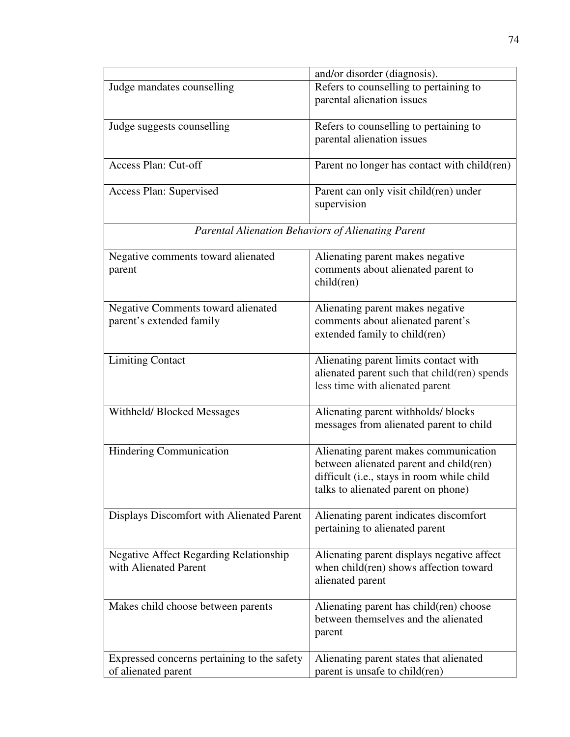| | |
|---|---|
| | and/or disorder (diagnosis). |
| Judge mandates counselling | Refers to counselling to pertaining to parental alienation issues |
| Judge suggests counselling | Refers to counselling to pertaining to parental alienation issues |
| Access Plan: Cut-off | Parent no longer has contact with child(ren) |
| Access Plan: Supervised | Parent can only visit child(ren) under supervision |
| *Parental Alienation Behaviors of Alienating Parent* | |
| Negative comments toward alienated parent | Alienating parent makes negative comments about alienated parent to child(ren) |
| Negative Comments toward alienated parent's extended family | Alienating parent makes negative comments about alienated parent's extended family to child(ren) |
| Limiting Contact | Alienating parent limits contact with alienated parent such that child(ren) spends less time with alienated parent |
| Withheld/ Blocked Messages | Alienating parent withholds/ blocks messages from alienated parent to child |
| Hindering Communication | Alienating parent makes communication between alienated parent and child(ren) difficult (i.e., stays in room while child talks to alienated parent on phone) |
| Displays Discomfort with Alienated Parent | Alienating parent indicates discomfort pertaining to alienated parent |
| Negative Affect Regarding Relationship with Alienated Parent | Alienating parent displays negative affect when child(ren) shows affection toward alienated parent |
| Makes child choose between parents | Alienating parent has child(ren) choose between themselves and the alienated parent |
| Expressed concerns pertaining to the safety of alienated parent | Alienating parent states that alienated parent is unsafe to child(ren) |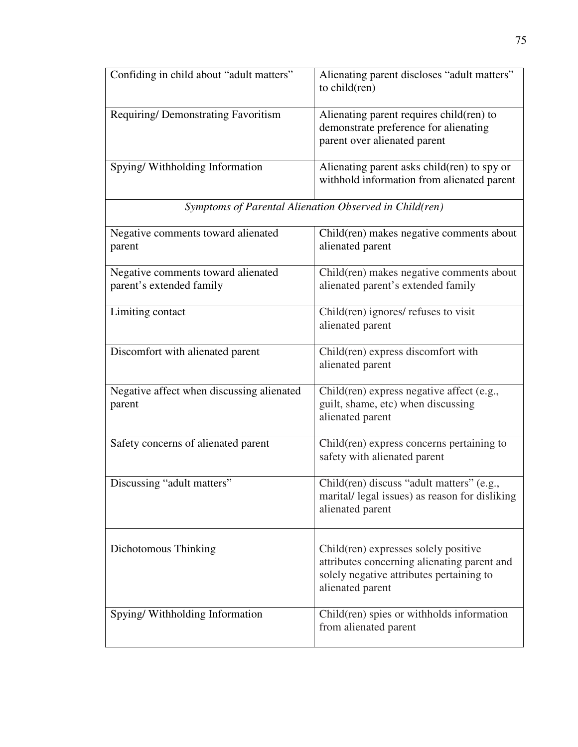| | |
|---|---|
| Confiding in child about "adult matters" | Alienating parent discloses "adult matters" to child(ren) |
| Requiring/ Demonstrating Favoritism | Alienating parent requires child(ren) to demonstrate preference for alienating parent over alienated parent |
| Spying/ Withholding Information | Alienating parent asks child(ren) to spy or withhold information from alienated parent |
| *Symptoms of Parental Alienation Observed in Child(ren)* | |
| Negative comments toward alienated parent | Child(ren) makes negative comments about alienated parent |
| Negative comments toward alienated parent's extended family | Child(ren) makes negative comments about alienated parent's extended family |
| Limiting contact | Child(ren) ignores/ refuses to visit alienated parent |
| Discomfort with alienated parent | Child(ren) express discomfort with alienated parent |
| Negative affect when discussing alienated parent | Child(ren) express negative affect (e.g., guilt, shame, etc) when discussing alienated parent |
| Safety concerns of alienated parent | Child(ren) express concerns pertaining to safety with alienated parent |
| Discussing "adult matters" | Child(ren) discuss "adult matters" (e.g., marital/ legal issues) as reason for disliking alienated parent |
| Dichotomous Thinking | Child(ren) expresses solely positive attributes concerning alienating parent and solely negative attributes pertaining to alienated parent |
| Spying/ Withholding Information | Child(ren) spies or withholds information from alienated parent |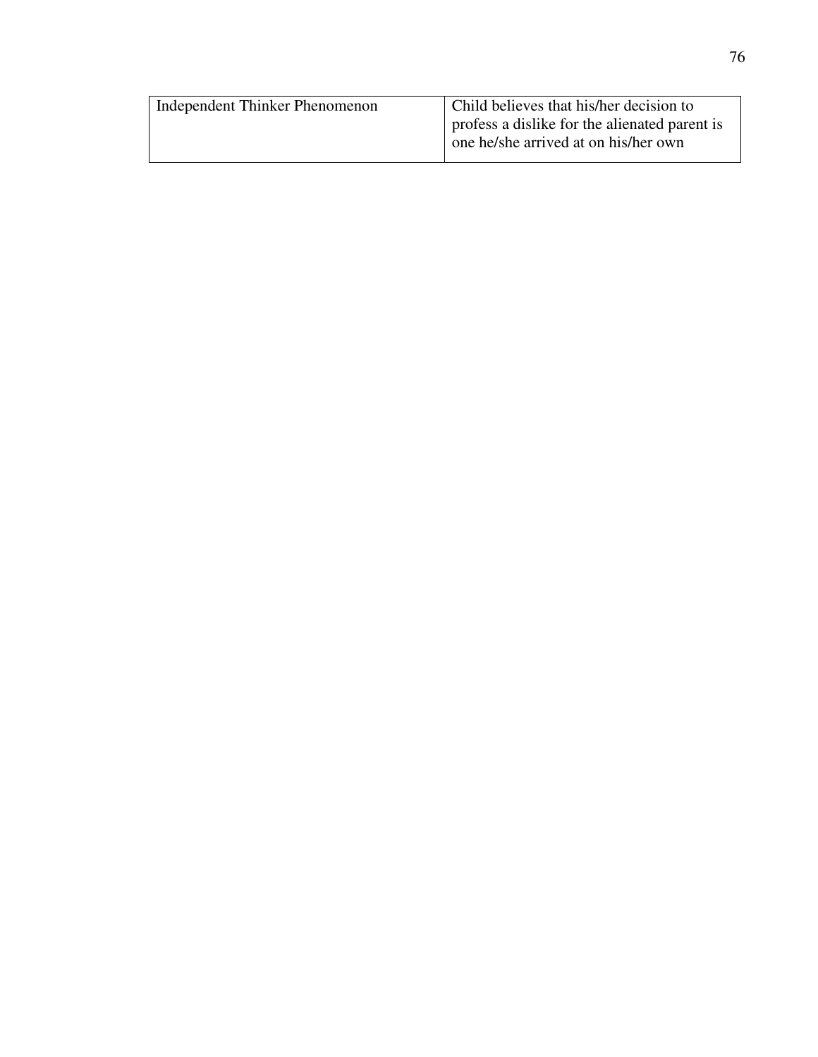| | |
|---|---|
| Independent Thinker Phenomenon | Child believes that his/her decision to profess a dislike for the alienated parent is one he/she arrived at on his/her own |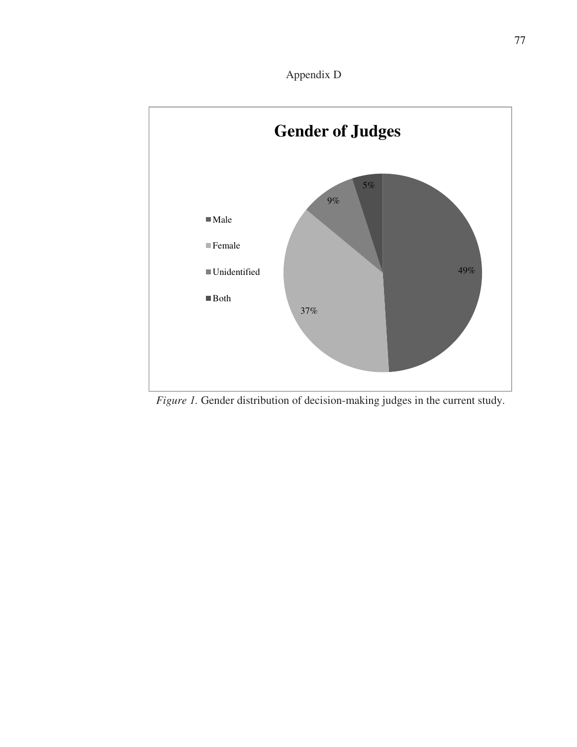Appendix D

Gender of Judges

Male

Female

Unidentified

Both

49%

37%

9%

5%

*Figure 1.* Gender distribution of decision-making judges in the current study.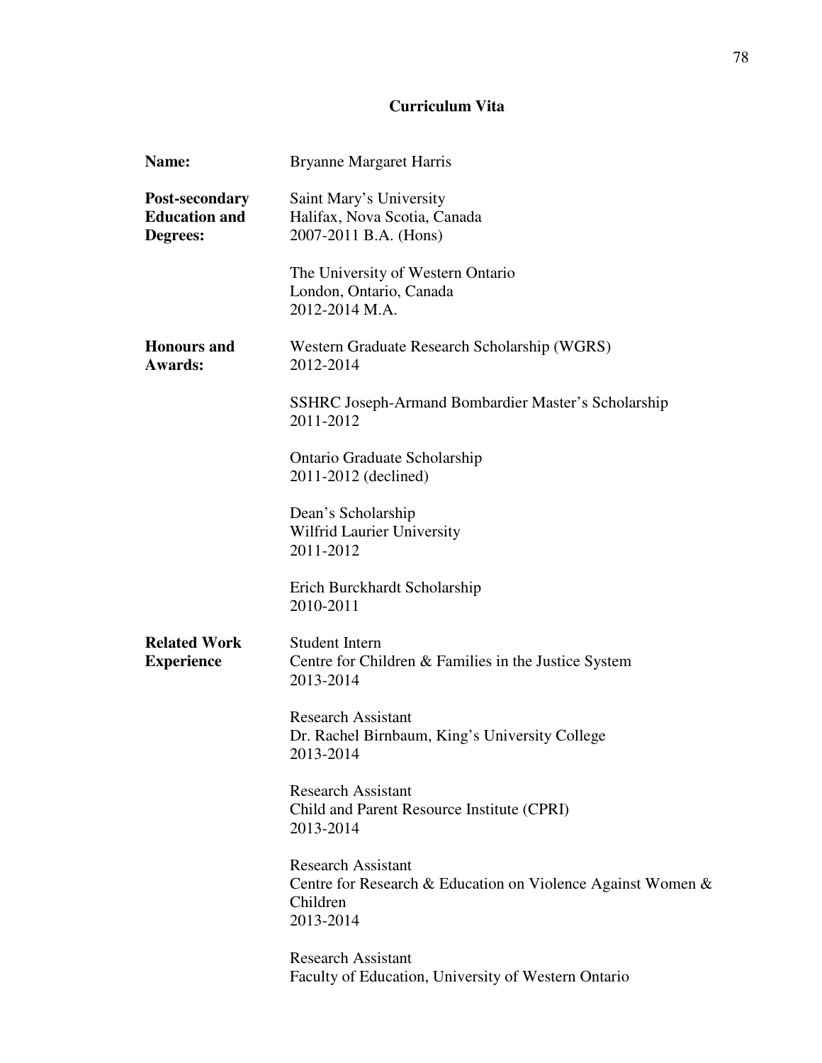# Curriculum Vita

| | |
|---|---|
| **Name:** | Bryanne Margaret Harris |
| **Post-secondary Education and Degrees:** | Saint Mary's University<br>Halifax, Nova Scotia, Canada<br>2007-2011 B.A. (Hons) |
| | The University of Western Ontario<br>London, Ontario, Canada<br>2012-2014 M.A. |
| **Honours and Awards:** | Western Graduate Research Scholarship (WGRS)<br>2012-2014 |
| | SSHRC Joseph-Armand Bombardier Master's Scholarship<br>2011-2012 |
| | Ontario Graduate Scholarship<br>2011-2012 (declined) |
| | Dean's Scholarship<br>Wilfrid Laurier University<br>2011-2012 |
| | Erich Burckhardt Scholarship<br>2010-2011 |
| **Related Work Experience** | Student Intern<br>Centre for Children & Families in the Justice System<br>2013-2014 |
| | Research Assistant<br>Dr. Rachel Birnbaum, King's University College<br>2013-2014 |
| | Research Assistant<br>Child and Parent Resource Institute (CPRI)<br>2013-2014 |
| | Research Assistant<br>Centre for Research & Education on Violence Against Women & Children<br>2013-2014 |
| | Research Assistant<br>Faculty of Education, University of Western Ontario |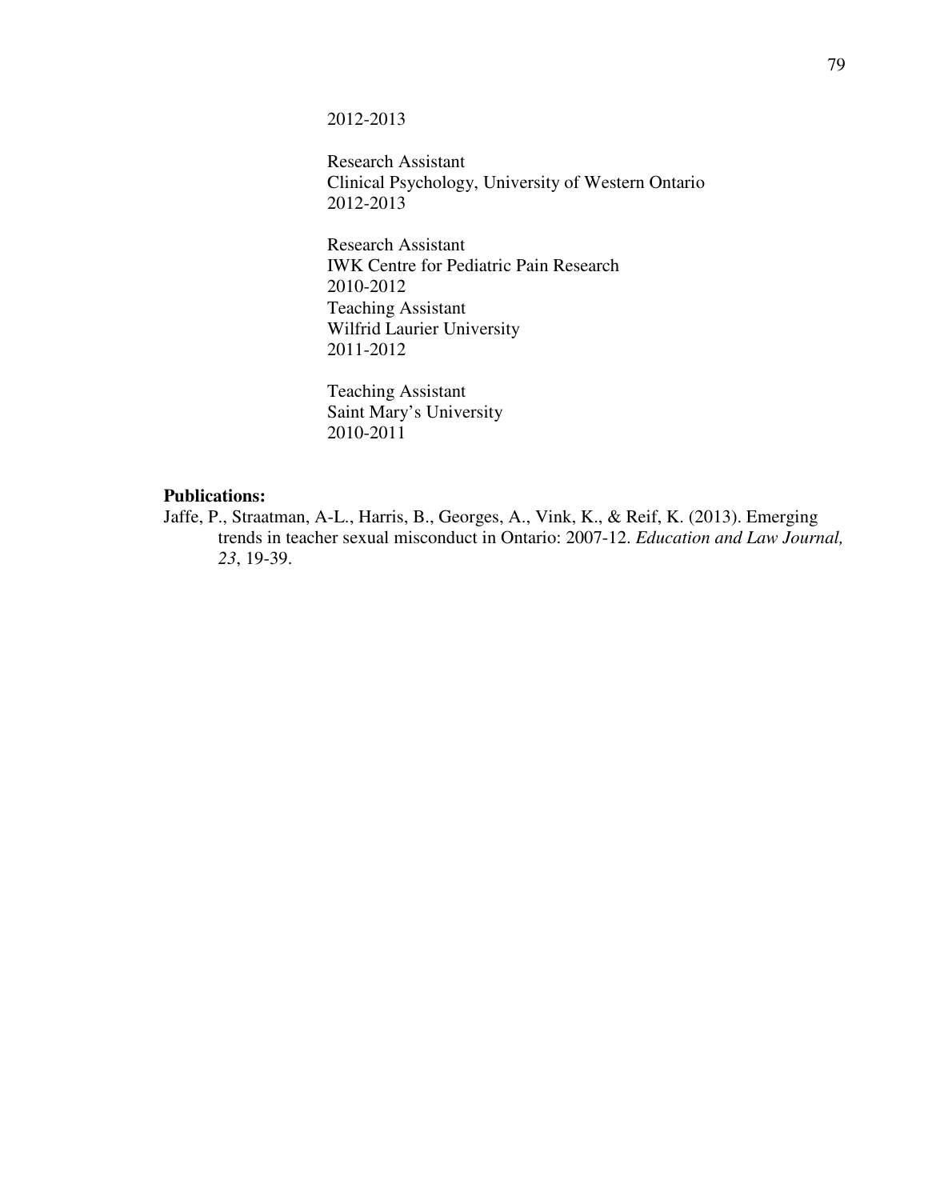2012-2013

Research Assistant
Clinical Psychology, University of Western Ontario
2012-2013

Research Assistant
IWK Centre for Pediatric Pain Research
2010-2012
Teaching Assistant
Wilfrid Laurier University
2011-2012

Teaching Assistant
Saint Mary's University
2010-2011

**Publications:**

Jaffe, P., Straatman, A-L., Harris, B., Georges, A., Vink, K., & Reif, K. (2013). Emerging trends in teacher sexual misconduct in Ontario: 2007-12. *Education and Law Journal, 23*, 19-39.